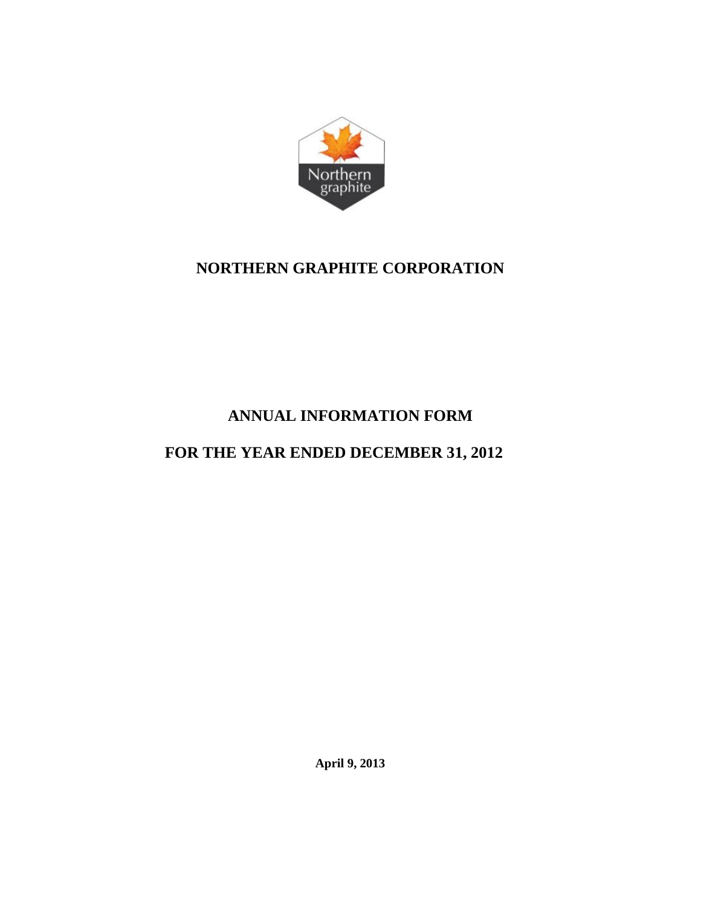# NORTHERN GRAPHITE CORPORATION

# ANNUAL INFORMATION FORM

# FOR THE YEAR ENDED DECEMBER 31, 2012

**April 9, 2013**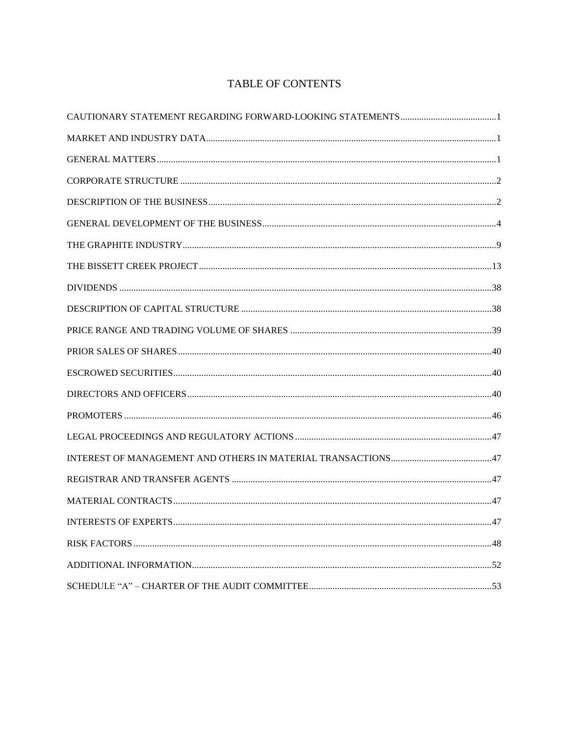# TABLE OF CONTENTS

| | |
|---|---|
| CAUTIONARY STATEMENT REGARDING FORWARD-LOOKING STATEMENTS | 1 |
| MARKET AND INDUSTRY DATA | 1 |
| GENERAL MATTERS | 1 |
| CORPORATE STRUCTURE | 2 |
| DESCRIPTION OF THE BUSINESS | 2 |
| GENERAL DEVELOPMENT OF THE BUSINESS | 4 |
| THE GRAPHITE INDUSTRY | 9 |
| THE BISSETT CREEK PROJECT | 13 |
| DIVIDENDS | 38 |
| DESCRIPTION OF CAPITAL STRUCTURE | 38 |
| PRICE RANGE AND TRADING VOLUME OF SHARES | 39 |
| PRIOR SALES OF SHARES | 40 |
| ESCROWED SECURITIES | 40 |
| DIRECTORS AND OFFICERS | 40 |
| PROMOTERS | 46 |
| LEGAL PROCEEDINGS AND REGULATORY ACTIONS | 47 |
| INTEREST OF MANAGEMENT AND OTHERS IN MATERIAL TRANSACTIONS | 47 |
| REGISTRAR AND TRANSFER AGENTS | 47 |
| MATERIAL CONTRACTS | 47 |
| INTERESTS OF EXPERTS | 47 |
| RISK FACTORS | 48 |
| ADDITIONAL INFORMATION | 52 |
| SCHEDULE "A" – CHARTER OF THE AUDIT COMMITTEE | 53 |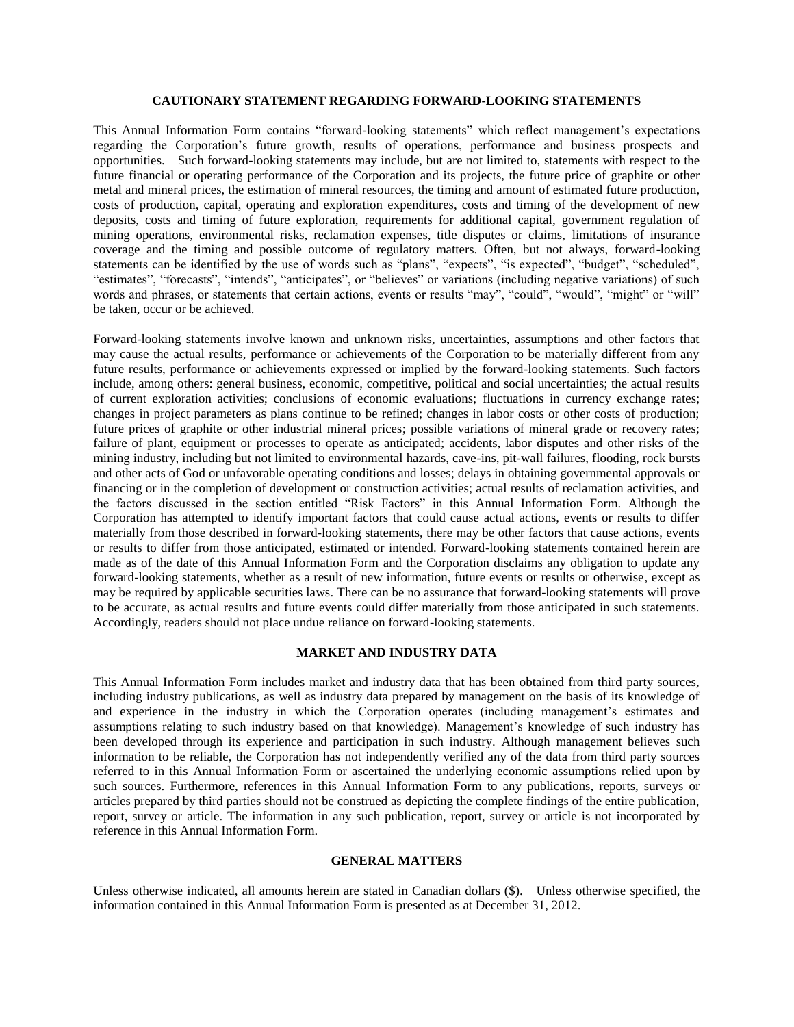## CAUTIONARY STATEMENT REGARDING FORWARD-LOOKING STATEMENTS

This Annual Information Form contains "forward-looking statements" which reflect management's expectations regarding the Corporation's future growth, results of operations, performance and business prospects and opportunities. Such forward-looking statements may include, but are not limited to, statements with respect to the future financial or operating performance of the Corporation and its projects, the future price of graphite or other metal and mineral prices, the estimation of mineral resources, the timing and amount of estimated future production, costs of production, capital, operating and exploration expenditures, costs and timing of the development of new deposits, costs and timing of future exploration, requirements for additional capital, government regulation of mining operations, environmental risks, reclamation expenses, title disputes or claims, limitations of insurance coverage and the timing and possible outcome of regulatory matters. Often, but not always, forward-looking statements can be identified by the use of words such as "plans", "expects", "is expected", "budget", "scheduled", "estimates", "forecasts", "intends", "anticipates", or "believes" or variations (including negative variations) of such words and phrases, or statements that certain actions, events or results "may", "could", "would", "might" or "will" be taken, occur or be achieved.

Forward-looking statements involve known and unknown risks, uncertainties, assumptions and other factors that may cause the actual results, performance or achievements of the Corporation to be materially different from any future results, performance or achievements expressed or implied by the forward-looking statements. Such factors include, among others: general business, economic, competitive, political and social uncertainties; the actual results of current exploration activities; conclusions of economic evaluations; fluctuations in currency exchange rates; changes in project parameters as plans continue to be refined; changes in labor costs or other costs of production; future prices of graphite or other industrial mineral prices; possible variations of mineral grade or recovery rates; failure of plant, equipment or processes to operate as anticipated; accidents, labor disputes and other risks of the mining industry, including but not limited to environmental hazards, cave-ins, pit-wall failures, flooding, rock bursts and other acts of God or unfavorable operating conditions and losses; delays in obtaining governmental approvals or financing or in the completion of development or construction activities; actual results of reclamation activities, and the factors discussed in the section entitled "Risk Factors" in this Annual Information Form. Although the Corporation has attempted to identify important factors that could cause actual actions, events or results to differ materially from those described in forward-looking statements, there may be other factors that cause actions, events or results to differ from those anticipated, estimated or intended. Forward-looking statements contained herein are made as of the date of this Annual Information Form and the Corporation disclaims any obligation to update any forward-looking statements, whether as a result of new information, future events or results or otherwise, except as may be required by applicable securities laws. There can be no assurance that forward-looking statements will prove to be accurate, as actual results and future events could differ materially from those anticipated in such statements. Accordingly, readers should not place undue reliance on forward-looking statements.

## MARKET AND INDUSTRY DATA

This Annual Information Form includes market and industry data that has been obtained from third party sources, including industry publications, as well as industry data prepared by management on the basis of its knowledge of and experience in the industry in which the Corporation operates (including management's estimates and assumptions relating to such industry based on that knowledge). Management's knowledge of such industry has been developed through its experience and participation in such industry. Although management believes such information to be reliable, the Corporation has not independently verified any of the data from third party sources referred to in this Annual Information Form or ascertained the underlying economic assumptions relied upon by such sources. Furthermore, references in this Annual Information Form to any publications, reports, surveys or articles prepared by third parties should not be construed as depicting the complete findings of the entire publication, report, survey or article. The information in any such publication, report, survey or article is not incorporated by reference in this Annual Information Form.

## GENERAL MATTERS

Unless otherwise indicated, all amounts herein are stated in Canadian dollars ($). Unless otherwise specified, the information contained in this Annual Information Form is presented as at December 31, 2012.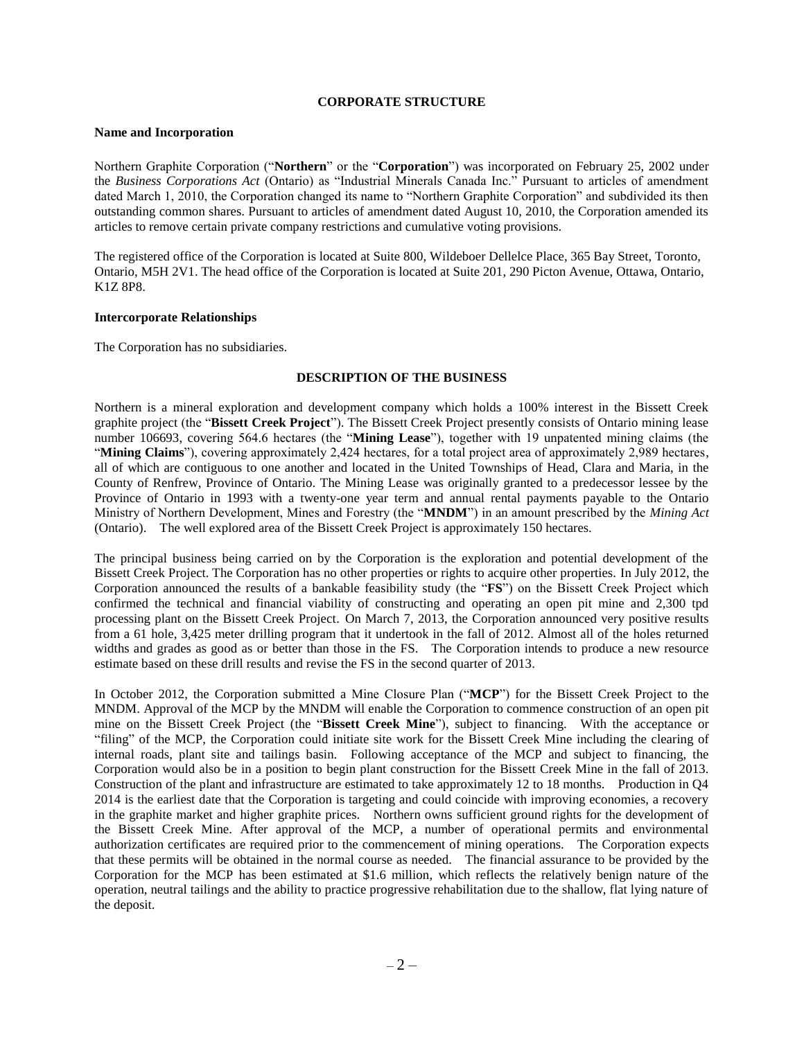## CORPORATE STRUCTURE

### Name and Incorporation

Northern Graphite Corporation ("**Northern**" or the "**Corporation**") was incorporated on February 25, 2002 under the *Business Corporations Act* (Ontario) as "Industrial Minerals Canada Inc." Pursuant to articles of amendment dated March 1, 2010, the Corporation changed its name to "Northern Graphite Corporation" and subdivided its then outstanding common shares. Pursuant to articles of amendment dated August 10, 2010, the Corporation amended its articles to remove certain private company restrictions and cumulative voting provisions.

The registered office of the Corporation is located at Suite 800, Wildeboer Dellelce Place, 365 Bay Street, Toronto, Ontario, M5H 2V1. The head office of the Corporation is located at Suite 201, 290 Picton Avenue, Ottawa, Ontario, K1Z 8P8.

### Intercorporate Relationships

The Corporation has no subsidiaries.

## DESCRIPTION OF THE BUSINESS

Northern is a mineral exploration and development company which holds a 100% interest in the Bissett Creek graphite project (the "**Bissett Creek Project**"). The Bissett Creek Project presently consists of Ontario mining lease number 106693, covering 564.6 hectares (the "**Mining Lease**"), together with 19 unpatented mining claims (the "**Mining Claims**"), covering approximately 2,424 hectares, for a total project area of approximately 2,989 hectares, all of which are contiguous to one another and located in the United Townships of Head, Clara and Maria, in the County of Renfrew, Province of Ontario. The Mining Lease was originally granted to a predecessor lessee by the Province of Ontario in 1993 with a twenty-one year term and annual rental payments payable to the Ontario Ministry of Northern Development, Mines and Forestry (the "**MNDM**") in an amount prescribed by the *Mining Act* (Ontario). The well explored area of the Bissett Creek Project is approximately 150 hectares.

The principal business being carried on by the Corporation is the exploration and potential development of the Bissett Creek Project. The Corporation has no other properties or rights to acquire other properties. In July 2012, the Corporation announced the results of a bankable feasibility study (the "**FS**") on the Bissett Creek Project which confirmed the technical and financial viability of constructing and operating an open pit mine and 2,300 tpd processing plant on the Bissett Creek Project. On March 7, 2013, the Corporation announced very positive results from a 61 hole, 3,425 meter drilling program that it undertook in the fall of 2012. Almost all of the holes returned widths and grades as good as or better than those in the FS. The Corporation intends to produce a new resource estimate based on these drill results and revise the FS in the second quarter of 2013.

In October 2012, the Corporation submitted a Mine Closure Plan ("**MCP**") for the Bissett Creek Project to the MNDM. Approval of the MCP by the MNDM will enable the Corporation to commence construction of an open pit mine on the Bissett Creek Project (the "**Bissett Creek Mine**"), subject to financing. With the acceptance or "filing" of the MCP, the Corporation could initiate site work for the Bissett Creek Mine including the clearing of internal roads, plant site and tailings basin. Following acceptance of the MCP and subject to financing, the Corporation would also be in a position to begin plant construction for the Bissett Creek Mine in the fall of 2013. Construction of the plant and infrastructure are estimated to take approximately 12 to 18 months. Production in Q4 2014 is the earliest date that the Corporation is targeting and could coincide with improving economies, a recovery in the graphite market and higher graphite prices. Northern owns sufficient ground rights for the development of the Bissett Creek Mine. After approval of the MCP, a number of operational permits and environmental authorization certificates are required prior to the commencement of mining operations. The Corporation expects that these permits will be obtained in the normal course as needed. The financial assurance to be provided by the Corporation for the MCP has been estimated at $1.6 million, which reflects the relatively benign nature of the operation, neutral tailings and the ability to practice progressive rehabilitation due to the shallow, flat lying nature of the deposit.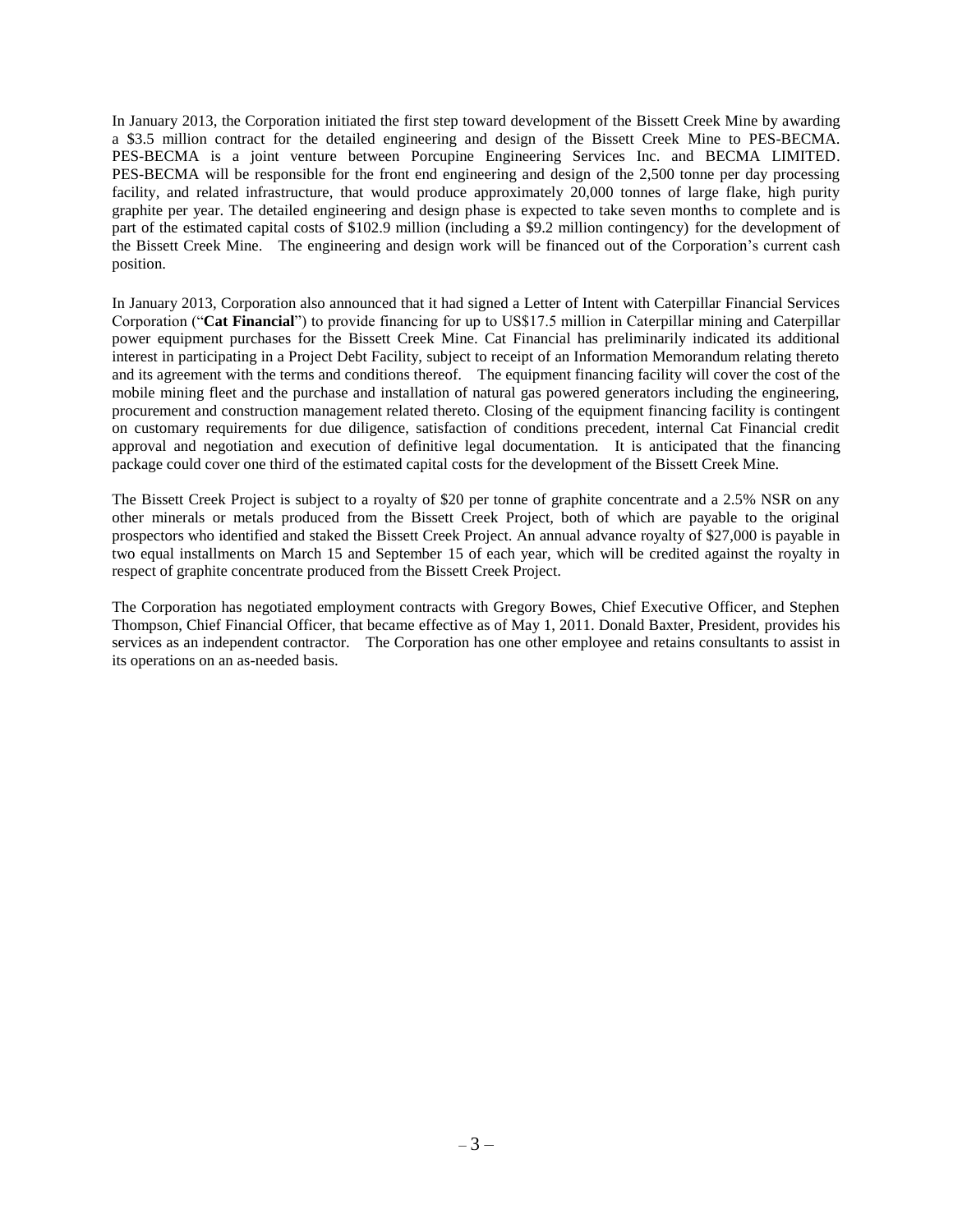In January 2013, the Corporation initiated the first step toward development of the Bissett Creek Mine by awarding a $3.5 million contract for the detailed engineering and design of the Bissett Creek Mine to PES-BECMA. PES-BECMA is a joint venture between Porcupine Engineering Services Inc. and BECMA LIMITED. PES-BECMA will be responsible for the front end engineering and design of the 2,500 tonne per day processing facility, and related infrastructure, that would produce approximately 20,000 tonnes of large flake, high purity graphite per year. The detailed engineering and design phase is expected to take seven months to complete and is part of the estimated capital costs of $102.9 million (including a $9.2 million contingency) for the development of the Bissett Creek Mine. The engineering and design work will be financed out of the Corporation's current cash position.

In January 2013, Corporation also announced that it had signed a Letter of Intent with Caterpillar Financial Services Corporation ("**Cat Financial**") to provide financing for up to US$17.5 million in Caterpillar mining and Caterpillar power equipment purchases for the Bissett Creek Mine. Cat Financial has preliminarily indicated its additional interest in participating in a Project Debt Facility, subject to receipt of an Information Memorandum relating thereto and its agreement with the terms and conditions thereof. The equipment financing facility will cover the cost of the mobile mining fleet and the purchase and installation of natural gas powered generators including the engineering, procurement and construction management related thereto. Closing of the equipment financing facility is contingent on customary requirements for due diligence, satisfaction of conditions precedent, internal Cat Financial credit approval and negotiation and execution of definitive legal documentation. It is anticipated that the financing package could cover one third of the estimated capital costs for the development of the Bissett Creek Mine.

The Bissett Creek Project is subject to a royalty of $20 per tonne of graphite concentrate and a 2.5% NSR on any other minerals or metals produced from the Bissett Creek Project, both of which are payable to the original prospectors who identified and staked the Bissett Creek Project. An annual advance royalty of $27,000 is payable in two equal installments on March 15 and September 15 of each year, which will be credited against the royalty in respect of graphite concentrate produced from the Bissett Creek Project.

The Corporation has negotiated employment contracts with Gregory Bowes, Chief Executive Officer, and Stephen Thompson, Chief Financial Officer, that became effective as of May 1, 2011. Donald Baxter, President, provides his services as an independent contractor. The Corporation has one other employee and retains consultants to assist in its operations on an as-needed basis.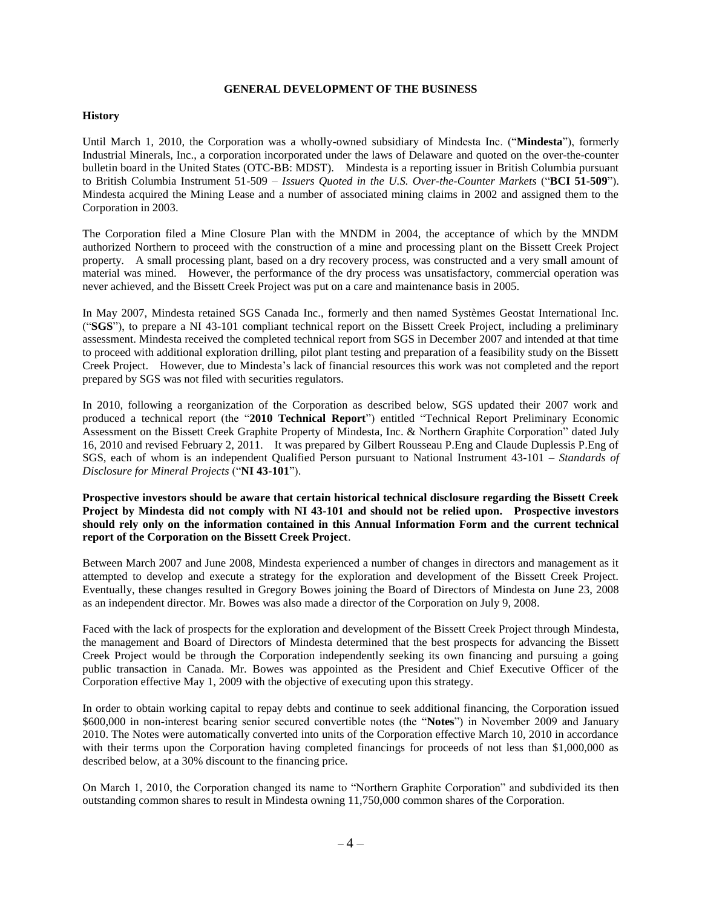## GENERAL DEVELOPMENT OF THE BUSINESS

### History

Until March 1, 2010, the Corporation was a wholly-owned subsidiary of Mindesta Inc. ("**Mindesta**"), formerly Industrial Minerals, Inc., a corporation incorporated under the laws of Delaware and quoted on the over-the-counter bulletin board in the United States (OTC-BB: MDST). Mindesta is a reporting issuer in British Columbia pursuant to British Columbia Instrument 51-509 – *Issuers Quoted in the U.S. Over-the-Counter Markets* ("**BCI 51-509**"). Mindesta acquired the Mining Lease and a number of associated mining claims in 2002 and assigned them to the Corporation in 2003.

The Corporation filed a Mine Closure Plan with the MNDM in 2004, the acceptance of which by the MNDM authorized Northern to proceed with the construction of a mine and processing plant on the Bissett Creek Project property. A small processing plant, based on a dry recovery process, was constructed and a very small amount of material was mined. However, the performance of the dry process was unsatisfactory, commercial operation was never achieved, and the Bissett Creek Project was put on a care and maintenance basis in 2005.

In May 2007, Mindesta retained SGS Canada Inc., formerly and then named Systèmes Geostat International Inc. ("**SGS**"), to prepare a NI 43-101 compliant technical report on the Bissett Creek Project, including a preliminary assessment. Mindesta received the completed technical report from SGS in December 2007 and intended at that time to proceed with additional exploration drilling, pilot plant testing and preparation of a feasibility study on the Bissett Creek Project. However, due to Mindesta's lack of financial resources this work was not completed and the report prepared by SGS was not filed with securities regulators.

In 2010, following a reorganization of the Corporation as described below, SGS updated their 2007 work and produced a technical report (the "**2010 Technical Report**") entitled "Technical Report Preliminary Economic Assessment on the Bissett Creek Graphite Property of Mindesta, Inc. & Northern Graphite Corporation" dated July 16, 2010 and revised February 2, 2011. It was prepared by Gilbert Rousseau P.Eng and Claude Duplessis P.Eng of SGS, each of whom is an independent Qualified Person pursuant to National Instrument 43-101 – *Standards of Disclosure for Mineral Projects* ("**NI 43-101**").

**Prospective investors should be aware that certain historical technical disclosure regarding the Bissett Creek Project by Mindesta did not comply with NI 43-101 and should not be relied upon. Prospective investors should rely only on the information contained in this Annual Information Form and the current technical report of the Corporation on the Bissett Creek Project**.

Between March 2007 and June 2008, Mindesta experienced a number of changes in directors and management as it attempted to develop and execute a strategy for the exploration and development of the Bissett Creek Project. Eventually, these changes resulted in Gregory Bowes joining the Board of Directors of Mindesta on June 23, 2008 as an independent director. Mr. Bowes was also made a director of the Corporation on July 9, 2008.

Faced with the lack of prospects for the exploration and development of the Bissett Creek Project through Mindesta, the management and Board of Directors of Mindesta determined that the best prospects for advancing the Bissett Creek Project would be through the Corporation independently seeking its own financing and pursuing a going public transaction in Canada. Mr. Bowes was appointed as the President and Chief Executive Officer of the Corporation effective May 1, 2009 with the objective of executing upon this strategy.

In order to obtain working capital to repay debts and continue to seek additional financing, the Corporation issued \$600,000 in non-interest bearing senior secured convertible notes (the "**Notes**") in November 2009 and January 2010. The Notes were automatically converted into units of the Corporation effective March 10, 2010 in accordance with their terms upon the Corporation having completed financings for proceeds of not less than \$1,000,000 as described below, at a 30% discount to the financing price.

On March 1, 2010, the Corporation changed its name to "Northern Graphite Corporation" and subdivided its then outstanding common shares to result in Mindesta owning 11,750,000 common shares of the Corporation.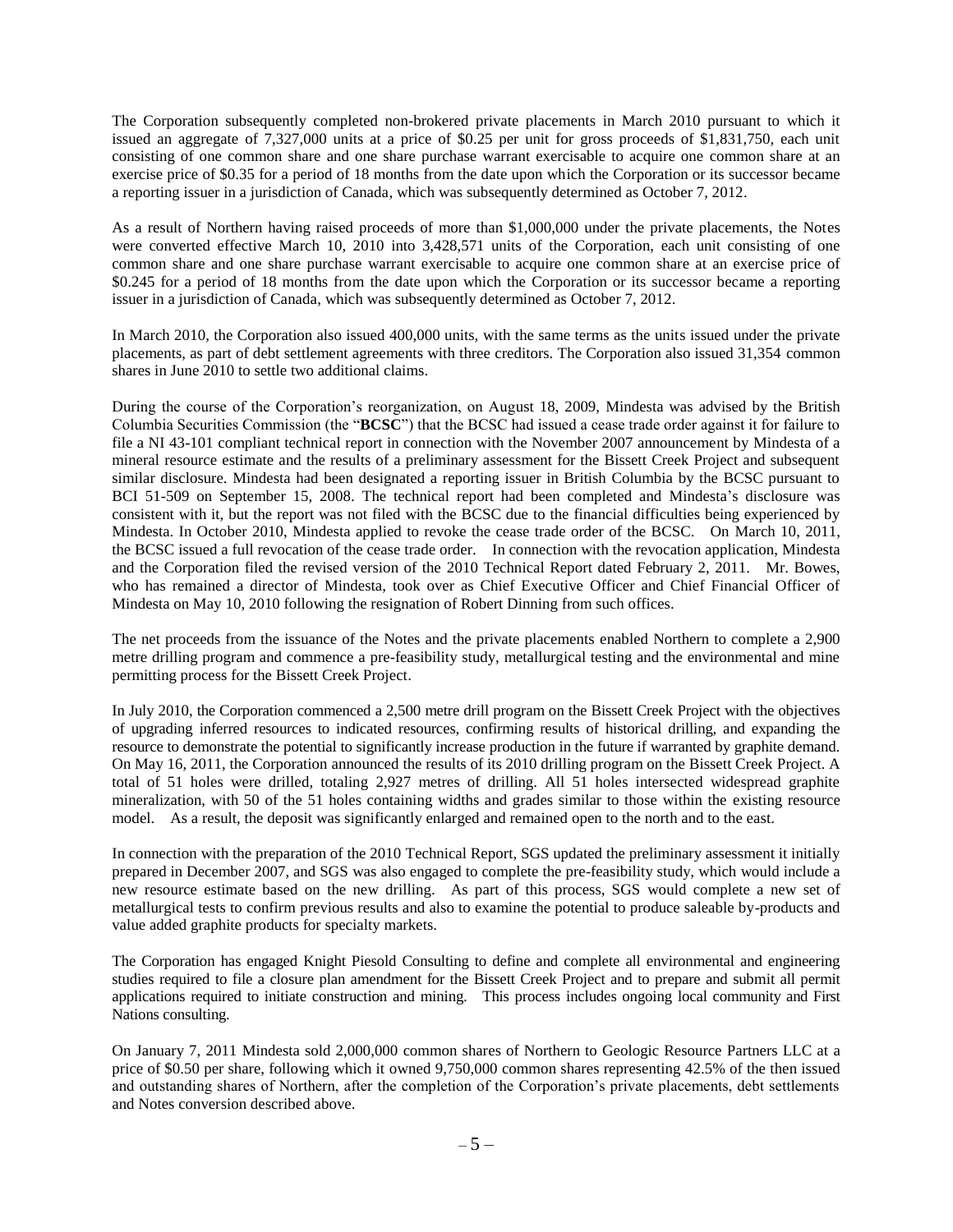The Corporation subsequently completed non-brokered private placements in March 2010 pursuant to which it issued an aggregate of 7,327,000 units at a price of $0.25 per unit for gross proceeds of $1,831,750, each unit consisting of one common share and one share purchase warrant exercisable to acquire one common share at an exercise price of $0.35 for a period of 18 months from the date upon which the Corporation or its successor became a reporting issuer in a jurisdiction of Canada, which was subsequently determined as October 7, 2012.

As a result of Northern having raised proceeds of more than $1,000,000 under the private placements, the Notes were converted effective March 10, 2010 into 3,428,571 units of the Corporation, each unit consisting of one common share and one share purchase warrant exercisable to acquire one common share at an exercise price of $0.245 for a period of 18 months from the date upon which the Corporation or its successor became a reporting issuer in a jurisdiction of Canada, which was subsequently determined as October 7, 2012.

In March 2010, the Corporation also issued 400,000 units, with the same terms as the units issued under the private placements, as part of debt settlement agreements with three creditors. The Corporation also issued 31,354 common shares in June 2010 to settle two additional claims.

During the course of the Corporation's reorganization, on August 18, 2009, Mindesta was advised by the British Columbia Securities Commission (the "**BCSC**") that the BCSC had issued a cease trade order against it for failure to file a NI 43-101 compliant technical report in connection with the November 2007 announcement by Mindesta of a mineral resource estimate and the results of a preliminary assessment for the Bissett Creek Project and subsequent similar disclosure. Mindesta had been designated a reporting issuer in British Columbia by the BCSC pursuant to BCI 51-509 on September 15, 2008. The technical report had been completed and Mindesta's disclosure was consistent with it, but the report was not filed with the BCSC due to the financial difficulties being experienced by Mindesta. In October 2010, Mindesta applied to revoke the cease trade order of the BCSC. On March 10, 2011, the BCSC issued a full revocation of the cease trade order. In connection with the revocation application, Mindesta and the Corporation filed the revised version of the 2010 Technical Report dated February 2, 2011. Mr. Bowes, who has remained a director of Mindesta, took over as Chief Executive Officer and Chief Financial Officer of Mindesta on May 10, 2010 following the resignation of Robert Dinning from such offices.

The net proceeds from the issuance of the Notes and the private placements enabled Northern to complete a 2,900 metre drilling program and commence a pre-feasibility study, metallurgical testing and the environmental and mine permitting process for the Bissett Creek Project.

In July 2010, the Corporation commenced a 2,500 metre drill program on the Bissett Creek Project with the objectives of upgrading inferred resources to indicated resources, confirming results of historical drilling, and expanding the resource to demonstrate the potential to significantly increase production in the future if warranted by graphite demand. On May 16, 2011, the Corporation announced the results of its 2010 drilling program on the Bissett Creek Project. A total of 51 holes were drilled, totaling 2,927 metres of drilling. All 51 holes intersected widespread graphite mineralization, with 50 of the 51 holes containing widths and grades similar to those within the existing resource model. As a result, the deposit was significantly enlarged and remained open to the north and to the east.

In connection with the preparation of the 2010 Technical Report, SGS updated the preliminary assessment it initially prepared in December 2007, and SGS was also engaged to complete the pre-feasibility study, which would include a new resource estimate based on the new drilling. As part of this process, SGS would complete a new set of metallurgical tests to confirm previous results and also to examine the potential to produce saleable by-products and value added graphite products for specialty markets.

The Corporation has engaged Knight Piesold Consulting to define and complete all environmental and engineering studies required to file a closure plan amendment for the Bissett Creek Project and to prepare and submit all permit applications required to initiate construction and mining. This process includes ongoing local community and First Nations consulting.

On January 7, 2011 Mindesta sold 2,000,000 common shares of Northern to Geologic Resource Partners LLC at a price of $0.50 per share, following which it owned 9,750,000 common shares representing 42.5% of the then issued and outstanding shares of Northern, after the completion of the Corporation's private placements, debt settlements and Notes conversion described above.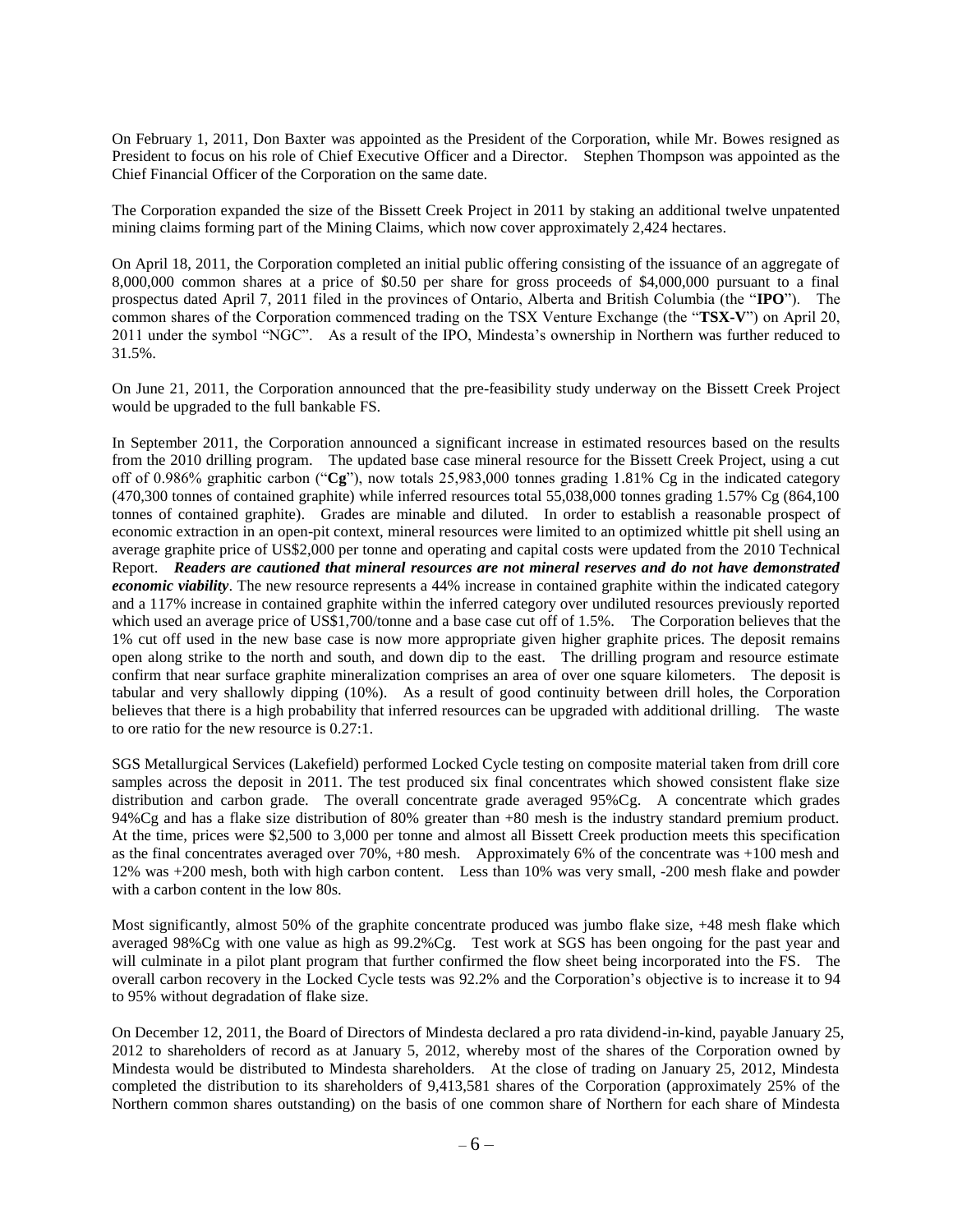On February 1, 2011, Don Baxter was appointed as the President of the Corporation, while Mr. Bowes resigned as President to focus on his role of Chief Executive Officer and a Director. Stephen Thompson was appointed as the Chief Financial Officer of the Corporation on the same date.

The Corporation expanded the size of the Bissett Creek Project in 2011 by staking an additional twelve unpatented mining claims forming part of the Mining Claims, which now cover approximately 2,424 hectares.

On April 18, 2011, the Corporation completed an initial public offering consisting of the issuance of an aggregate of 8,000,000 common shares at a price of $0.50 per share for gross proceeds of $4,000,000 pursuant to a final prospectus dated April 7, 2011 filed in the provinces of Ontario, Alberta and British Columbia (the "**IPO**"). The common shares of the Corporation commenced trading on the TSX Venture Exchange (the "**TSX-V**") on April 20, 2011 under the symbol "NGC". As a result of the IPO, Mindesta's ownership in Northern was further reduced to 31.5%.

On June 21, 2011, the Corporation announced that the pre-feasibility study underway on the Bissett Creek Project would be upgraded to the full bankable FS.

In September 2011, the Corporation announced a significant increase in estimated resources based on the results from the 2010 drilling program. The updated base case mineral resource for the Bissett Creek Project, using a cut off of 0.986% graphitic carbon ("**Cg**"), now totals 25,983,000 tonnes grading 1.81% Cg in the indicated category (470,300 tonnes of contained graphite) while inferred resources total 55,038,000 tonnes grading 1.57% Cg (864,100 tonnes of contained graphite). Grades are minable and diluted. In order to establish a reasonable prospect of economic extraction in an open-pit context, mineral resources were limited to an optimized whittle pit shell using an average graphite price of US$2,000 per tonne and operating and capital costs were updated from the 2010 Technical Report. ***Readers are cautioned that mineral resources are not mineral reserves and do not have demonstrated economic viability***. The new resource represents a 44% increase in contained graphite within the indicated category and a 117% increase in contained graphite within the inferred category over undiluted resources previously reported which used an average price of US$1,700/tonne and a base case cut off of 1.5%. The Corporation believes that the 1% cut off used in the new base case is now more appropriate given higher graphite prices. The deposit remains open along strike to the north and south, and down dip to the east. The drilling program and resource estimate confirm that near surface graphite mineralization comprises an area of over one square kilometers. The deposit is tabular and very shallowly dipping (10%). As a result of good continuity between drill holes, the Corporation believes that there is a high probability that inferred resources can be upgraded with additional drilling. The waste to ore ratio for the new resource is 0.27:1.

SGS Metallurgical Services (Lakefield) performed Locked Cycle testing on composite material taken from drill core samples across the deposit in 2011. The test produced six final concentrates which showed consistent flake size distribution and carbon grade. The overall concentrate grade averaged 95%Cg. A concentrate which grades 94%Cg and has a flake size distribution of 80% greater than +80 mesh is the industry standard premium product. At the time, prices were $2,500 to 3,000 per tonne and almost all Bissett Creek production meets this specification as the final concentrates averaged over 70%, +80 mesh. Approximately 6% of the concentrate was +100 mesh and 12% was +200 mesh, both with high carbon content. Less than 10% was very small, -200 mesh flake and powder with a carbon content in the low 80s.

Most significantly, almost 50% of the graphite concentrate produced was jumbo flake size, +48 mesh flake which averaged 98%Cg with one value as high as 99.2%Cg. Test work at SGS has been ongoing for the past year and will culminate in a pilot plant program that further confirmed the flow sheet being incorporated into the FS. The overall carbon recovery in the Locked Cycle tests was 92.2% and the Corporation's objective is to increase it to 94 to 95% without degradation of flake size.

On December 12, 2011, the Board of Directors of Mindesta declared a pro rata dividend-in-kind, payable January 25, 2012 to shareholders of record as at January 5, 2012, whereby most of the shares of the Corporation owned by Mindesta would be distributed to Mindesta shareholders. At the close of trading on January 25, 2012, Mindesta completed the distribution to its shareholders of 9,413,581 shares of the Corporation (approximately 25% of the Northern common shares outstanding) on the basis of one common share of Northern for each share of Mindesta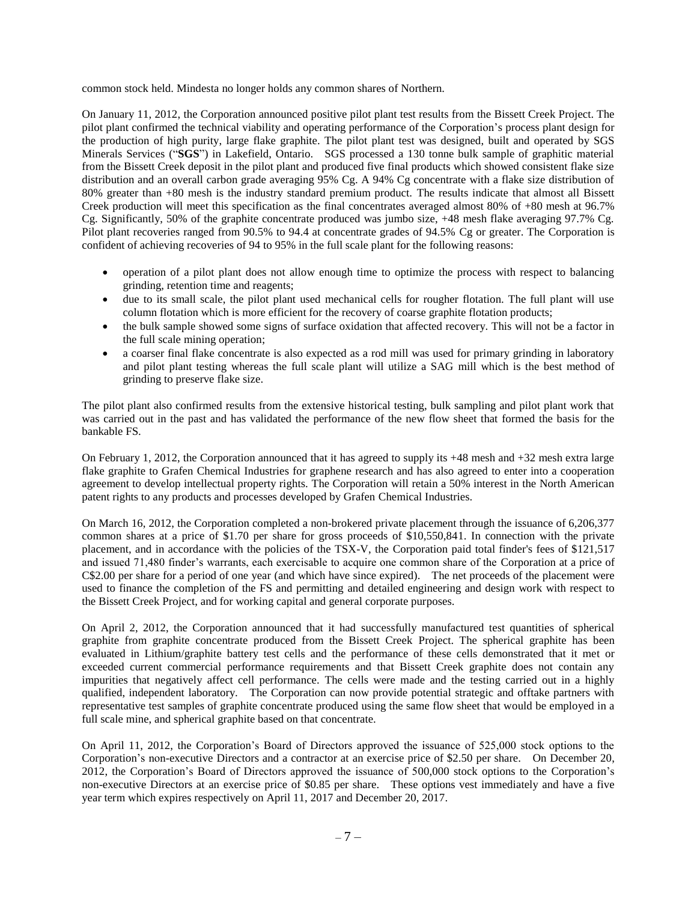common stock held. Mindesta no longer holds any common shares of Northern.

On January 11, 2012, the Corporation announced positive pilot plant test results from the Bissett Creek Project. The pilot plant confirmed the technical viability and operating performance of the Corporation's process plant design for the production of high purity, large flake graphite. The pilot plant test was designed, built and operated by SGS Minerals Services ("**SGS**") in Lakefield, Ontario. SGS processed a 130 tonne bulk sample of graphitic material from the Bissett Creek deposit in the pilot plant and produced five final products which showed consistent flake size distribution and an overall carbon grade averaging 95% Cg. A 94% Cg concentrate with a flake size distribution of 80% greater than +80 mesh is the industry standard premium product. The results indicate that almost all Bissett Creek production will meet this specification as the final concentrates averaged almost 80% of +80 mesh at 96.7% Cg. Significantly, 50% of the graphite concentrate produced was jumbo size, +48 mesh flake averaging 97.7% Cg. Pilot plant recoveries ranged from 90.5% to 94.4 at concentrate grades of 94.5% Cg or greater. The Corporation is confident of achieving recoveries of 94 to 95% in the full scale plant for the following reasons:

- operation of a pilot plant does not allow enough time to optimize the process with respect to balancing grinding, retention time and reagents;
- due to its small scale, the pilot plant used mechanical cells for rougher flotation. The full plant will use column flotation which is more efficient for the recovery of coarse graphite flotation products;
- the bulk sample showed some signs of surface oxidation that affected recovery. This will not be a factor in the full scale mining operation;
- a coarser final flake concentrate is also expected as a rod mill was used for primary grinding in laboratory and pilot plant testing whereas the full scale plant will utilize a SAG mill which is the best method of grinding to preserve flake size.

The pilot plant also confirmed results from the extensive historical testing, bulk sampling and pilot plant work that was carried out in the past and has validated the performance of the new flow sheet that formed the basis for the bankable FS.

On February 1, 2012, the Corporation announced that it has agreed to supply its +48 mesh and +32 mesh extra large flake graphite to Grafen Chemical Industries for graphene research and has also agreed to enter into a cooperation agreement to develop intellectual property rights. The Corporation will retain a 50% interest in the North American patent rights to any products and processes developed by Grafen Chemical Industries.

On March 16, 2012, the Corporation completed a non-brokered private placement through the issuance of 6,206,377 common shares at a price of $1.70 per share for gross proceeds of $10,550,841. In connection with the private placement, and in accordance with the policies of the TSX-V, the Corporation paid total finder's fees of $121,517 and issued 71,480 finder's warrants, each exercisable to acquire one common share of the Corporation at a price of C$2.00 per share for a period of one year (and which have since expired). The net proceeds of the placement were used to finance the completion of the FS and permitting and detailed engineering and design work with respect to the Bissett Creek Project, and for working capital and general corporate purposes.

On April 2, 2012, the Corporation announced that it had successfully manufactured test quantities of spherical graphite from graphite concentrate produced from the Bissett Creek Project. The spherical graphite has been evaluated in Lithium/graphite battery test cells and the performance of these cells demonstrated that it met or exceeded current commercial performance requirements and that Bissett Creek graphite does not contain any impurities that negatively affect cell performance. The cells were made and the testing carried out in a highly qualified, independent laboratory. The Corporation can now provide potential strategic and offtake partners with representative test samples of graphite concentrate produced using the same flow sheet that would be employed in a full scale mine, and spherical graphite based on that concentrate.

On April 11, 2012, the Corporation's Board of Directors approved the issuance of 525,000 stock options to the Corporation's non-executive Directors and a contractor at an exercise price of $2.50 per share. On December 20, 2012, the Corporation's Board of Directors approved the issuance of 500,000 stock options to the Corporation's non-executive Directors at an exercise price of $0.85 per share. These options vest immediately and have a five year term which expires respectively on April 11, 2017 and December 20, 2017.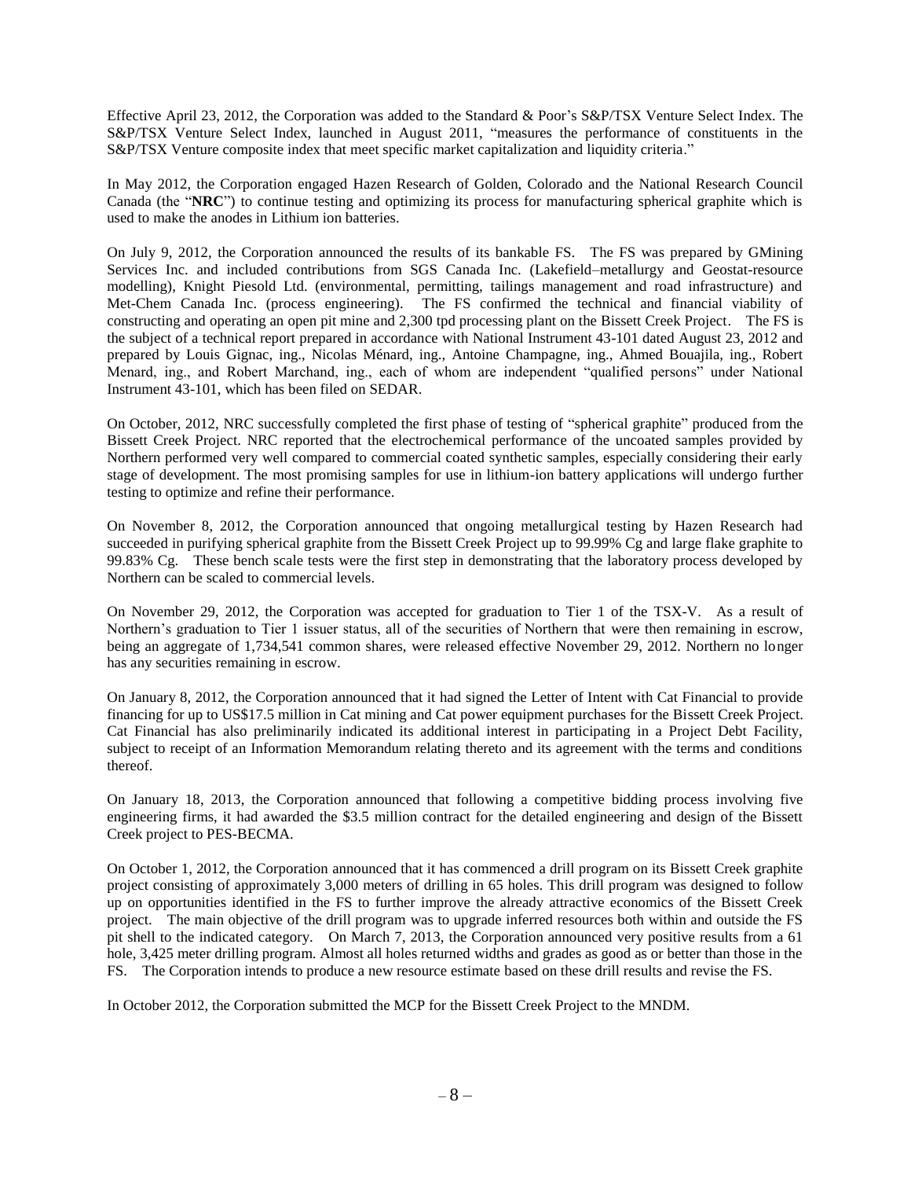Effective April 23, 2012, the Corporation was added to the Standard & Poor's S&P/TSX Venture Select Index. The S&P/TSX Venture Select Index, launched in August 2011, "measures the performance of constituents in the S&P/TSX Venture composite index that meet specific market capitalization and liquidity criteria."

In May 2012, the Corporation engaged Hazen Research of Golden, Colorado and the National Research Council Canada (the "**NRC**") to continue testing and optimizing its process for manufacturing spherical graphite which is used to make the anodes in Lithium ion batteries.

On July 9, 2012, the Corporation announced the results of its bankable FS. The FS was prepared by GMining Services Inc. and included contributions from SGS Canada Inc. (Lakefield–metallurgy and Geostat-resource modelling), Knight Piesold Ltd. (environmental, permitting, tailings management and road infrastructure) and Met-Chem Canada Inc. (process engineering). The FS confirmed the technical and financial viability of constructing and operating an open pit mine and 2,300 tpd processing plant on the Bissett Creek Project. The FS is the subject of a technical report prepared in accordance with National Instrument 43-101 dated August 23, 2012 and prepared by Louis Gignac, ing., Nicolas Ménard, ing., Antoine Champagne, ing., Ahmed Bouajila, ing., Robert Menard, ing., and Robert Marchand, ing., each of whom are independent "qualified persons" under National Instrument 43-101, which has been filed on SEDAR.

On October, 2012, NRC successfully completed the first phase of testing of "spherical graphite" produced from the Bissett Creek Project. NRC reported that the electrochemical performance of the uncoated samples provided by Northern performed very well compared to commercial coated synthetic samples, especially considering their early stage of development. The most promising samples for use in lithium-ion battery applications will undergo further testing to optimize and refine their performance.

On November 8, 2012, the Corporation announced that ongoing metallurgical testing by Hazen Research had succeeded in purifying spherical graphite from the Bissett Creek Project up to 99.99% Cg and large flake graphite to 99.83% Cg. These bench scale tests were the first step in demonstrating that the laboratory process developed by Northern can be scaled to commercial levels.

On November 29, 2012, the Corporation was accepted for graduation to Tier 1 of the TSX-V. As a result of Northern's graduation to Tier 1 issuer status, all of the securities of Northern that were then remaining in escrow, being an aggregate of 1,734,541 common shares, were released effective November 29, 2012. Northern no longer has any securities remaining in escrow.

On January 8, 2012, the Corporation announced that it had signed the Letter of Intent with Cat Financial to provide financing for up to US$17.5 million in Cat mining and Cat power equipment purchases for the Bissett Creek Project. Cat Financial has also preliminarily indicated its additional interest in participating in a Project Debt Facility, subject to receipt of an Information Memorandum relating thereto and its agreement with the terms and conditions thereof.

On January 18, 2013, the Corporation announced that following a competitive bidding process involving five engineering firms, it had awarded the $3.5 million contract for the detailed engineering and design of the Bissett Creek project to PES-BECMA.

On October 1, 2012, the Corporation announced that it has commenced a drill program on its Bissett Creek graphite project consisting of approximately 3,000 meters of drilling in 65 holes. This drill program was designed to follow up on opportunities identified in the FS to further improve the already attractive economics of the Bissett Creek project. The main objective of the drill program was to upgrade inferred resources both within and outside the FS pit shell to the indicated category. On March 7, 2013, the Corporation announced very positive results from a 61 hole, 3,425 meter drilling program. Almost all holes returned widths and grades as good as or better than those in the FS. The Corporation intends to produce a new resource estimate based on these drill results and revise the FS.

In October 2012, the Corporation submitted the MCP for the Bissett Creek Project to the MNDM.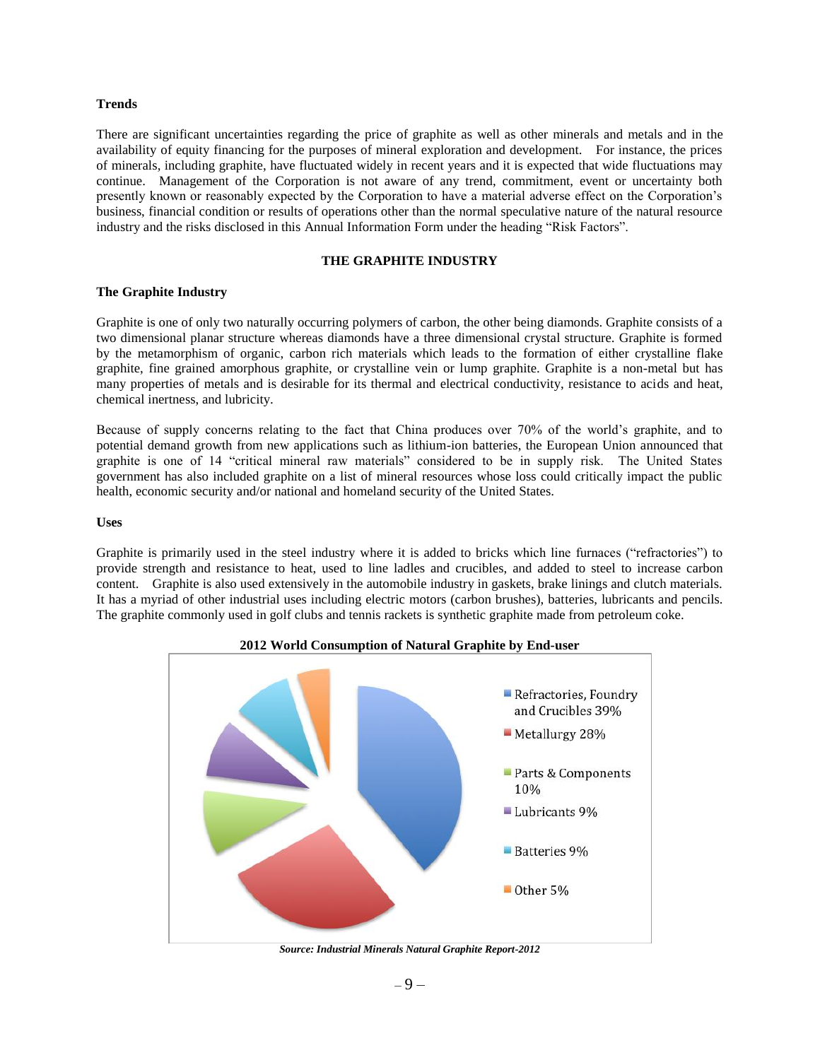**Trends**

There are significant uncertainties regarding the price of graphite as well as other minerals and metals and in the availability of equity financing for the purposes of mineral exploration and development. For instance, the prices of minerals, including graphite, have fluctuated widely in recent years and it is expected that wide fluctuations may continue. Management of the Corporation is not aware of any trend, commitment, event or uncertainty both presently known or reasonably expected by the Corporation to have a material adverse effect on the Corporation's business, financial condition or results of operations other than the normal speculative nature of the natural resource industry and the risks disclosed in this Annual Information Form under the heading "Risk Factors".

## THE GRAPHITE INDUSTRY

**The Graphite Industry**

Graphite is one of only two naturally occurring polymers of carbon, the other being diamonds. Graphite consists of a two dimensional planar structure whereas diamonds have a three dimensional crystal structure. Graphite is formed by the metamorphism of organic, carbon rich materials which leads to the formation of either crystalline flake graphite, fine grained amorphous graphite, or crystalline vein or lump graphite. Graphite is a non-metal but has many properties of metals and is desirable for its thermal and electrical conductivity, resistance to acids and heat, chemical inertness, and lubricity.

Because of supply concerns relating to the fact that China produces over 70% of the world's graphite, and to potential demand growth from new applications such as lithium-ion batteries, the European Union announced that graphite is one of 14 "critical mineral raw materials" considered to be in supply risk. The United States government has also included graphite on a list of mineral resources whose loss could critically impact the public health, economic security and/or national and homeland security of the United States.

**Uses**

Graphite is primarily used in the steel industry where it is added to bricks which line furnaces ("refractories") to provide strength and resistance to heat, used to line ladles and crucibles, and added to steel to increase carbon content. Graphite is also used extensively in the automobile industry in gaskets, brake linings and clutch materials. It has a myriad of other industrial uses including electric motors (carbon brushes), batteries, lubricants and pencils. The graphite commonly used in golf clubs and tennis rackets is synthetic graphite made from petroleum coke.

**2012 World Consumption of Natural Graphite by End-user**

| End-user | Share |
| --- | --- |
| Refractories, Foundry and Crucibles | 39% |
| Metallurgy | 28% |
| Parts & Components | 10% |
| Lubricants | 9% |
| Batteries | 9% |
| Other | 5% |

***Source: Industrial Minerals Natural Graphite Report-2012***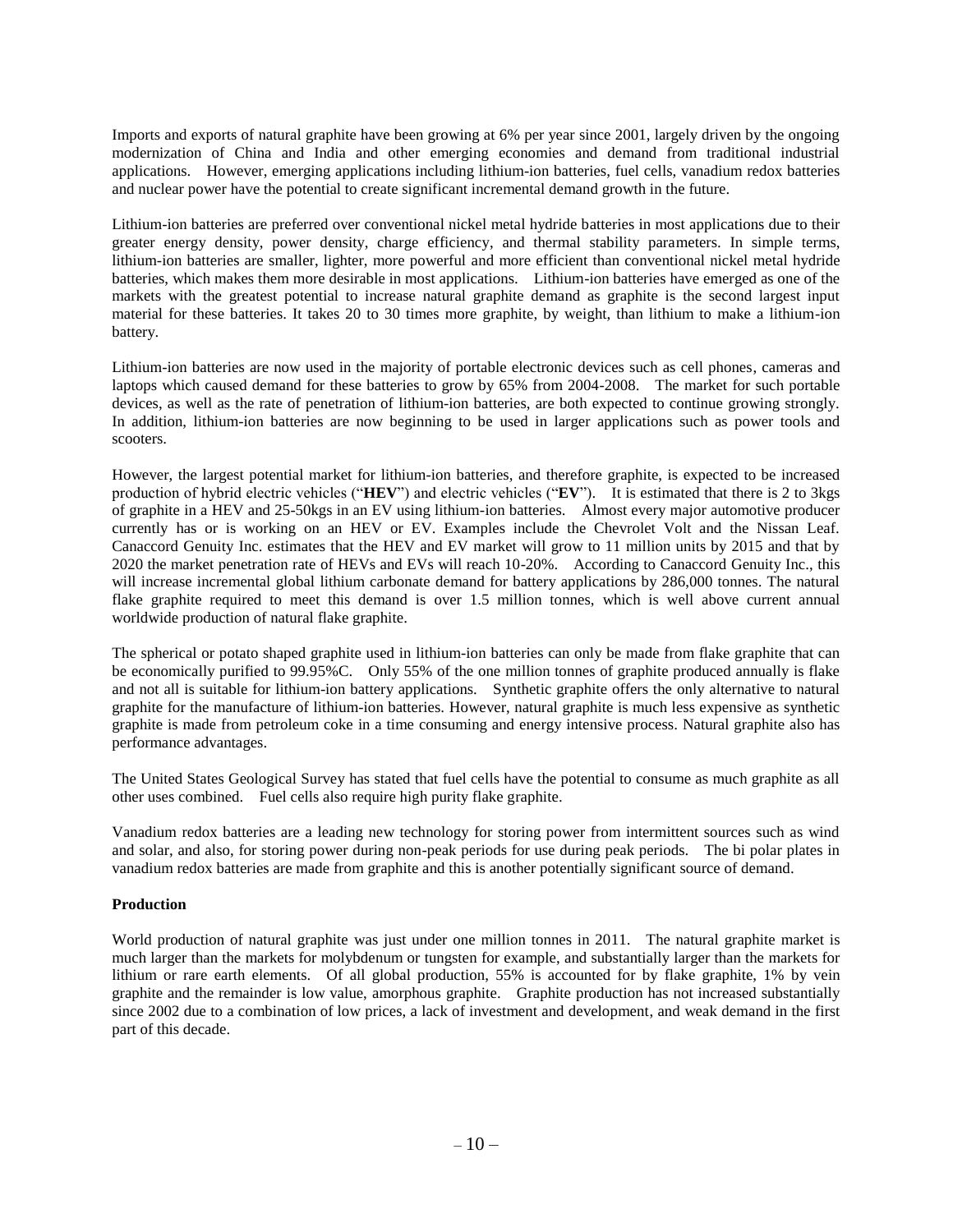Imports and exports of natural graphite have been growing at 6% per year since 2001, largely driven by the ongoing modernization of China and India and other emerging economies and demand from traditional industrial applications. However, emerging applications including lithium-ion batteries, fuel cells, vanadium redox batteries and nuclear power have the potential to create significant incremental demand growth in the future.

Lithium-ion batteries are preferred over conventional nickel metal hydride batteries in most applications due to their greater energy density, power density, charge efficiency, and thermal stability parameters. In simple terms, lithium-ion batteries are smaller, lighter, more powerful and more efficient than conventional nickel metal hydride batteries, which makes them more desirable in most applications. Lithium-ion batteries have emerged as one of the markets with the greatest potential to increase natural graphite demand as graphite is the second largest input material for these batteries. It takes 20 to 30 times more graphite, by weight, than lithium to make a lithium-ion battery.

Lithium-ion batteries are now used in the majority of portable electronic devices such as cell phones, cameras and laptops which caused demand for these batteries to grow by 65% from 2004-2008. The market for such portable devices, as well as the rate of penetration of lithium-ion batteries, are both expected to continue growing strongly. In addition, lithium-ion batteries are now beginning to be used in larger applications such as power tools and scooters.

However, the largest potential market for lithium-ion batteries, and therefore graphite, is expected to be increased production of hybrid electric vehicles ("**HEV**") and electric vehicles ("**EV**"). It is estimated that there is 2 to 3kgs of graphite in a HEV and 25-50kgs in an EV using lithium-ion batteries. Almost every major automotive producer currently has or is working on an HEV or EV. Examples include the Chevrolet Volt and the Nissan Leaf. Canaccord Genuity Inc. estimates that the HEV and EV market will grow to 11 million units by 2015 and that by 2020 the market penetration rate of HEVs and EVs will reach 10-20%. According to Canaccord Genuity Inc., this will increase incremental global lithium carbonate demand for battery applications by 286,000 tonnes. The natural flake graphite required to meet this demand is over 1.5 million tonnes, which is well above current annual worldwide production of natural flake graphite.

The spherical or potato shaped graphite used in lithium-ion batteries can only be made from flake graphite that can be economically purified to 99.95%C. Only 55% of the one million tonnes of graphite produced annually is flake and not all is suitable for lithium-ion battery applications. Synthetic graphite offers the only alternative to natural graphite for the manufacture of lithium-ion batteries. However, natural graphite is much less expensive as synthetic graphite is made from petroleum coke in a time consuming and energy intensive process. Natural graphite also has performance advantages.

The United States Geological Survey has stated that fuel cells have the potential to consume as much graphite as all other uses combined. Fuel cells also require high purity flake graphite.

Vanadium redox batteries are a leading new technology for storing power from intermittent sources such as wind and solar, and also, for storing power during non-peak periods for use during peak periods. The bi polar plates in vanadium redox batteries are made from graphite and this is another potentially significant source of demand.

**Production**

World production of natural graphite was just under one million tonnes in 2011. The natural graphite market is much larger than the markets for molybdenum or tungsten for example, and substantially larger than the markets for lithium or rare earth elements. Of all global production, 55% is accounted for by flake graphite, 1% by vein graphite and the remainder is low value, amorphous graphite. Graphite production has not increased substantially since 2002 due to a combination of low prices, a lack of investment and development, and weak demand in the first part of this decade.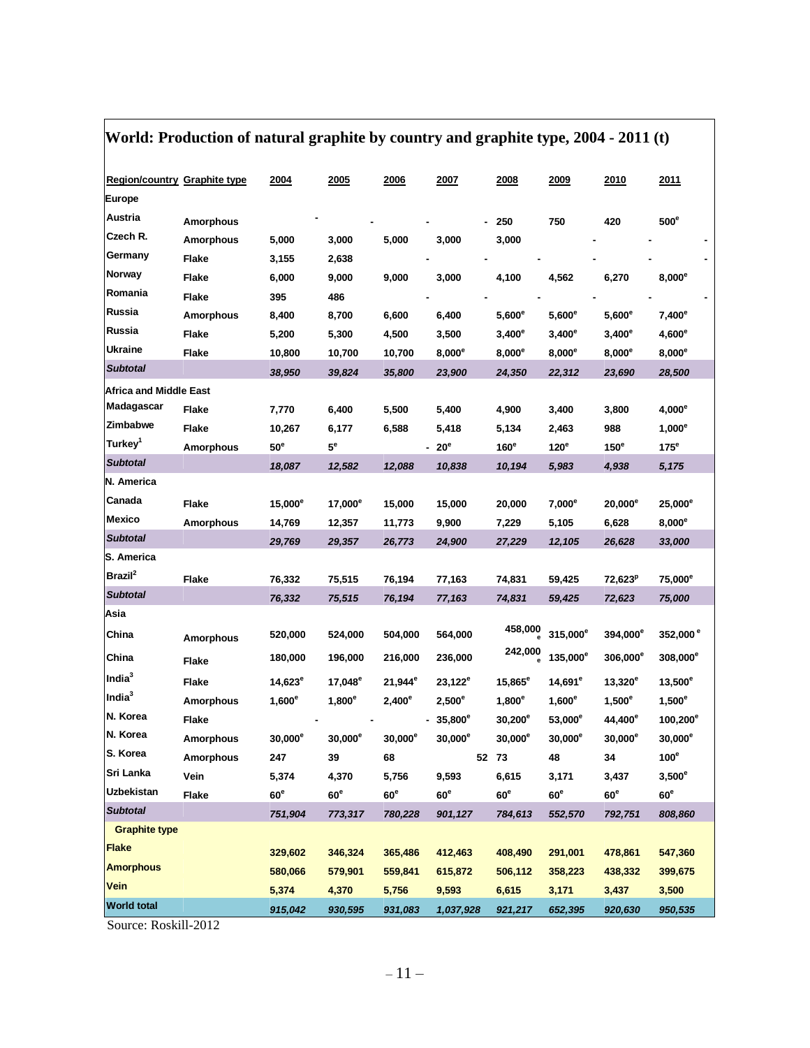# World: Production of natural graphite by country and graphite type, 2004 - 2011 (t)

| Region/country | Graphite type | 2004 | 2005 | 2006 | 2007 | 2008 | 2009 | 2010 | 2011 |
|---|---|---|---|---|---|---|---|---|---|
| **Europe** | | | | | | | | | |
| Austria | Amorphous | - | - | - | - | 250 | 750 | 420 | 500[e] |
| Czech R. | Amorphous | 5,000 | 3,000 | 5,000 | 3,000 | 3,000 | - | - | - |
| Germany | Flake | 3,155 | 2,638 | - | - | - | - | - | - |
| Norway | Flake | 6,000 | 9,000 | 9,000 | 3,000 | 4,100 | 4,562 | 6,270 | 8,000[e] |
| Romania | Flake | 395 | 486 | - | - | - | - | - | - |
| Russia | Amorphous | 8,400 | 8,700 | 6,600 | 6,400 | 5,600[e] | 5,600[e] | 5,600[e] | 7,400[e] |
| Russia | Flake | 5,200 | 5,300 | 4,500 | 3,500 | 3,400[e] | 3,400[e] | 3,400[e] | 4,600[e] |
| Ukraine | Flake | 10,800 | 10,700 | 10,700 | 8,000[e] | 8,000[e] | 8,000[e] | 8,000[e] | 8,000[e] |
| ***Subtotal*** | | *38,950* | *39,824* | *35,800* | *23,900* | *24,350* | *22,312* | *23,690* | *28,500* |
| **Africa and Middle East** | | | | | | | | | |
| Madagascar | Flake | 7,770 | 6,400 | 5,500 | 5,400 | 4,900 | 3,400 | 3,800 | 4,000[e] |
| Zimbabwe | Flake | 10,267 | 6,177 | 6,588 | 5,418 | 5,134 | 2,463 | 988 | 1,000[e] |
| Turkey[1] | Amorphous | 50[e] | 5[e] | - | 20[e] | 160[e] | 120[e] | 150[e] | 175[e] |
| ***Subtotal*** | | *18,087* | *12,582* | *12,088* | *10,838* | *10,194* | *5,983* | *4,938* | *5,175* |
| **N. America** | | | | | | | | | |
| Canada | Flake | 15,000[e] | 17,000[e] | 15,000 | 15,000 | 20,000 | 7,000[e] | 20,000[e] | 25,000[e] |
| Mexico | Amorphous | 14,769 | 12,357 | 11,773 | 9,900 | 7,229 | 5,105 | 6,628 | 8,000[e] |
| ***Subtotal*** | | *29,769* | *29,357* | *26,773* | *24,900* | *27,229* | *12,105* | *26,628* | *33,000* |
| **S. America** | | | | | | | | | |
| Brazil[2] | Flake | 76,332 | 75,515 | 76,194 | 77,163 | 74,831 | 59,425 | 72,623[p] | 75,000[e] |
| ***Subtotal*** | | *76,332* | *75,515* | *76,194* | *77,163* | *74,831* | *59,425* | *72,623* | *75,000* |
| **Asia** | | | | | | | | | |
| China | Amorphous | 520,000 | 524,000 | 504,000 | 564,000 | 458,000[e] | 315,000[e] | 394,000[e] | 352,000[e] |
| China | Flake | 180,000 | 196,000 | 216,000 | 236,000 | 242,000[e] | 135,000[e] | 306,000[e] | 308,000[e] |
| India[3] | Flake | 14,623[e] | 17,048[e] | 21,944[e] | 23,122[e] | 15,865[e] | 14,691[e] | 13,320[e] | 13,500[e] |
| India[3] | Amorphous | 1,600[e] | 1,800[e] | 2,400[e] | 2,500[e] | 1,800[e] | 1,600[e] | 1,500[e] | 1,500[e] |
| N. Korea | Flake | - | - | - | 35,800[e] | 30,200[e] | 53,000[e] | 44,400[e] | 100,200[e] |
| N. Korea | Amorphous | 30,000[e] | 30,000[e] | 30,000[e] | 30,000[e] | 30,000[e] | 30,000[e] | 30,000[e] | 30,000[e] |
| S. Korea | Amorphous | 247 | 39 | 68 | 52 | 73 | 48 | 34 | 100[e] |
| Sri Lanka | Vein | 5,374 | 4,370 | 5,756 | 9,593 | 6,615 | 3,171 | 3,437 | 3,500[e] |
| Uzbekistan | Flake | 60[e] | 60[e] | 60[e] | 60[e] | 60[e] | 60[e] | 60[e] | 60[e] |
| ***Subtotal*** | | *751,904* | *773,317* | *780,228* | *901,127* | *784,613* | *552,570* | *792,751* | *808,860* |
| **Graphite type** | | | | | | | | | |
| **Flake** | | 329,602 | 346,324 | 365,486 | 412,463 | 408,490 | 291,001 | 478,861 | 547,360 |
| **Amorphous** | | 580,066 | 579,901 | 559,841 | 615,872 | 506,112 | 358,223 | 438,332 | 399,675 |
| **Vein** | | 5,374 | 4,370 | 5,756 | 9,593 | 6,615 | 3,171 | 3,437 | 3,500 |
| **World total** | | *915,042* | *930,595* | *931,083* | *1,037,928* | *921,217* | *652,395* | *920,630* | *950,535* |

Source: Roskill-2012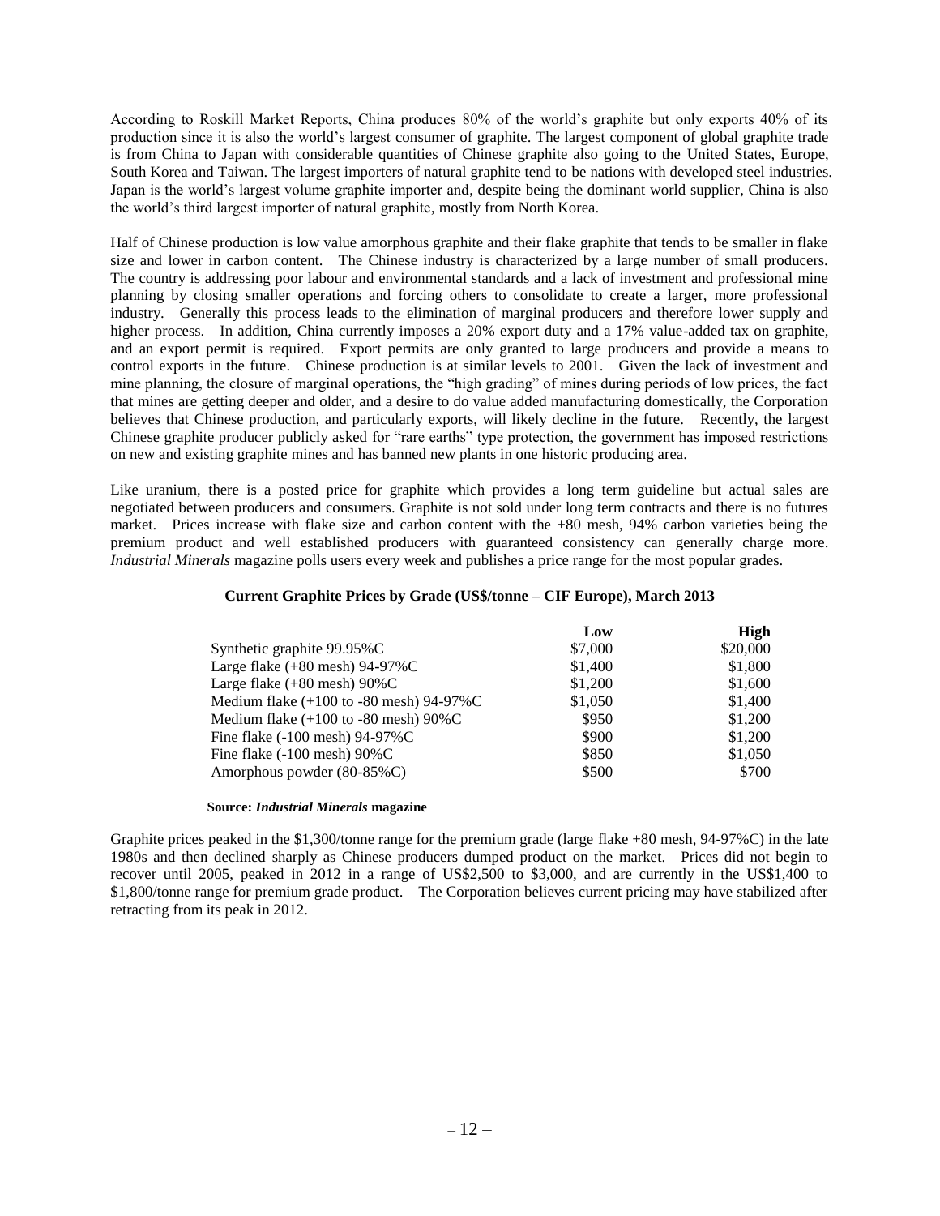According to Roskill Market Reports, China produces 80% of the world's graphite but only exports 40% of its production since it is also the world's largest consumer of graphite. The largest component of global graphite trade is from China to Japan with considerable quantities of Chinese graphite also going to the United States, Europe, South Korea and Taiwan. The largest importers of natural graphite tend to be nations with developed steel industries. Japan is the world's largest volume graphite importer and, despite being the dominant world supplier, China is also the world's third largest importer of natural graphite, mostly from North Korea.

Half of Chinese production is low value amorphous graphite and their flake graphite that tends to be smaller in flake size and lower in carbon content. The Chinese industry is characterized by a large number of small producers. The country is addressing poor labour and environmental standards and a lack of investment and professional mine planning by closing smaller operations and forcing others to consolidate to create a larger, more professional industry. Generally this process leads to the elimination of marginal producers and therefore lower supply and higher process. In addition, China currently imposes a 20% export duty and a 17% value-added tax on graphite, and an export permit is required. Export permits are only granted to large producers and provide a means to control exports in the future. Chinese production is at similar levels to 2001. Given the lack of investment and mine planning, the closure of marginal operations, the "high grading" of mines during periods of low prices, the fact that mines are getting deeper and older, and a desire to do value added manufacturing domestically, the Corporation believes that Chinese production, and particularly exports, will likely decline in the future. Recently, the largest Chinese graphite producer publicly asked for "rare earths" type protection, the government has imposed restrictions on new and existing graphite mines and has banned new plants in one historic producing area.

Like uranium, there is a posted price for graphite which provides a long term guideline but actual sales are negotiated between producers and consumers. Graphite is not sold under long term contracts and there is no futures market. Prices increase with flake size and carbon content with the +80 mesh, 94% carbon varieties being the premium product and well established producers with guaranteed consistency can generally charge more. *Industrial Minerals* magazine polls users every week and publishes a price range for the most popular grades.

**Current Graphite Prices by Grade (US$/tonne – CIF Europe), March 2013**

| | Low | High |
|---|---|---|
| Synthetic graphite 99.95%C | $7,000 | $20,000 |
| Large flake (+80 mesh) 94-97%C | $1,400 | $1,800 |
| Large flake (+80 mesh) 90%C | $1,200 | $1,600 |
| Medium flake (+100 to -80 mesh) 94-97%C | $1,050 | $1,400 |
| Medium flake (+100 to -80 mesh) 90%C | $950 | $1,200 |
| Fine flake (-100 mesh) 94-97%C | $900 | $1,200 |
| Fine flake (-100 mesh) 90%C | $850 | $1,050 |
| Amorphous powder (80-85%C) | $500 | $700 |

**Source:** ***Industrial Minerals*** **magazine**

Graphite prices peaked in the $1,300/tonne range for the premium grade (large flake +80 mesh, 94-97%C) in the late 1980s and then declined sharply as Chinese producers dumped product on the market. Prices did not begin to recover until 2005, peaked in 2012 in a range of US$2,500 to $3,000, and are currently in the US$1,400 to $1,800/tonne range for premium grade product. The Corporation believes current pricing may have stabilized after retracting from its peak in 2012.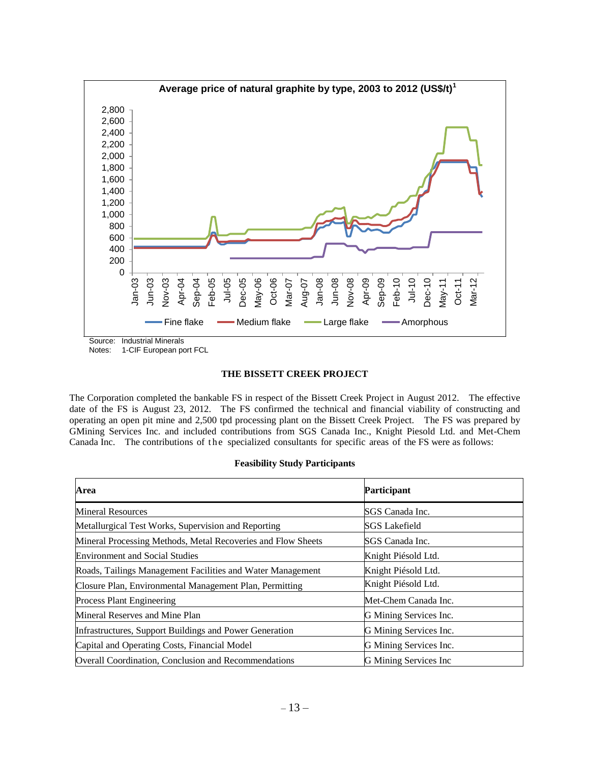**Average price of natural graphite by type, 2003 to 2012 (US$/t)[1]**

Source: Industrial Minerals
Notes: 1-CIF European port FCL

## THE BISSETT CREEK PROJECT

The Corporation completed the bankable FS in respect of the Bissett Creek Project in August 2012. The effective date of the FS is August 23, 2012. The FS confirmed the technical and financial viability of constructing and operating an open pit mine and 2,500 tpd processing plant on the Bissett Creek Project. The FS was prepared by GMining Services Inc. and included contributions from SGS Canada Inc., Knight Piesold Ltd. and Met-Chem Canada Inc. The contributions of the specialized consultants for specific areas of the FS were as follows:

**Feasibility Study Participants**

| Area | Participant |
| --- | --- |
| Mineral Resources | SGS Canada Inc. |
| Metallurgical Test Works, Supervision and Reporting | SGS Lakefield |
| Mineral Processing Methods, Metal Recoveries and Flow Sheets | SGS Canada Inc. |
| Environment and Social Studies | Knight Piésold Ltd. |
| Roads, Tailings Management Facilities and Water Management | Knight Piésold Ltd. |
| Closure Plan, Environmental Management Plan, Permitting | Knight Piésold Ltd. |
| Process Plant Engineering | Met-Chem Canada Inc. |
| Mineral Reserves and Mine Plan | G Mining Services Inc. |
| Infrastructures, Support Buildings and Power Generation | G Mining Services Inc. |
| Capital and Operating Costs, Financial Model | G Mining Services Inc. |
| Overall Coordination, Conclusion and Recommendations | G Mining Services Inc |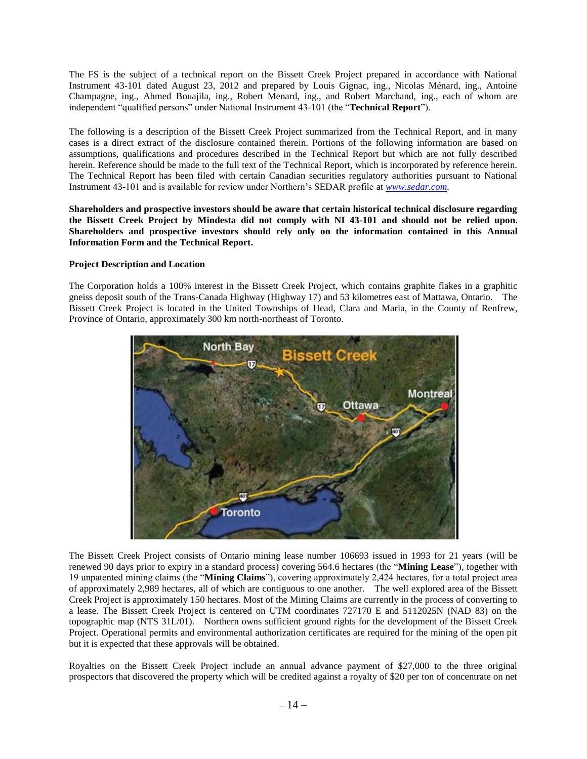The FS is the subject of a technical report on the Bissett Creek Project prepared in accordance with National Instrument 43-101 dated August 23, 2012 and prepared by Louis Gignac, ing., Nicolas Ménard, ing., Antoine Champagne, ing., Ahmed Bouajila, ing., Robert Menard, ing., and Robert Marchand, ing., each of whom are independent "qualified persons" under National Instrument 43-101 (the "**Technical Report**").

The following is a description of the Bissett Creek Project summarized from the Technical Report, and in many cases is a direct extract of the disclosure contained therein. Portions of the following information are based on assumptions, qualifications and procedures described in the Technical Report but which are not fully described herein. Reference should be made to the full text of the Technical Report, which is incorporated by reference herein. The Technical Report has been filed with certain Canadian securities regulatory authorities pursuant to National Instrument 43-101 and is available for review under Northern's SEDAR profile at *www.sedar.com*.

**Shareholders and prospective investors should be aware that certain historical technical disclosure regarding the Bissett Creek Project by Mindesta did not comply with NI 43-101 and should not be relied upon. Shareholders and prospective investors should rely only on the information contained in this Annual Information Form and the Technical Report.**

**Project Description and Location**

The Corporation holds a 100% interest in the Bissett Creek Project, which contains graphite flakes in a graphitic gneiss deposit south of the Trans-Canada Highway (Highway 17) and 53 kilometres east of Mattawa, Ontario. The Bissett Creek Project is located in the United Townships of Head, Clara and Maria, in the County of Renfrew, Province of Ontario, approximately 300 km north-northeast of Toronto.

The Bissett Creek Project consists of Ontario mining lease number 106693 issued in 1993 for 21 years (will be renewed 90 days prior to expiry in a standard process) covering 564.6 hectares (the "**Mining Lease**"), together with 19 unpatented mining claims (the "**Mining Claims**"), covering approximately 2,424 hectares, for a total project area of approximately 2,989 hectares, all of which are contiguous to one another. The well explored area of the Bissett Creek Project is approximately 150 hectares. Most of the Mining Claims are currently in the process of converting to a lease. The Bissett Creek Project is centered on UTM coordinates 727170 E and 5112025N (NAD 83) on the topographic map (NTS 31L/01). Northern owns sufficient ground rights for the development of the Bissett Creek Project. Operational permits and environmental authorization certificates are required for the mining of the open pit but it is expected that these approvals will be obtained.

Royalties on the Bissett Creek Project include an annual advance payment of $27,000 to the three original prospectors that discovered the property which will be credited against a royalty of $20 per ton of concentrate on net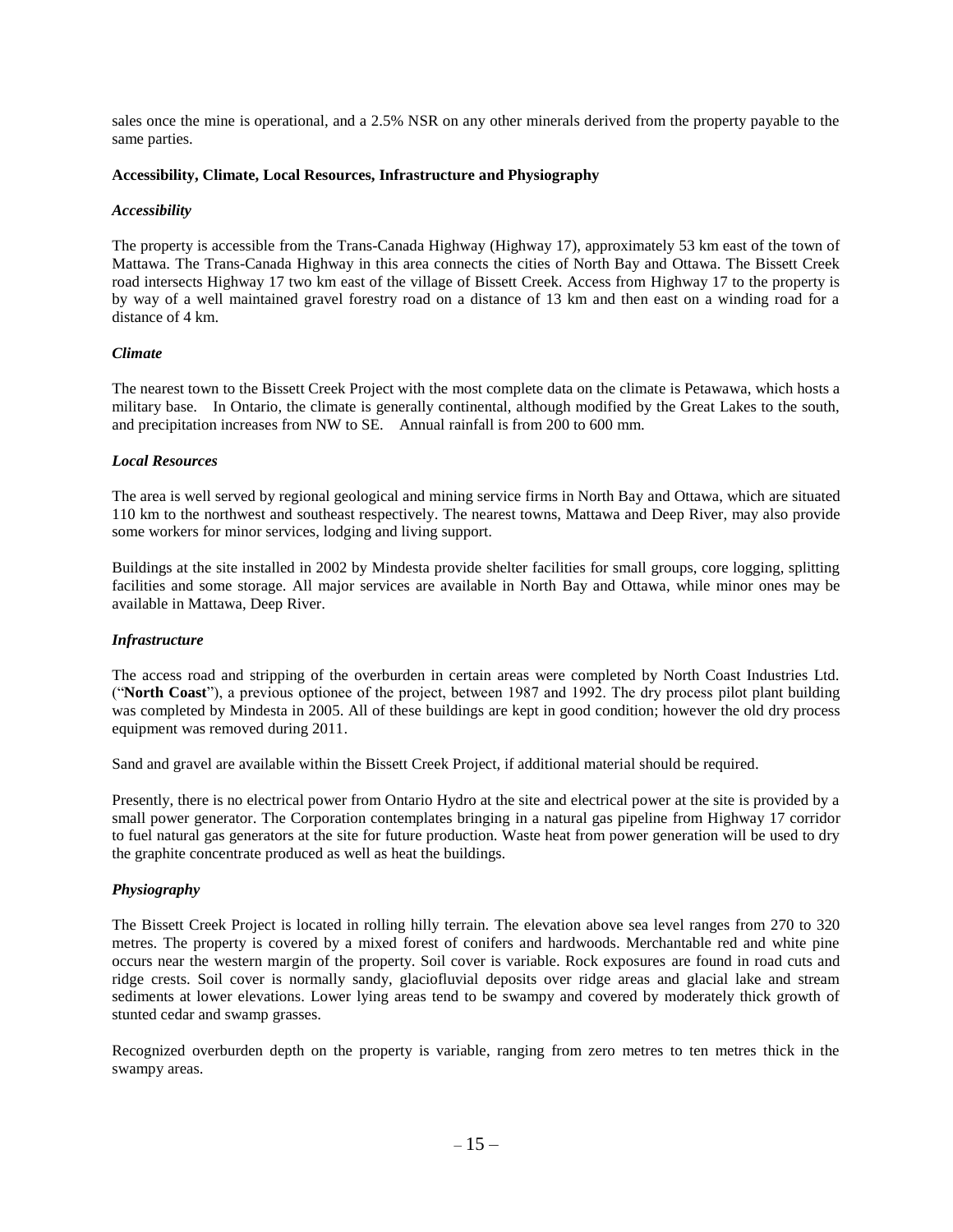sales once the mine is operational, and a 2.5% NSR on any other minerals derived from the property payable to the same parties.

**Accessibility, Climate, Local Resources, Infrastructure and Physiography**

***Accessibility***

The property is accessible from the Trans-Canada Highway (Highway 17), approximately 53 km east of the town of Mattawa. The Trans-Canada Highway in this area connects the cities of North Bay and Ottawa. The Bissett Creek road intersects Highway 17 two km east of the village of Bissett Creek. Access from Highway 17 to the property is by way of a well maintained gravel forestry road on a distance of 13 km and then east on a winding road for a distance of 4 km.

***Climate***

The nearest town to the Bissett Creek Project with the most complete data on the climate is Petawawa, which hosts a military base. In Ontario, the climate is generally continental, although modified by the Great Lakes to the south, and precipitation increases from NW to SE. Annual rainfall is from 200 to 600 mm.

***Local Resources***

The area is well served by regional geological and mining service firms in North Bay and Ottawa, which are situated 110 km to the northwest and southeast respectively. The nearest towns, Mattawa and Deep River, may also provide some workers for minor services, lodging and living support.

Buildings at the site installed in 2002 by Mindesta provide shelter facilities for small groups, core logging, splitting facilities and some storage. All major services are available in North Bay and Ottawa, while minor ones may be available in Mattawa, Deep River.

***Infrastructure***

The access road and stripping of the overburden in certain areas were completed by North Coast Industries Ltd. ("**North Coast**"), a previous optionee of the project, between 1987 and 1992. The dry process pilot plant building was completed by Mindesta in 2005. All of these buildings are kept in good condition; however the old dry process equipment was removed during 2011.

Sand and gravel are available within the Bissett Creek Project, if additional material should be required.

Presently, there is no electrical power from Ontario Hydro at the site and electrical power at the site is provided by a small power generator. The Corporation contemplates bringing in a natural gas pipeline from Highway 17 corridor to fuel natural gas generators at the site for future production. Waste heat from power generation will be used to dry the graphite concentrate produced as well as heat the buildings.

***Physiography***

The Bissett Creek Project is located in rolling hilly terrain. The elevation above sea level ranges from 270 to 320 metres. The property is covered by a mixed forest of conifers and hardwoods. Merchantable red and white pine occurs near the western margin of the property. Soil cover is variable. Rock exposures are found in road cuts and ridge crests. Soil cover is normally sandy, glaciofluvial deposits over ridge areas and glacial lake and stream sediments at lower elevations. Lower lying areas tend to be swampy and covered by moderately thick growth of stunted cedar and swamp grasses.

Recognized overburden depth on the property is variable, ranging from zero metres to ten metres thick in the swampy areas.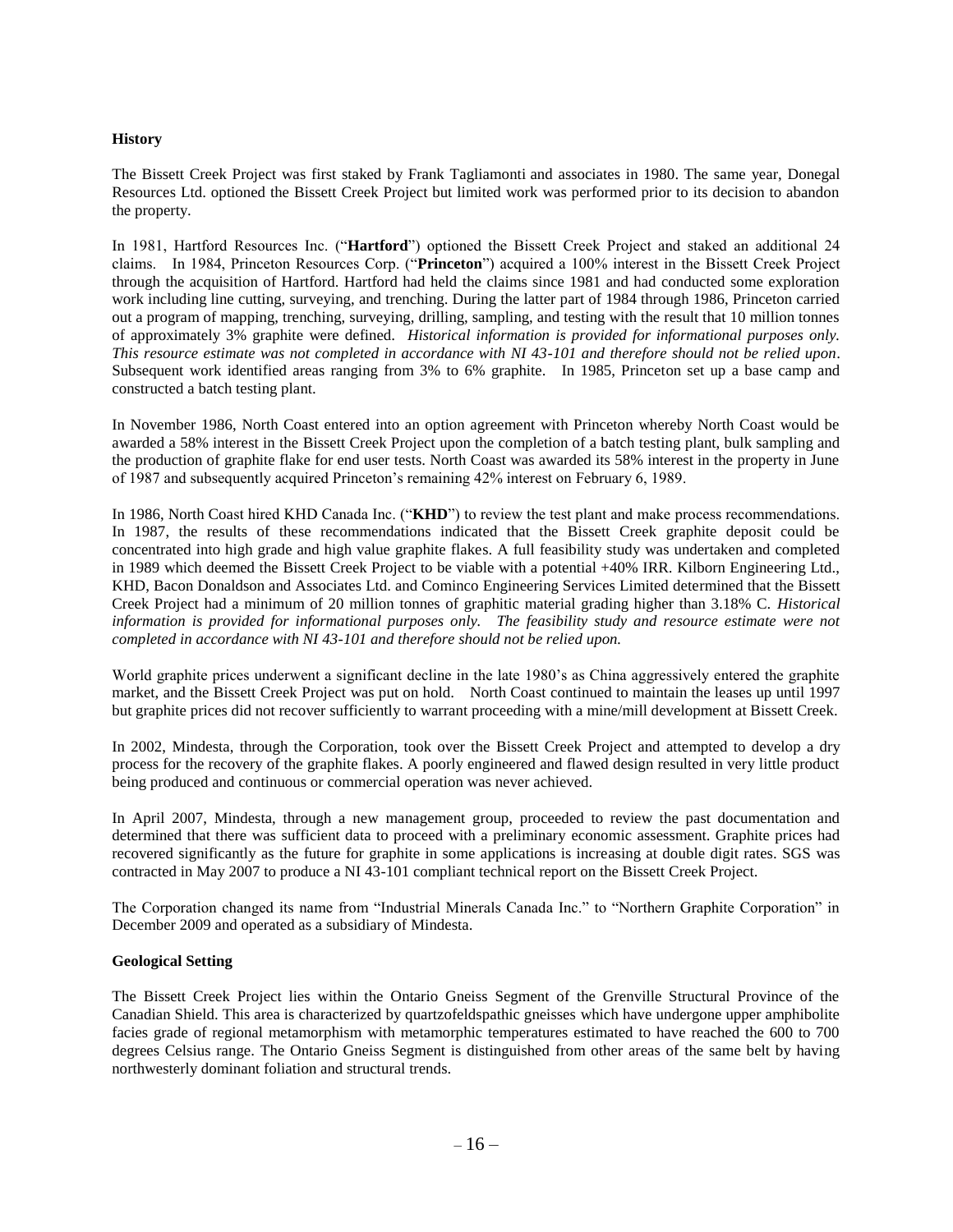**History**

The Bissett Creek Project was first staked by Frank Tagliamonti and associates in 1980. The same year, Donegal Resources Ltd. optioned the Bissett Creek Project but limited work was performed prior to its decision to abandon the property.

In 1981, Hartford Resources Inc. ("**Hartford**") optioned the Bissett Creek Project and staked an additional 24 claims. In 1984, Princeton Resources Corp. ("**Princeton**") acquired a 100% interest in the Bissett Creek Project through the acquisition of Hartford. Hartford had held the claims since 1981 and had conducted some exploration work including line cutting, surveying, and trenching. During the latter part of 1984 through 1986, Princeton carried out a program of mapping, trenching, surveying, drilling, sampling, and testing with the result that 10 million tonnes of approximately 3% graphite were defined. *Historical information is provided for informational purposes only. This resource estimate was not completed in accordance with NI 43-101 and therefore should not be relied upon*. Subsequent work identified areas ranging from 3% to 6% graphite. In 1985, Princeton set up a base camp and constructed a batch testing plant.

In November 1986, North Coast entered into an option agreement with Princeton whereby North Coast would be awarded a 58% interest in the Bissett Creek Project upon the completion of a batch testing plant, bulk sampling and the production of graphite flake for end user tests. North Coast was awarded its 58% interest in the property in June of 1987 and subsequently acquired Princeton's remaining 42% interest on February 6, 1989.

In 1986, North Coast hired KHD Canada Inc. ("**KHD**") to review the test plant and make process recommendations. In 1987, the results of these recommendations indicated that the Bissett Creek graphite deposit could be concentrated into high grade and high value graphite flakes. A full feasibility study was undertaken and completed in 1989 which deemed the Bissett Creek Project to be viable with a potential +40% IRR. Kilborn Engineering Ltd., KHD, Bacon Donaldson and Associates Ltd. and Cominco Engineering Services Limited determined that the Bissett Creek Project had a minimum of 20 million tonnes of graphitic material grading higher than 3.18% C. *Historical information is provided for informational purposes only. The feasibility study and resource estimate were not completed in accordance with NI 43-101 and therefore should not be relied upon.*

World graphite prices underwent a significant decline in the late 1980's as China aggressively entered the graphite market, and the Bissett Creek Project was put on hold. North Coast continued to maintain the leases up until 1997 but graphite prices did not recover sufficiently to warrant proceeding with a mine/mill development at Bissett Creek.

In 2002, Mindesta, through the Corporation, took over the Bissett Creek Project and attempted to develop a dry process for the recovery of the graphite flakes. A poorly engineered and flawed design resulted in very little product being produced and continuous or commercial operation was never achieved.

In April 2007, Mindesta, through a new management group, proceeded to review the past documentation and determined that there was sufficient data to proceed with a preliminary economic assessment. Graphite prices had recovered significantly as the future for graphite in some applications is increasing at double digit rates. SGS was contracted in May 2007 to produce a NI 43-101 compliant technical report on the Bissett Creek Project.

The Corporation changed its name from "Industrial Minerals Canada Inc." to "Northern Graphite Corporation" in December 2009 and operated as a subsidiary of Mindesta.

**Geological Setting**

The Bissett Creek Project lies within the Ontario Gneiss Segment of the Grenville Structural Province of the Canadian Shield. This area is characterized by quartzofeldspathic gneisses which have undergone upper amphibolite facies grade of regional metamorphism with metamorphic temperatures estimated to have reached the 600 to 700 degrees Celsius range. The Ontario Gneiss Segment is distinguished from other areas of the same belt by having northwesterly dominant foliation and structural trends.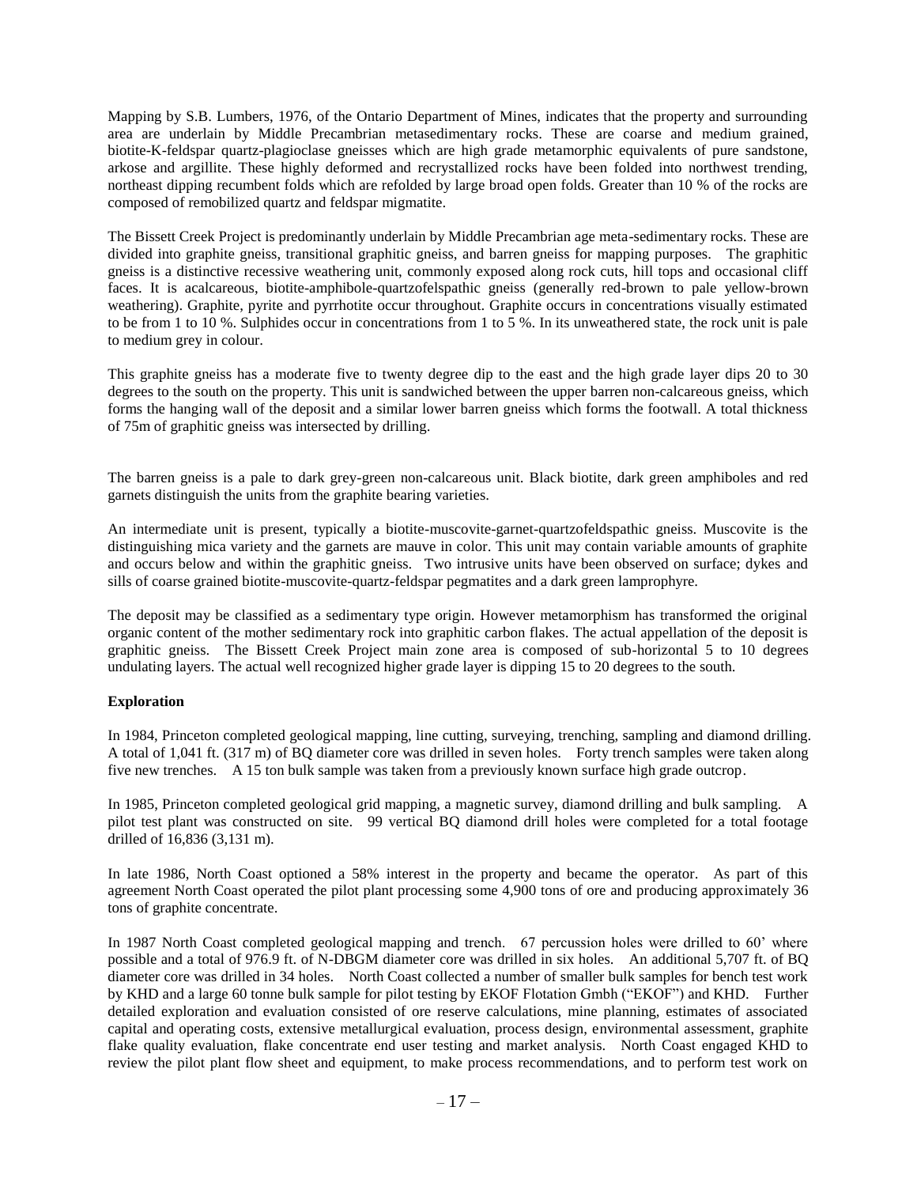Mapping by S.B. Lumbers, 1976, of the Ontario Department of Mines, indicates that the property and surrounding area are underlain by Middle Precambrian metasedimentary rocks. These are coarse and medium grained, biotite-K-feldspar quartz-plagioclase gneisses which are high grade metamorphic equivalents of pure sandstone, arkose and argillite. These highly deformed and recrystallized rocks have been folded into northwest trending, northeast dipping recumbent folds which are refolded by large broad open folds. Greater than 10 % of the rocks are composed of remobilized quartz and feldspar migmatite.

The Bissett Creek Project is predominantly underlain by Middle Precambrian age meta-sedimentary rocks. These are divided into graphite gneiss, transitional graphitic gneiss, and barren gneiss for mapping purposes. The graphitic gneiss is a distinctive recessive weathering unit, commonly exposed along rock cuts, hill tops and occasional cliff faces. It is acalcareous, biotite-amphibole-quartzofelspathic gneiss (generally red-brown to pale yellow-brown weathering). Graphite, pyrite and pyrrhotite occur throughout. Graphite occurs in concentrations visually estimated to be from 1 to 10 %. Sulphides occur in concentrations from 1 to 5 %. In its unweathered state, the rock unit is pale to medium grey in colour.

This graphite gneiss has a moderate five to twenty degree dip to the east and the high grade layer dips 20 to 30 degrees to the south on the property. This unit is sandwiched between the upper barren non-calcareous gneiss, which forms the hanging wall of the deposit and a similar lower barren gneiss which forms the footwall. A total thickness of 75m of graphitic gneiss was intersected by drilling.

The barren gneiss is a pale to dark grey-green non-calcareous unit. Black biotite, dark green amphiboles and red garnets distinguish the units from the graphite bearing varieties.

An intermediate unit is present, typically a biotite-muscovite-garnet-quartzofeldspathic gneiss. Muscovite is the distinguishing mica variety and the garnets are mauve in color. This unit may contain variable amounts of graphite and occurs below and within the graphitic gneiss. Two intrusive units have been observed on surface; dykes and sills of coarse grained biotite-muscovite-quartz-feldspar pegmatites and a dark green lamprophyre.

The deposit may be classified as a sedimentary type origin. However metamorphism has transformed the original organic content of the mother sedimentary rock into graphitic carbon flakes. The actual appellation of the deposit is graphitic gneiss. The Bissett Creek Project main zone area is composed of sub-horizontal 5 to 10 degrees undulating layers. The actual well recognized higher grade layer is dipping 15 to 20 degrees to the south.

**Exploration**

In 1984, Princeton completed geological mapping, line cutting, surveying, trenching, sampling and diamond drilling. A total of 1,041 ft. (317 m) of BQ diameter core was drilled in seven holes. Forty trench samples were taken along five new trenches. A 15 ton bulk sample was taken from a previously known surface high grade outcrop.

In 1985, Princeton completed geological grid mapping, a magnetic survey, diamond drilling and bulk sampling. A pilot test plant was constructed on site. 99 vertical BQ diamond drill holes were completed for a total footage drilled of 16,836 (3,131 m).

In late 1986, North Coast optioned a 58% interest in the property and became the operator. As part of this agreement North Coast operated the pilot plant processing some 4,900 tons of ore and producing approximately 36 tons of graphite concentrate.

In 1987 North Coast completed geological mapping and trench. 67 percussion holes were drilled to 60' where possible and a total of 976.9 ft. of N-DBGM diameter core was drilled in six holes. An additional 5,707 ft. of BQ diameter core was drilled in 34 holes. North Coast collected a number of smaller bulk samples for bench test work by KHD and a large 60 tonne bulk sample for pilot testing by EKOF Flotation Gmbh ("EKOF") and KHD. Further detailed exploration and evaluation consisted of ore reserve calculations, mine planning, estimates of associated capital and operating costs, extensive metallurgical evaluation, process design, environmental assessment, graphite flake quality evaluation, flake concentrate end user testing and market analysis. North Coast engaged KHD to review the pilot plant flow sheet and equipment, to make process recommendations, and to perform test work on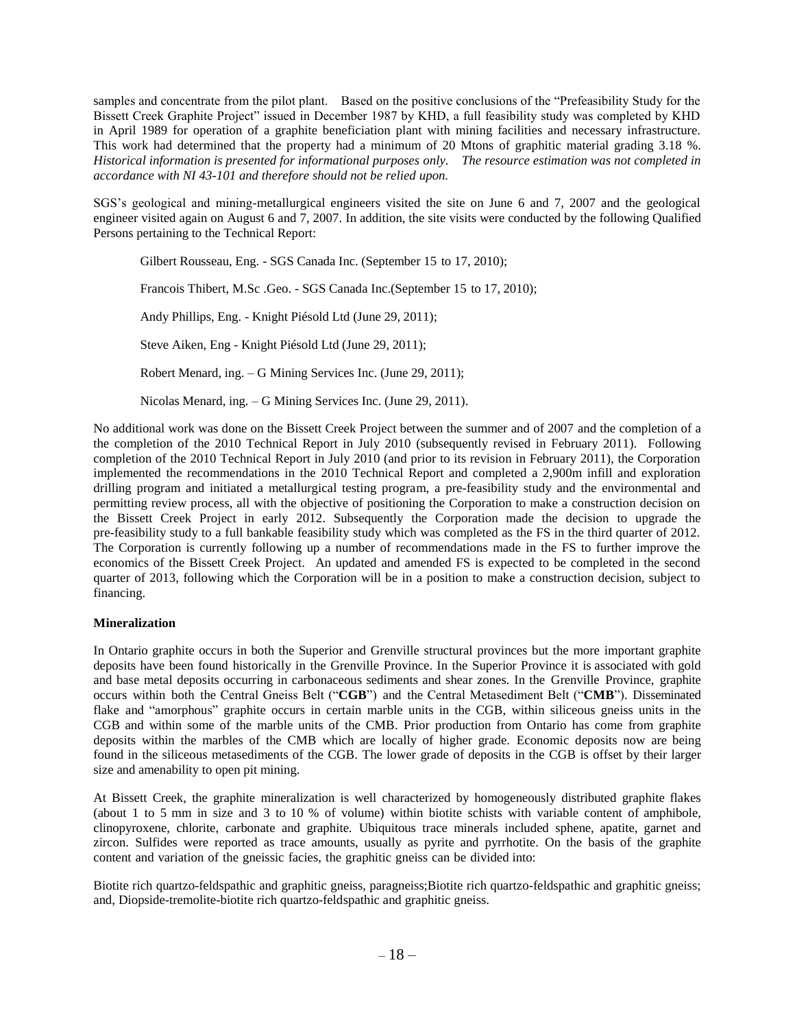samples and concentrate from the pilot plant. Based on the positive conclusions of the "Prefeasibility Study for the Bissett Creek Graphite Project" issued in December 1987 by KHD, a full feasibility study was completed by KHD in April 1989 for operation of a graphite beneficiation plant with mining facilities and necessary infrastructure. This work had determined that the property had a minimum of 20 Mtons of graphitic material grading 3.18 %. *Historical information is presented for informational purposes only. The resource estimation was not completed in accordance with NI 43-101 and therefore should not be relied upon.*

SGS's geological and mining-metallurgical engineers visited the site on June 6 and 7, 2007 and the geological engineer visited again on August 6 and 7, 2007. In addition, the site visits were conducted by the following Qualified Persons pertaining to the Technical Report:

Gilbert Rousseau, Eng. - SGS Canada Inc. (September 15 to 17, 2010);

Francois Thibert, M.Sc .Geo. - SGS Canada Inc.(September 15 to 17, 2010);

Andy Phillips, Eng. - Knight Piésold Ltd (June 29, 2011);

Steve Aiken, Eng - Knight Piésold Ltd (June 29, 2011);

Robert Menard, ing. – G Mining Services Inc. (June 29, 2011);

Nicolas Menard, ing. – G Mining Services Inc. (June 29, 2011).

No additional work was done on the Bissett Creek Project between the summer and of 2007 and the completion of a the completion of the 2010 Technical Report in July 2010 (subsequently revised in February 2011). Following completion of the 2010 Technical Report in July 2010 (and prior to its revision in February 2011), the Corporation implemented the recommendations in the 2010 Technical Report and completed a 2,900m infill and exploration drilling program and initiated a metallurgical testing program, a pre-feasibility study and the environmental and permitting review process, all with the objective of positioning the Corporation to make a construction decision on the Bissett Creek Project in early 2012. Subsequently the Corporation made the decision to upgrade the pre-feasibility study to a full bankable feasibility study which was completed as the FS in the third quarter of 2012. The Corporation is currently following up a number of recommendations made in the FS to further improve the economics of the Bissett Creek Project. An updated and amended FS is expected to be completed in the second quarter of 2013, following which the Corporation will be in a position to make a construction decision, subject to financing.

**Mineralization**

In Ontario graphite occurs in both the Superior and Grenville structural provinces but the more important graphite deposits have been found historically in the Grenville Province. In the Superior Province it is associated with gold and base metal deposits occurring in carbonaceous sediments and shear zones. In the Grenville Province, graphite occurs within both the Central Gneiss Belt ("**CGB**") and the Central Metasediment Belt ("**CMB**"). Disseminated flake and "amorphous" graphite occurs in certain marble units in the CGB, within siliceous gneiss units in the CGB and within some of the marble units of the CMB. Prior production from Ontario has come from graphite deposits within the marbles of the CMB which are locally of higher grade. Economic deposits now are being found in the siliceous metasediments of the CGB. The lower grade of deposits in the CGB is offset by their larger size and amenability to open pit mining.

At Bissett Creek, the graphite mineralization is well characterized by homogeneously distributed graphite flakes (about 1 to 5 mm in size and 3 to 10 % of volume) within biotite schists with variable content of amphibole, clinopyroxene, chlorite, carbonate and graphite. Ubiquitous trace minerals included sphene, apatite, garnet and zircon. Sulfides were reported as trace amounts, usually as pyrite and pyrrhotite. On the basis of the graphite content and variation of the gneissic facies, the graphitic gneiss can be divided into:

Biotite rich quartzo-feldspathic and graphitic gneiss, paragneiss;Biotite rich quartzo-feldspathic and graphitic gneiss; and, Diopside-tremolite-biotite rich quartzo-feldspathic and graphitic gneiss.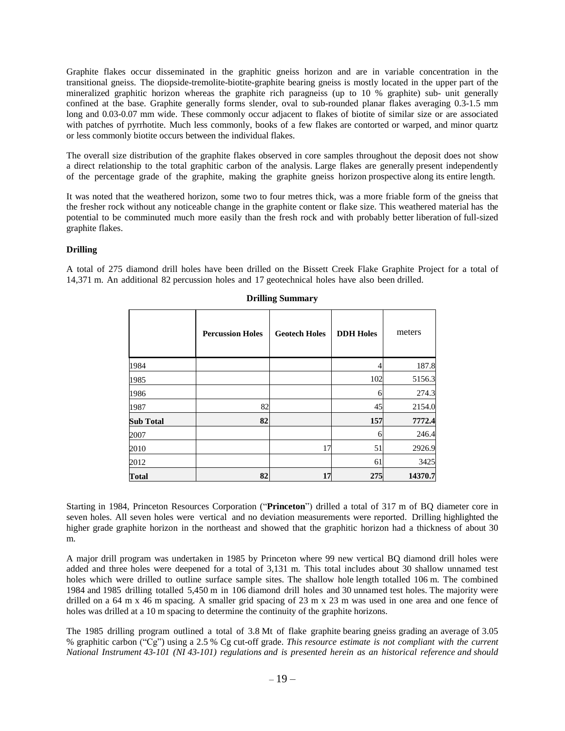Graphite flakes occur disseminated in the graphitic gneiss horizon and are in variable concentration in the transitional gneiss. The diopside-tremolite-biotite-graphite bearing gneiss is mostly located in the upper part of the mineralized graphitic horizon whereas the graphite rich paragneiss (up to 10 % graphite) sub- unit generally confined at the base. Graphite generally forms slender, oval to sub-rounded planar flakes averaging 0.3-1.5 mm long and 0.03-0.07 mm wide. These commonly occur adjacent to flakes of biotite of similar size or are associated with patches of pyrrhotite. Much less commonly, books of a few flakes are contorted or warped, and minor quartz or less commonly biotite occurs between the individual flakes.

The overall size distribution of the graphite flakes observed in core samples throughout the deposit does not show a direct relationship to the total graphitic carbon of the analysis. Large flakes are generally present independently of the percentage grade of the graphite, making the graphite gneiss horizon prospective along its entire length.

It was noted that the weathered horizon, some two to four metres thick, was a more friable form of the gneiss that the fresher rock without any noticeable change in the graphite content or flake size. This weathered material has the potential to be comminuted much more easily than the fresh rock and with probably better liberation of full-sized graphite flakes.

**Drilling**

A total of 275 diamond drill holes have been drilled on the Bissett Creek Flake Graphite Project for a total of 14,371 m. An additional 82 percussion holes and 17 geotechnical holes have also been drilled.

**Drilling Summary**

| | **Percussion Holes** | **Geotech Holes** | **DDH Holes** | meters |
|---|---|---|---|---|
| 1984 | | | 4 | 187.8 |
| 1985 | | | 102 | 5156.3 |
| 1986 | | | 6 | 274.3 |
| 1987 | 82 | | 45 | 2154.0 |
| **Sub Total** | **82** | | **157** | **7772.4** |
| 2007 | | | 6 | 246.4 |
| 2010 | | 17 | 51 | 2926.9 |
| 2012 | | | 61 | 3425 |
| **Total** | **82** | **17** | **275** | **14370.7** |

Starting in 1984, Princeton Resources Corporation ("**Princeton**") drilled a total of 317 m of BQ diameter core in seven holes. All seven holes were vertical and no deviation measurements were reported. Drilling highlighted the higher grade graphite horizon in the northeast and showed that the graphitic horizon had a thickness of about 30 m.

A major drill program was undertaken in 1985 by Princeton where 99 new vertical BQ diamond drill holes were added and three holes were deepened for a total of 3,131 m. This total includes about 30 shallow unnamed test holes which were drilled to outline surface sample sites. The shallow hole length totalled 106 m. The combined 1984 and 1985 drilling totalled 5,450 m in 106 diamond drill holes and 30 unnamed test holes. The majority were drilled on a 64 m x 46 m spacing. A smaller grid spacing of 23 m x 23 m was used in one area and one fence of holes was drilled at a 10 m spacing to determine the continuity of the graphite horizons.

The 1985 drilling program outlined a total of 3.8 Mt of flake graphite bearing gneiss grading an average of 3.05 % graphitic carbon ("Cg") using a 2.5 % Cg cut-off grade. *This resource estimate is not compliant with the current National Instrument 43-101 (NI 43-101) regulations and is presented herein as an historical reference and should*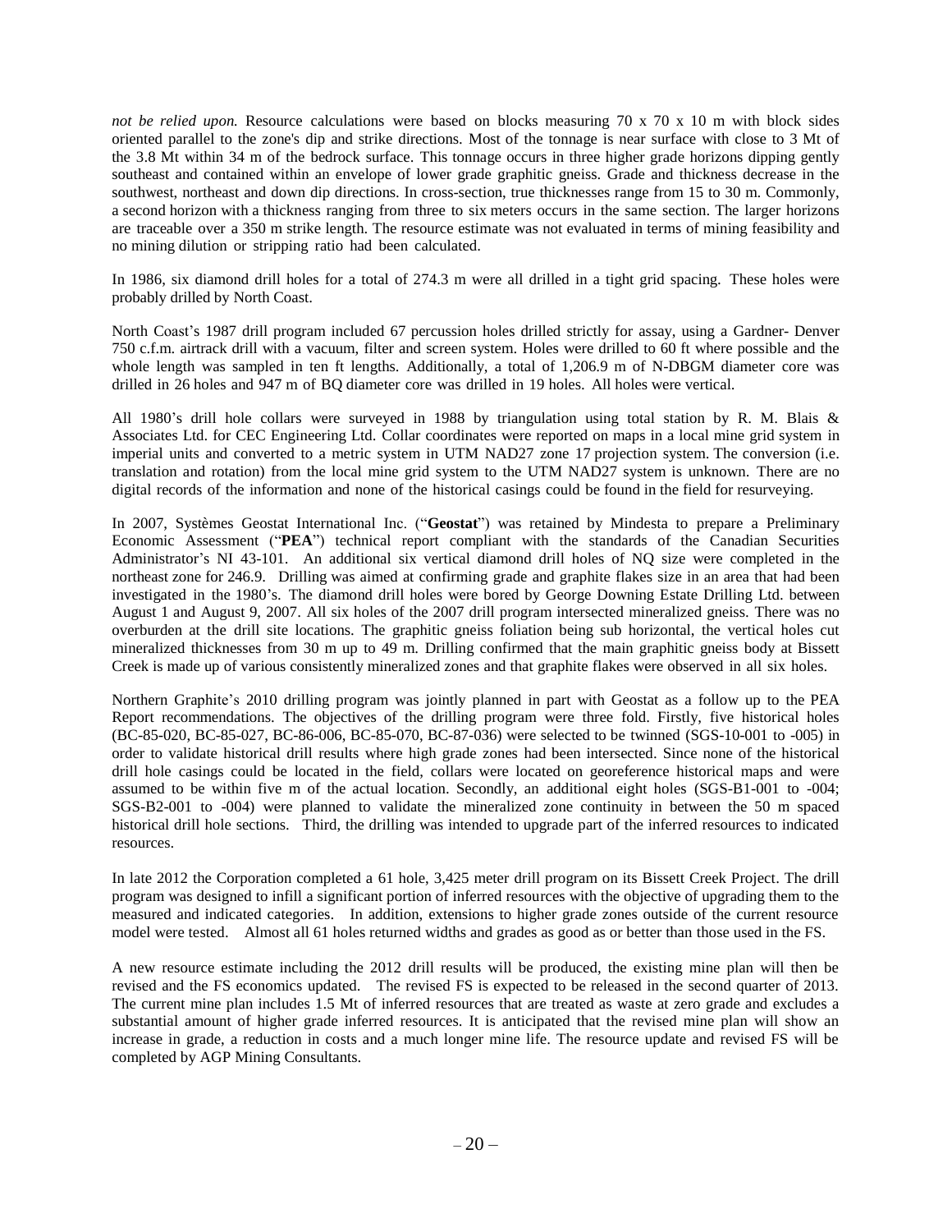*not be relied upon.* Resource calculations were based on blocks measuring 70 x 70 x 10 m with block sides oriented parallel to the zone's dip and strike directions. Most of the tonnage is near surface with close to 3 Mt of the 3.8 Mt within 34 m of the bedrock surface. This tonnage occurs in three higher grade horizons dipping gently southeast and contained within an envelope of lower grade graphitic gneiss. Grade and thickness decrease in the southwest, northeast and down dip directions. In cross-section, true thicknesses range from 15 to 30 m. Commonly, a second horizon with a thickness ranging from three to six meters occurs in the same section. The larger horizons are traceable over a 350 m strike length. The resource estimate was not evaluated in terms of mining feasibility and no mining dilution or stripping ratio had been calculated.

In 1986, six diamond drill holes for a total of 274.3 m were all drilled in a tight grid spacing. These holes were probably drilled by North Coast.

North Coast's 1987 drill program included 67 percussion holes drilled strictly for assay, using a Gardner- Denver 750 c.f.m. airtrack drill with a vacuum, filter and screen system. Holes were drilled to 60 ft where possible and the whole length was sampled in ten ft lengths. Additionally, a total of 1,206.9 m of N-DBGM diameter core was drilled in 26 holes and 947 m of BQ diameter core was drilled in 19 holes. All holes were vertical.

All 1980's drill hole collars were surveyed in 1988 by triangulation using total station by R. M. Blais & Associates Ltd. for CEC Engineering Ltd. Collar coordinates were reported on maps in a local mine grid system in imperial units and converted to a metric system in UTM NAD27 zone 17 projection system. The conversion (i.e. translation and rotation) from the local mine grid system to the UTM NAD27 system is unknown. There are no digital records of the information and none of the historical casings could be found in the field for resurveying.

In 2007, Systèmes Geostat International Inc. ("**Geostat**") was retained by Mindesta to prepare a Preliminary Economic Assessment ("**PEA**") technical report compliant with the standards of the Canadian Securities Administrator's NI 43-101. An additional six vertical diamond drill holes of NQ size were completed in the northeast zone for 246.9. Drilling was aimed at confirming grade and graphite flakes size in an area that had been investigated in the 1980's. The diamond drill holes were bored by George Downing Estate Drilling Ltd. between August 1 and August 9, 2007. All six holes of the 2007 drill program intersected mineralized gneiss. There was no overburden at the drill site locations. The graphitic gneiss foliation being sub horizontal, the vertical holes cut mineralized thicknesses from 30 m up to 49 m. Drilling confirmed that the main graphitic gneiss body at Bissett Creek is made up of various consistently mineralized zones and that graphite flakes were observed in all six holes.

Northern Graphite's 2010 drilling program was jointly planned in part with Geostat as a follow up to the PEA Report recommendations. The objectives of the drilling program were three fold. Firstly, five historical holes (BC-85-020, BC-85-027, BC-86-006, BC-85-070, BC-87-036) were selected to be twinned (SGS-10-001 to -005) in order to validate historical drill results where high grade zones had been intersected. Since none of the historical drill hole casings could be located in the field, collars were located on georeference historical maps and were assumed to be within five m of the actual location. Secondly, an additional eight holes (SGS-B1-001 to -004; SGS-B2-001 to -004) were planned to validate the mineralized zone continuity in between the 50 m spaced historical drill hole sections. Third, the drilling was intended to upgrade part of the inferred resources to indicated resources.

In late 2012 the Corporation completed a 61 hole, 3,425 meter drill program on its Bissett Creek Project. The drill program was designed to infill a significant portion of inferred resources with the objective of upgrading them to the measured and indicated categories. In addition, extensions to higher grade zones outside of the current resource model were tested. Almost all 61 holes returned widths and grades as good as or better than those used in the FS.

A new resource estimate including the 2012 drill results will be produced, the existing mine plan will then be revised and the FS economics updated. The revised FS is expected to be released in the second quarter of 2013. The current mine plan includes 1.5 Mt of inferred resources that are treated as waste at zero grade and excludes a substantial amount of higher grade inferred resources. It is anticipated that the revised mine plan will show an increase in grade, a reduction in costs and a much longer mine life. The resource update and revised FS will be completed by AGP Mining Consultants.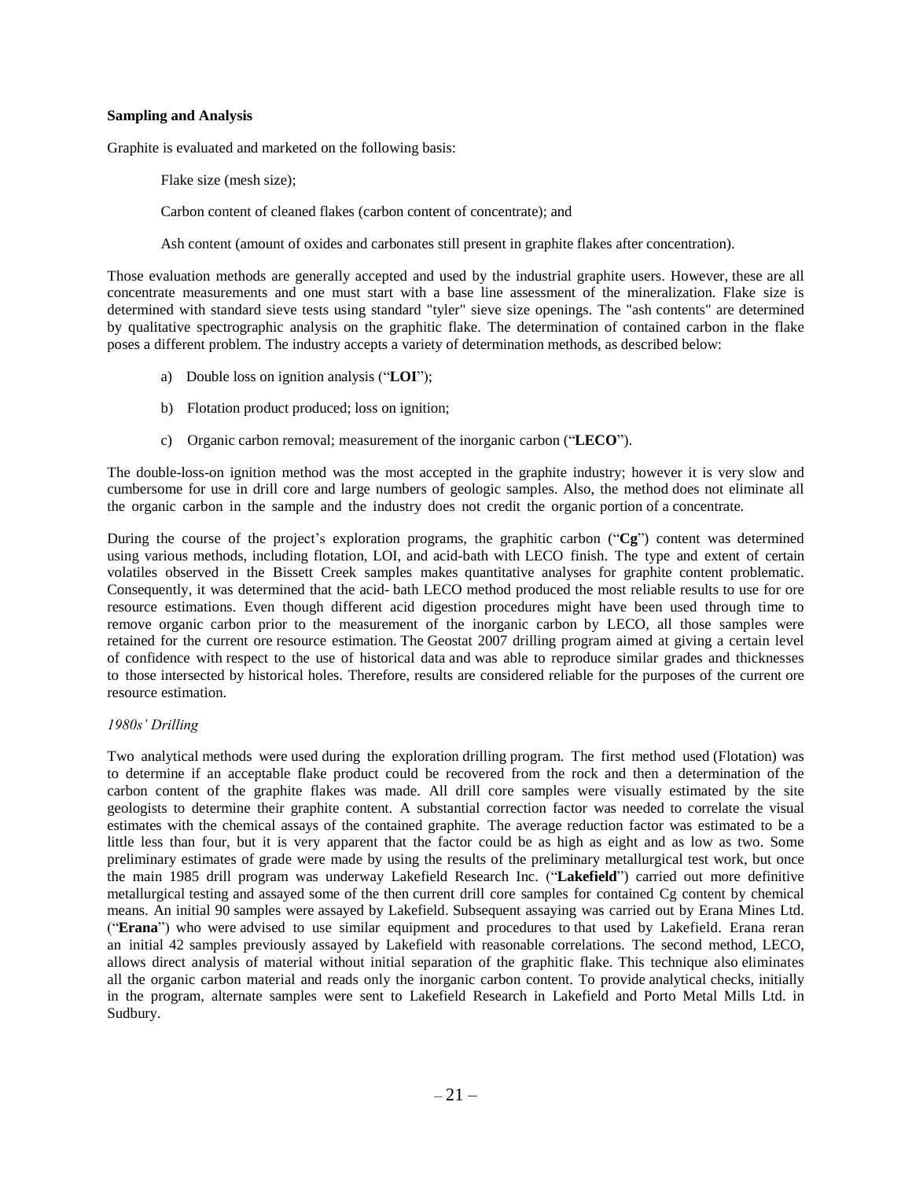**Sampling and Analysis**

Graphite is evaluated and marketed on the following basis:

Flake size (mesh size);

Carbon content of cleaned flakes (carbon content of concentrate); and

Ash content (amount of oxides and carbonates still present in graphite flakes after concentration).

Those evaluation methods are generally accepted and used by the industrial graphite users. However, these are all concentrate measurements and one must start with a base line assessment of the mineralization. Flake size is determined with standard sieve tests using standard "tyler" sieve size openings. The "ash contents" are determined by qualitative spectrographic analysis on the graphitic flake. The determination of contained carbon in the flake poses a different problem. The industry accepts a variety of determination methods, as described below:

a) Double loss on ignition analysis ("**LOI**");

b) Flotation product produced; loss on ignition;

c) Organic carbon removal; measurement of the inorganic carbon ("**LECO**").

The double-loss-on ignition method was the most accepted in the graphite industry; however it is very slow and cumbersome for use in drill core and large numbers of geologic samples. Also, the method does not eliminate all the organic carbon in the sample and the industry does not credit the organic portion of a concentrate.

During the course of the project's exploration programs, the graphitic carbon ("**Cg**") content was determined using various methods, including flotation, LOI, and acid-bath with LECO finish. The type and extent of certain volatiles observed in the Bissett Creek samples makes quantitative analyses for graphite content problematic. Consequently, it was determined that the acid- bath LECO method produced the most reliable results to use for ore resource estimations. Even though different acid digestion procedures might have been used through time to remove organic carbon prior to the measurement of the inorganic carbon by LECO, all those samples were retained for the current ore resource estimation. The Geostat 2007 drilling program aimed at giving a certain level of confidence with respect to the use of historical data and was able to reproduce similar grades and thicknesses to those intersected by historical holes. Therefore, results are considered reliable for the purposes of the current ore resource estimation.

*1980s' Drilling*

Two analytical methods were used during the exploration drilling program. The first method used (Flotation) was to determine if an acceptable flake product could be recovered from the rock and then a determination of the carbon content of the graphite flakes was made. All drill core samples were visually estimated by the site geologists to determine their graphite content. A substantial correction factor was needed to correlate the visual estimates with the chemical assays of the contained graphite. The average reduction factor was estimated to be a little less than four, but it is very apparent that the factor could be as high as eight and as low as two. Some preliminary estimates of grade were made by using the results of the preliminary metallurgical test work, but once the main 1985 drill program was underway Lakefield Research Inc. ("**Lakefield**") carried out more definitive metallurgical testing and assayed some of the then current drill core samples for contained Cg content by chemical means. An initial 90 samples were assayed by Lakefield. Subsequent assaying was carried out by Erana Mines Ltd. ("**Erana**") who were advised to use similar equipment and procedures to that used by Lakefield. Erana reran an initial 42 samples previously assayed by Lakefield with reasonable correlations. The second method, LECO, allows direct analysis of material without initial separation of the graphitic flake. This technique also eliminates all the organic carbon material and reads only the inorganic carbon content. To provide analytical checks, initially in the program, alternate samples were sent to Lakefield Research in Lakefield and Porto Metal Mills Ltd. in Sudbury.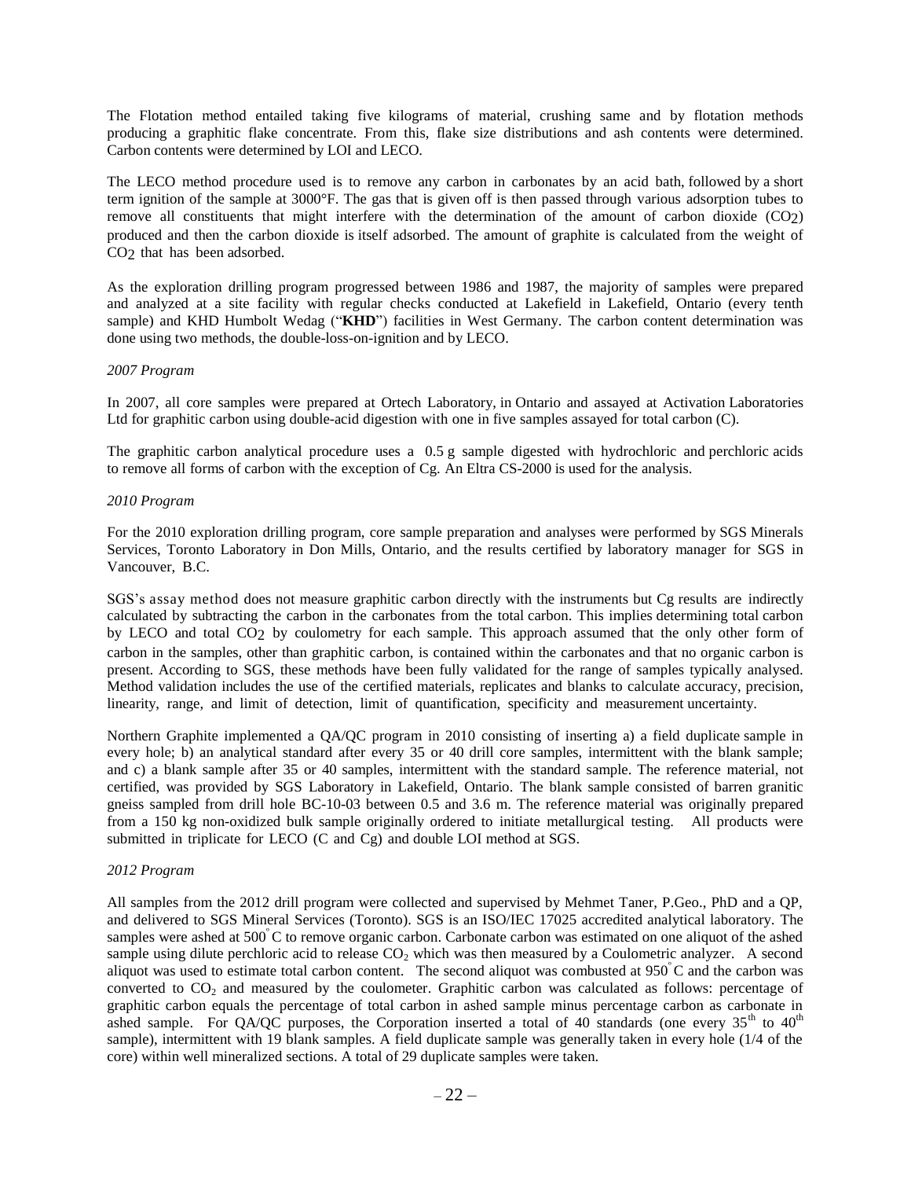The Flotation method entailed taking five kilograms of material, crushing same and by flotation methods producing a graphitic flake concentrate. From this, flake size distributions and ash contents were determined. Carbon contents were determined by LOI and LECO.

The LECO method procedure used is to remove any carbon in carbonates by an acid bath, followed by a short term ignition of the sample at 3000°F. The gas that is given off is then passed through various adsorption tubes to remove all constituents that might interfere with the determination of the amount of carbon dioxide ($CO_2$) produced and then the carbon dioxide is itself adsorbed. The amount of graphite is calculated from the weight of $CO_2$ that has been adsorbed.

As the exploration drilling program progressed between 1986 and 1987, the majority of samples were prepared and analyzed at a site facility with regular checks conducted at Lakefield in Lakefield, Ontario (every tenth sample) and KHD Humbolt Wedag ("**KHD**") facilities in West Germany. The carbon content determination was done using two methods, the double-loss-on-ignition and by LECO.

*2007 Program*

In 2007, all core samples were prepared at Ortech Laboratory, in Ontario and assayed at Activation Laboratories Ltd for graphitic carbon using double-acid digestion with one in five samples assayed for total carbon (C).

The graphitic carbon analytical procedure uses a 0.5 g sample digested with hydrochloric and perchloric acids to remove all forms of carbon with the exception of Cg. An Eltra CS-2000 is used for the analysis.

*2010 Program*

For the 2010 exploration drilling program, core sample preparation and analyses were performed by SGS Minerals Services, Toronto Laboratory in Don Mills, Ontario, and the results certified by laboratory manager for SGS in Vancouver, B.C.

SGS's assay method does not measure graphitic carbon directly with the instruments but Cg results are indirectly calculated by subtracting the carbon in the carbonates from the total carbon. This implies determining total carbon by LECO and total $CO_2$ by coulometry for each sample. This approach assumed that the only other form of carbon in the samples, other than graphitic carbon, is contained within the carbonates and that no organic carbon is present. According to SGS, these methods have been fully validated for the range of samples typically analysed. Method validation includes the use of the certified materials, replicates and blanks to calculate accuracy, precision, linearity, range, and limit of detection, limit of quantification, specificity and measurement uncertainty.

Northern Graphite implemented a QA/QC program in 2010 consisting of inserting a) a field duplicate sample in every hole; b) an analytical standard after every 35 or 40 drill core samples, intermittent with the blank sample; and c) a blank sample after 35 or 40 samples, intermittent with the standard sample. The reference material, not certified, was provided by SGS Laboratory in Lakefield, Ontario. The blank sample consisted of barren granitic gneiss sampled from drill hole BC-10-03 between 0.5 and 3.6 m. The reference material was originally prepared from a 150 kg non-oxidized bulk sample originally ordered to initiate metallurgical testing. All products were submitted in triplicate for LECO (C and Cg) and double LOI method at SGS.

*2012 Program*

All samples from the 2012 drill program were collected and supervised by Mehmet Taner, P.Geo., PhD and a QP, and delivered to SGS Mineral Services (Toronto). SGS is an ISO/IEC 17025 accredited analytical laboratory. The samples were ashed at 500°C to remove organic carbon. Carbonate carbon was estimated on one aliquot of the ashed sample using dilute perchloric acid to release $CO_2$ which was then measured by a Coulometric analyzer. A second aliquot was used to estimate total carbon content. The second aliquot was combusted at 950°C and the carbon was converted to $CO_2$ and measured by the coulometer. Graphitic carbon was calculated as follows: percentage of graphitic carbon equals the percentage of total carbon in ashed sample minus percentage carbon as carbonate in ashed sample. For QA/QC purposes, the Corporation inserted a total of 40 standards (one every 35th to 40th sample), intermittent with 19 blank samples. A field duplicate sample was generally taken in every hole (1/4 of the core) within well mineralized sections. A total of 29 duplicate samples were taken.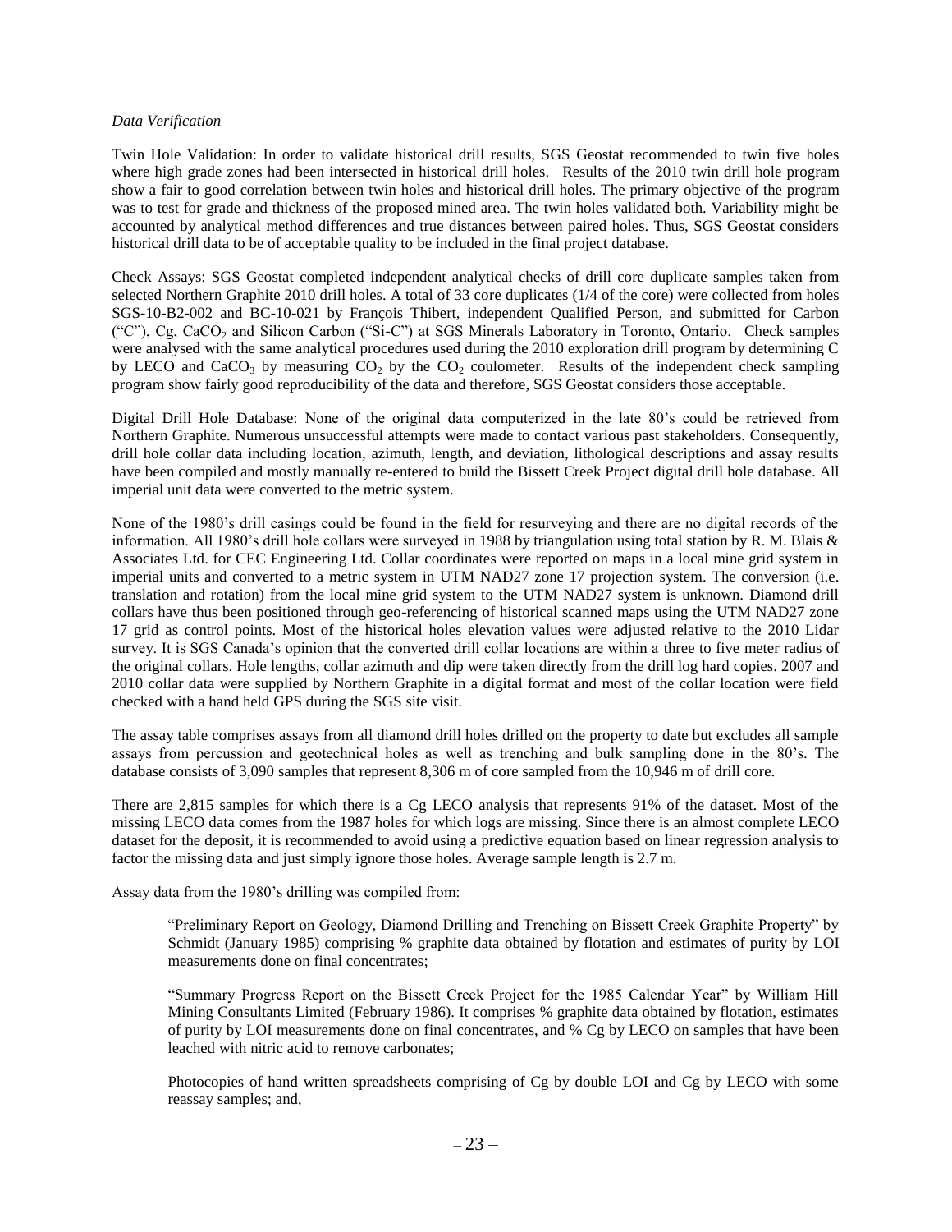*Data Verification*

Twin Hole Validation: In order to validate historical drill results, SGS Geostat recommended to twin five holes where high grade zones had been intersected in historical drill holes. Results of the 2010 twin drill hole program show a fair to good correlation between twin holes and historical drill holes. The primary objective of the program was to test for grade and thickness of the proposed mined area. The twin holes validated both. Variability might be accounted by analytical method differences and true distances between paired holes. Thus, SGS Geostat considers historical drill data to be of acceptable quality to be included in the final project database.

Check Assays: SGS Geostat completed independent analytical checks of drill core duplicate samples taken from selected Northern Graphite 2010 drill holes. A total of 33 core duplicates (1/4 of the core) were collected from holes SGS-10-B2-002 and BC-10-021 by François Thibert, independent Qualified Person, and submitted for Carbon ("C"), Cg, $CaCO_2$ and Silicon Carbon ("Si-C") at SGS Minerals Laboratory in Toronto, Ontario. Check samples were analysed with the same analytical procedures used during the 2010 exploration drill program by determining C by LECO and $CaCO_3$ by measuring $CO_2$ by the $CO_2$ coulometer. Results of the independent check sampling program show fairly good reproducibility of the data and therefore, SGS Geostat considers those acceptable.

Digital Drill Hole Database: None of the original data computerized in the late 80's could be retrieved from Northern Graphite. Numerous unsuccessful attempts were made to contact various past stakeholders. Consequently, drill hole collar data including location, azimuth, length, and deviation, lithological descriptions and assay results have been compiled and mostly manually re-entered to build the Bissett Creek Project digital drill hole database. All imperial unit data were converted to the metric system.

None of the 1980's drill casings could be found in the field for resurveying and there are no digital records of the information. All 1980's drill hole collars were surveyed in 1988 by triangulation using total station by R. M. Blais & Associates Ltd. for CEC Engineering Ltd. Collar coordinates were reported on maps in a local mine grid system in imperial units and converted to a metric system in UTM NAD27 zone 17 projection system. The conversion (i.e. translation and rotation) from the local mine grid system to the UTM NAD27 system is unknown. Diamond drill collars have thus been positioned through geo-referencing of historical scanned maps using the UTM NAD27 zone 17 grid as control points. Most of the historical holes elevation values were adjusted relative to the 2010 Lidar survey. It is SGS Canada's opinion that the converted drill collar locations are within a three to five meter radius of the original collars. Hole lengths, collar azimuth and dip were taken directly from the drill log hard copies. 2007 and 2010 collar data were supplied by Northern Graphite in a digital format and most of the collar location were field checked with a hand held GPS during the SGS site visit.

The assay table comprises assays from all diamond drill holes drilled on the property to date but excludes all sample assays from percussion and geotechnical holes as well as trenching and bulk sampling done in the 80's. The database consists of 3,090 samples that represent 8,306 m of core sampled from the 10,946 m of drill core.

There are 2,815 samples for which there is a Cg LECO analysis that represents 91% of the dataset. Most of the missing LECO data comes from the 1987 holes for which logs are missing. Since there is an almost complete LECO dataset for the deposit, it is recommended to avoid using a predictive equation based on linear regression analysis to factor the missing data and just simply ignore those holes. Average sample length is 2.7 m.

Assay data from the 1980's drilling was compiled from:

> "Preliminary Report on Geology, Diamond Drilling and Trenching on Bissett Creek Graphite Property" by Schmidt (January 1985) comprising % graphite data obtained by flotation and estimates of purity by LOI measurements done on final concentrates;
>
> "Summary Progress Report on the Bissett Creek Project for the 1985 Calendar Year" by William Hill Mining Consultants Limited (February 1986). It comprises % graphite data obtained by flotation, estimates of purity by LOI measurements done on final concentrates, and % Cg by LECO on samples that have been leached with nitric acid to remove carbonates;
>
> Photocopies of hand written spreadsheets comprising of Cg by double LOI and Cg by LECO with some reassay samples; and,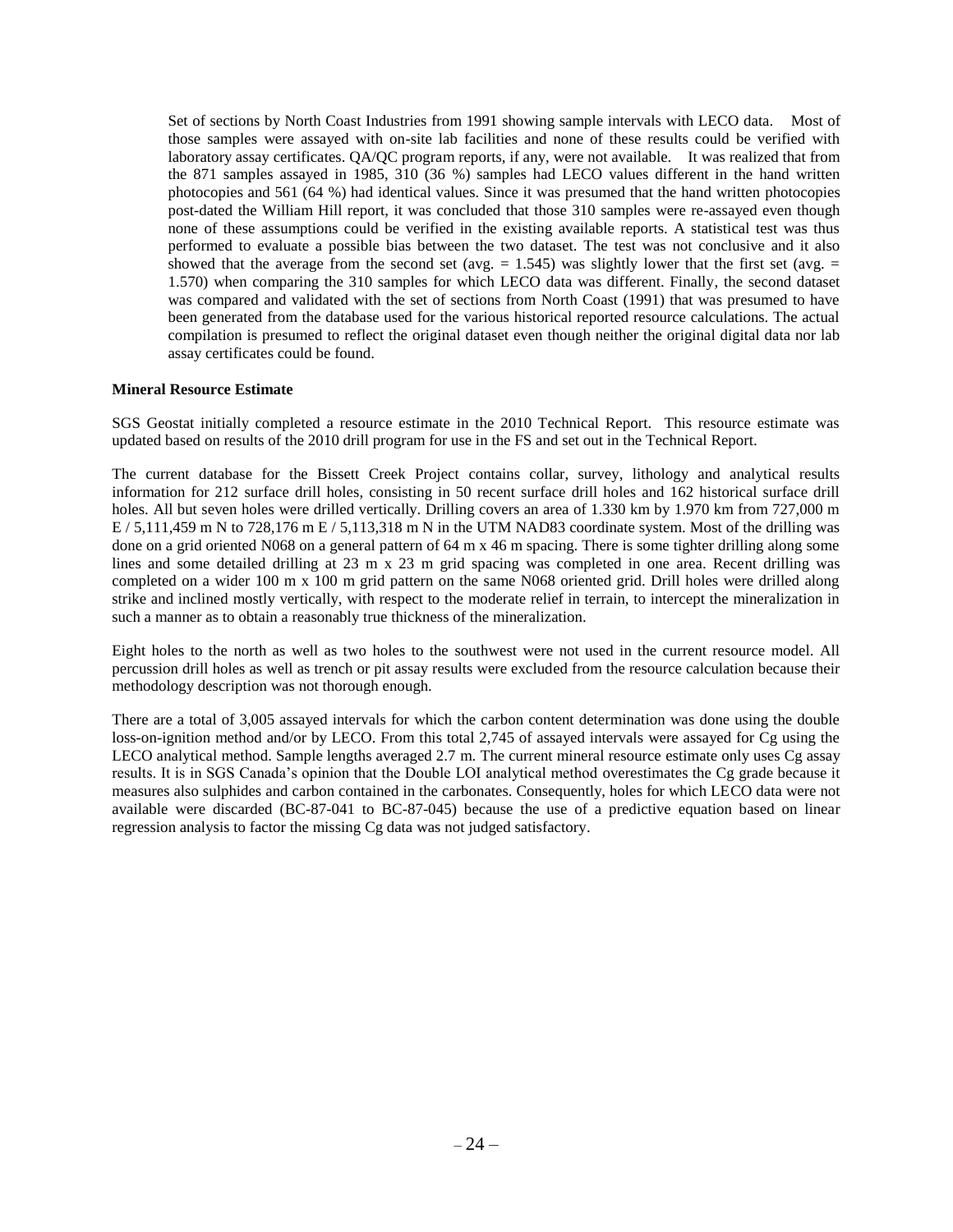Set of sections by North Coast Industries from 1991 showing sample intervals with LECO data. Most of those samples were assayed with on-site lab facilities and none of these results could be verified with laboratory assay certificates. QA/QC program reports, if any, were not available. It was realized that from the 871 samples assayed in 1985, 310 (36 %) samples had LECO values different in the hand written photocopies and 561 (64 %) had identical values. Since it was presumed that the hand written photocopies post-dated the William Hill report, it was concluded that those 310 samples were re-assayed even though none of these assumptions could be verified in the existing available reports. A statistical test was thus performed to evaluate a possible bias between the two dataset. The test was not conclusive and it also showed that the average from the second set (avg. = 1.545) was slightly lower that the first set (avg. = 1.570) when comparing the 310 samples for which LECO data was different. Finally, the second dataset was compared and validated with the set of sections from North Coast (1991) that was presumed to have been generated from the database used for the various historical reported resource calculations. The actual compilation is presumed to reflect the original dataset even though neither the original digital data nor lab assay certificates could be found.

**Mineral Resource Estimate**

SGS Geostat initially completed a resource estimate in the 2010 Technical Report. This resource estimate was updated based on results of the 2010 drill program for use in the FS and set out in the Technical Report.

The current database for the Bissett Creek Project contains collar, survey, lithology and analytical results information for 212 surface drill holes, consisting in 50 recent surface drill holes and 162 historical surface drill holes. All but seven holes were drilled vertically. Drilling covers an area of 1.330 km by 1.970 km from 727,000 m E / 5,111,459 m N to 728,176 m E / 5,113,318 m N in the UTM NAD83 coordinate system. Most of the drilling was done on a grid oriented N068 on a general pattern of 64 m x 46 m spacing. There is some tighter drilling along some lines and some detailed drilling at 23 m x 23 m grid spacing was completed in one area. Recent drilling was completed on a wider 100 m x 100 m grid pattern on the same N068 oriented grid. Drill holes were drilled along strike and inclined mostly vertically, with respect to the moderate relief in terrain, to intercept the mineralization in such a manner as to obtain a reasonably true thickness of the mineralization.

Eight holes to the north as well as two holes to the southwest were not used in the current resource model. All percussion drill holes as well as trench or pit assay results were excluded from the resource calculation because their methodology description was not thorough enough.

There are a total of 3,005 assayed intervals for which the carbon content determination was done using the double loss-on-ignition method and/or by LECO. From this total 2,745 of assayed intervals were assayed for Cg using the LECO analytical method. Sample lengths averaged 2.7 m. The current mineral resource estimate only uses Cg assay results. It is in SGS Canada's opinion that the Double LOI analytical method overestimates the Cg grade because it measures also sulphides and carbon contained in the carbonates. Consequently, holes for which LECO data were not available were discarded (BC-87-041 to BC-87-045) because the use of a predictive equation based on linear regression analysis to factor the missing Cg data was not judged satisfactory.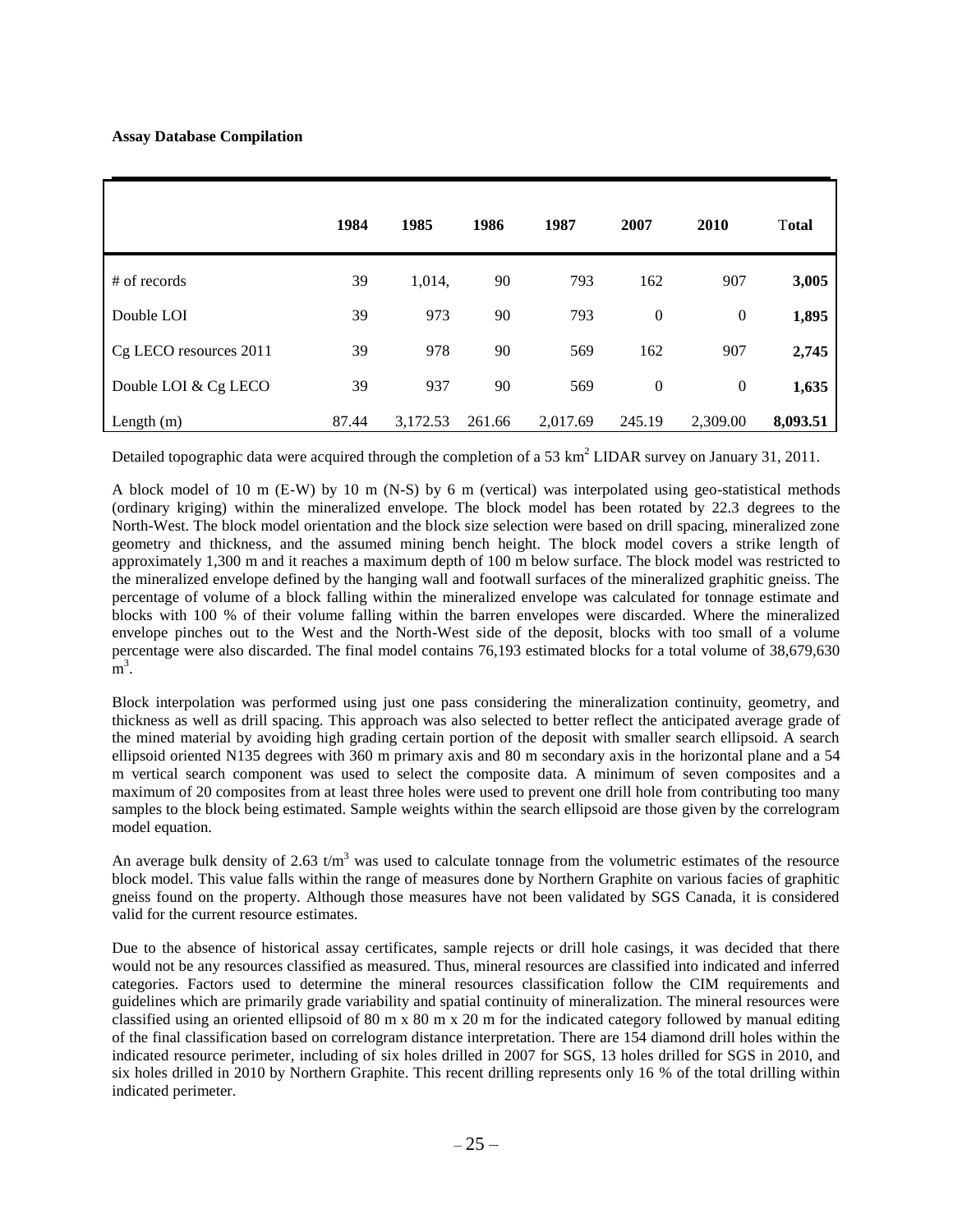**Assay Database Compilation**

| | 1984 | 1985 | 1986 | 1987 | 2007 | 2010 | Total |
|---|---|---|---|---|---|---|---|
| # of records | 39 | 1,014, | 90 | 793 | 162 | 907 | **3,005** |
| Double LOI | 39 | 973 | 90 | 793 | 0 | 0 | **1,895** |
| Cg LECO resources 2011 | 39 | 978 | 90 | 569 | 162 | 907 | **2,745** |
| Double LOI & Cg LECO | 39 | 937 | 90 | 569 | 0 | 0 | **1,635** |
| Length (m) | 87.44 | 3,172.53 | 261.66 | 2,017.69 | 245.19 | 2,309.00 | **8,093.51** |

Detailed topographic data were acquired through the completion of a 53 km$^2$ LIDAR survey on January 31, 2011.

A block model of 10 m (E-W) by 10 m (N-S) by 6 m (vertical) was interpolated using geo-statistical methods (ordinary kriging) within the mineralized envelope. The block model has been rotated by 22.3 degrees to the North-West. The block model orientation and the block size selection were based on drill spacing, mineralized zone geometry and thickness, and the assumed mining bench height. The block model covers a strike length of approximately 1,300 m and it reaches a maximum depth of 100 m below surface. The block model was restricted to the mineralized envelope defined by the hanging wall and footwall surfaces of the mineralized graphitic gneiss. The percentage of volume of a block falling within the mineralized envelope was calculated for tonnage estimate and blocks with 100 % of their volume falling within the barren envelopes were discarded. Where the mineralized envelope pinches out to the West and the North-West side of the deposit, blocks with too small of a volume percentage were also discarded. The final model contains 76,193 estimated blocks for a total volume of 38,679,630 m$^3$.

Block interpolation was performed using just one pass considering the mineralization continuity, geometry, and thickness as well as drill spacing. This approach was also selected to better reflect the anticipated average grade of the mined material by avoiding high grading certain portion of the deposit with smaller search ellipsoid. A search ellipsoid oriented N135 degrees with 360 m primary axis and 80 m secondary axis in the horizontal plane and a 54 m vertical search component was used to select the composite data. A minimum of seven composites and a maximum of 20 composites from at least three holes were used to prevent one drill hole from contributing too many samples to the block being estimated. Sample weights within the search ellipsoid are those given by the correlogram model equation.

An average bulk density of 2.63 t/m$^3$ was used to calculate tonnage from the volumetric estimates of the resource block model. This value falls within the range of measures done by Northern Graphite on various facies of graphitic gneiss found on the property. Although those measures have not been validated by SGS Canada, it is considered valid for the current resource estimates.

Due to the absence of historical assay certificates, sample rejects or drill hole casings, it was decided that there would not be any resources classified as measured. Thus, mineral resources are classified into indicated and inferred categories. Factors used to determine the mineral resources classification follow the CIM requirements and guidelines which are primarily grade variability and spatial continuity of mineralization. The mineral resources were classified using an oriented ellipsoid of 80 m x 80 m x 20 m for the indicated category followed by manual editing of the final classification based on correlogram distance interpretation. There are 154 diamond drill holes within the indicated resource perimeter, including of six holes drilled in 2007 for SGS, 13 holes drilled for SGS in 2010, and six holes drilled in 2010 by Northern Graphite. This recent drilling represents only 16 % of the total drilling within indicated perimeter.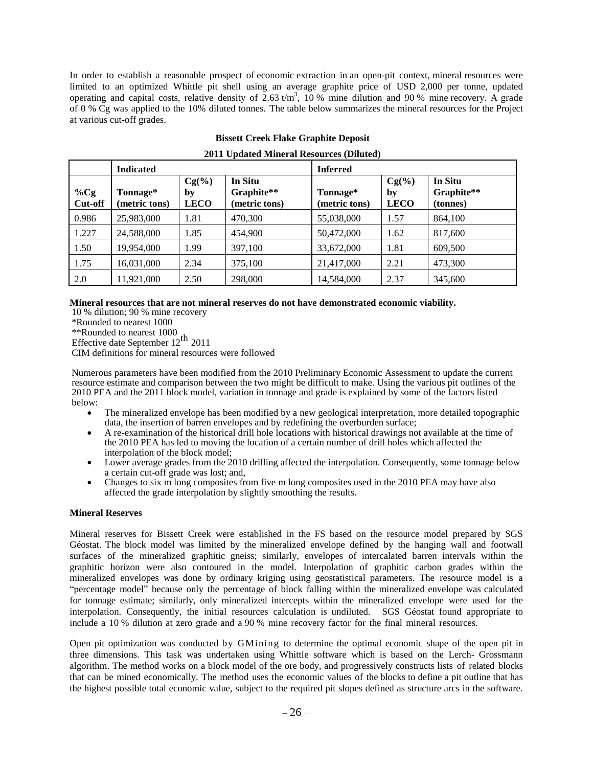In order to establish a reasonable prospect of economic extraction in an open-pit context, mineral resources were limited to an optimized Whittle pit shell using an average graphite price of USD 2,000 per tonne, updated operating and capital costs, relative density of 2.63 t/m$^3$, 10 % mine dilution and 90 % mine recovery. A grade of 0 % Cg was applied to the 10% diluted tonnes. The table below summarizes the mineral resources for the Project at various cut-off grades.

**Bissett Creek Flake Graphite Deposit**

**2011 Updated Mineral Resources (Diluted)**

| | Indicated | | | Inferred | | |
|---|---|---|---|---|---|---|
| **%Cg Cut-off** | **Tonnage* (metric tons)** | **Cg(%) by LECO** | **In Situ Graphite** (metric tons)** | **Tonnage* (metric tons)** | **Cg(%) by LECO** | **In Situ Graphite** (tonnes)** |
| 0.986 | 25,983,000 | 1.81 | 470,300 | 55,038,000 | 1.57 | 864,100 |
| 1.227 | 24,588,000 | 1.85 | 454,900 | 50,472,000 | 1.62 | 817,600 |
| 1.50 | 19,954,000 | 1.99 | 397,100 | 33,672,000 | 1.81 | 609,500 |
| 1.75 | 16,031,000 | 2.34 | 375,100 | 21,417,000 | 2.21 | 473,300 |
| 2.0 | 11,921,000 | 2.50 | 298,000 | 14,584,000 | 2.37 | 345,600 |

**Mineral resources that are not mineral reserves do not have demonstrated economic viability.**
10 % dilution; 90 % mine recovery
*Rounded to nearest 1000
**Rounded to nearest 1000
Effective date September 12th 2011
CIM definitions for mineral resources were followed

Numerous parameters have been modified from the 2010 Preliminary Economic Assessment to update the current resource estimate and comparison between the two might be difficult to make. Using the various pit outlines of the 2010 PEA and the 2011 block model, variation in tonnage and grade is explained by some of the factors listed below:

- The mineralized envelope has been modified by a new geological interpretation, more detailed topographic data, the insertion of barren envelopes and by redefining the overburden surface;
- A re-examination of the historical drill hole locations with historical drawings not available at the time of the 2010 PEA has led to moving the location of a certain number of drill holes which affected the interpolation of the block model;
- Lower average grades from the 2010 drilling affected the interpolation. Consequently, some tonnage below a certain cut-off grade was lost; and,
- Changes to six m long composites from five m long composites used in the 2010 PEA may have also affected the grade interpolation by slightly smoothing the results.

**Mineral Reserves**

Mineral reserves for Bissett Creek were established in the FS based on the resource model prepared by SGS Géostat. The block model was limited by the mineralized envelope defined by the hanging wall and footwall surfaces of the mineralized graphitic gneiss; similarly, envelopes of intercalated barren intervals within the graphitic horizon were also contoured in the model. Interpolation of graphitic carbon grades within the mineralized envelopes was done by ordinary kriging using geostatistical parameters. The resource model is a "percentage model" because only the percentage of block falling within the mineralized envelope was calculated for tonnage estimate; similarly, only mineralized intercepts within the mineralized envelope were used for the interpolation. Consequently, the initial resources calculation is undiluted. SGS Géostat found appropriate to include a 10 % dilution at zero grade and a 90 % mine recovery factor for the final mineral resources.

Open pit optimization was conducted by GMining to determine the optimal economic shape of the open pit in three dimensions. This task was undertaken using Whittle software which is based on the Lerch- Grossmann algorithm. The method works on a block model of the ore body, and progressively constructs lists of related blocks that can be mined economically. The method uses the economic values of the blocks to define a pit outline that has the highest possible total economic value, subject to the required pit slopes defined as structure arcs in the software.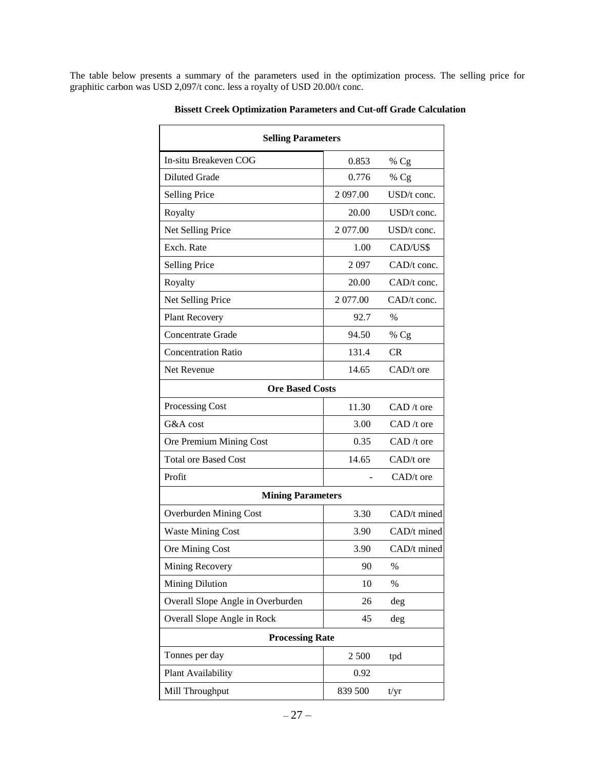The table below presents a summary of the parameters used in the optimization process. The selling price for graphitic carbon was USD 2,097/t conc. less a royalty of USD 20.00/t conc.

**Bissett Creek Optimization Parameters and Cut-off Grade Calculation**

| Selling Parameters | | |
|---|---|---|
| In-situ Breakeven COG | 0.853 | % Cg |
| Diluted Grade | 0.776 | % Cg |
| Selling Price | 2 097.00 | USD/t conc. |
| Royalty | 20.00 | USD/t conc. |
| Net Selling Price | 2 077.00 | USD/t conc. |
| Exch. Rate | 1.00 | CAD/US$ |
| Selling Price | 2 097 | CAD/t conc. |
| Royalty | 20.00 | CAD/t conc. |
| Net Selling Price | 2 077.00 | CAD/t conc. |
| Plant Recovery | 92.7 | % |
| Concentrate Grade | 94.50 | % Cg |
| Concentration Ratio | 131.4 | CR |
| Net Revenue | 14.65 | CAD/t ore |
| **Ore Based Costs** | | |
| Processing Cost | 11.30 | CAD /t ore |
| G&A cost | 3.00 | CAD /t ore |
| Ore Premium Mining Cost | 0.35 | CAD /t ore |
| Total ore Based Cost | 14.65 | CAD/t ore |
| Profit | - | CAD/t ore |
| **Mining Parameters** | | |
| Overburden Mining Cost | 3.30 | CAD/t mined |
| Waste Mining Cost | 3.90 | CAD/t mined |
| Ore Mining Cost | 3.90 | CAD/t mined |
| Mining Recovery | 90 | % |
| Mining Dilution | 10 | % |
| Overall Slope Angle in Overburden | 26 | deg |
| Overall Slope Angle in Rock | 45 | deg |
| **Processing Rate** | | |
| Tonnes per day | 2 500 | tpd |
| Plant Availability | 0.92 | |
| Mill Throughput | 839 500 | t/yr |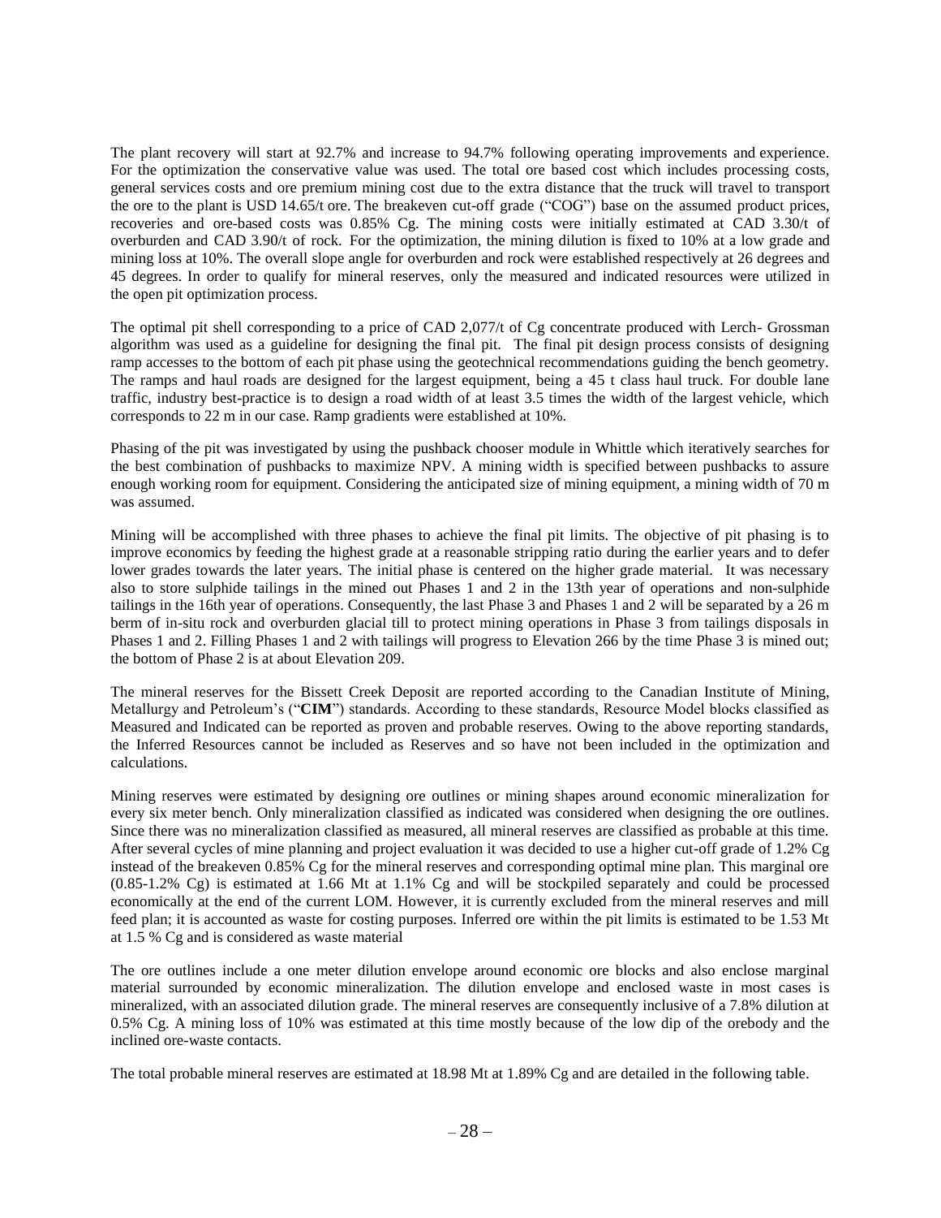The plant recovery will start at 92.7% and increase to 94.7% following operating improvements and experience. For the optimization the conservative value was used. The total ore based cost which includes processing costs, general services costs and ore premium mining cost due to the extra distance that the truck will travel to transport the ore to the plant is USD 14.65/t ore. The breakeven cut-off grade ("COG") base on the assumed product prices, recoveries and ore-based costs was 0.85% Cg. The mining costs were initially estimated at CAD 3.30/t of overburden and CAD 3.90/t of rock. For the optimization, the mining dilution is fixed to 10% at a low grade and mining loss at 10%. The overall slope angle for overburden and rock were established respectively at 26 degrees and 45 degrees. In order to qualify for mineral reserves, only the measured and indicated resources were utilized in the open pit optimization process.

The optimal pit shell corresponding to a price of CAD 2,077/t of Cg concentrate produced with Lerch- Grossman algorithm was used as a guideline for designing the final pit. The final pit design process consists of designing ramp accesses to the bottom of each pit phase using the geotechnical recommendations guiding the bench geometry. The ramps and haul roads are designed for the largest equipment, being a 45 t class haul truck. For double lane traffic, industry best-practice is to design a road width of at least 3.5 times the width of the largest vehicle, which corresponds to 22 m in our case. Ramp gradients were established at 10%.

Phasing of the pit was investigated by using the pushback chooser module in Whittle which iteratively searches for the best combination of pushbacks to maximize NPV. A mining width is specified between pushbacks to assure enough working room for equipment. Considering the anticipated size of mining equipment, a mining width of 70 m was assumed.

Mining will be accomplished with three phases to achieve the final pit limits. The objective of pit phasing is to improve economics by feeding the highest grade at a reasonable stripping ratio during the earlier years and to defer lower grades towards the later years. The initial phase is centered on the higher grade material. It was necessary also to store sulphide tailings in the mined out Phases 1 and 2 in the 13th year of operations and non-sulphide tailings in the 16th year of operations. Consequently, the last Phase 3 and Phases 1 and 2 will be separated by a 26 m berm of in-situ rock and overburden glacial till to protect mining operations in Phase 3 from tailings disposals in Phases 1 and 2. Filling Phases 1 and 2 with tailings will progress to Elevation 266 by the time Phase 3 is mined out; the bottom of Phase 2 is at about Elevation 209.

The mineral reserves for the Bissett Creek Deposit are reported according to the Canadian Institute of Mining, Metallurgy and Petroleum's ("**CIM**") standards. According to these standards, Resource Model blocks classified as Measured and Indicated can be reported as proven and probable reserves. Owing to the above reporting standards, the Inferred Resources cannot be included as Reserves and so have not been included in the optimization and calculations.

Mining reserves were estimated by designing ore outlines or mining shapes around economic mineralization for every six meter bench. Only mineralization classified as indicated was considered when designing the ore outlines. Since there was no mineralization classified as measured, all mineral reserves are classified as probable at this time. After several cycles of mine planning and project evaluation it was decided to use a higher cut-off grade of 1.2% Cg instead of the breakeven 0.85% Cg for the mineral reserves and corresponding optimal mine plan. This marginal ore (0.85-1.2% Cg) is estimated at 1.66 Mt at 1.1% Cg and will be stockpiled separately and could be processed economically at the end of the current LOM. However, it is currently excluded from the mineral reserves and mill feed plan; it is accounted as waste for costing purposes. Inferred ore within the pit limits is estimated to be 1.53 Mt at 1.5 % Cg and is considered as waste material

The ore outlines include a one meter dilution envelope around economic ore blocks and also enclose marginal material surrounded by economic mineralization. The dilution envelope and enclosed waste in most cases is mineralized, with an associated dilution grade. The mineral reserves are consequently inclusive of a 7.8% dilution at 0.5% Cg. A mining loss of 10% was estimated at this time mostly because of the low dip of the orebody and the inclined ore-waste contacts.

The total probable mineral reserves are estimated at 18.98 Mt at 1.89% Cg and are detailed in the following table.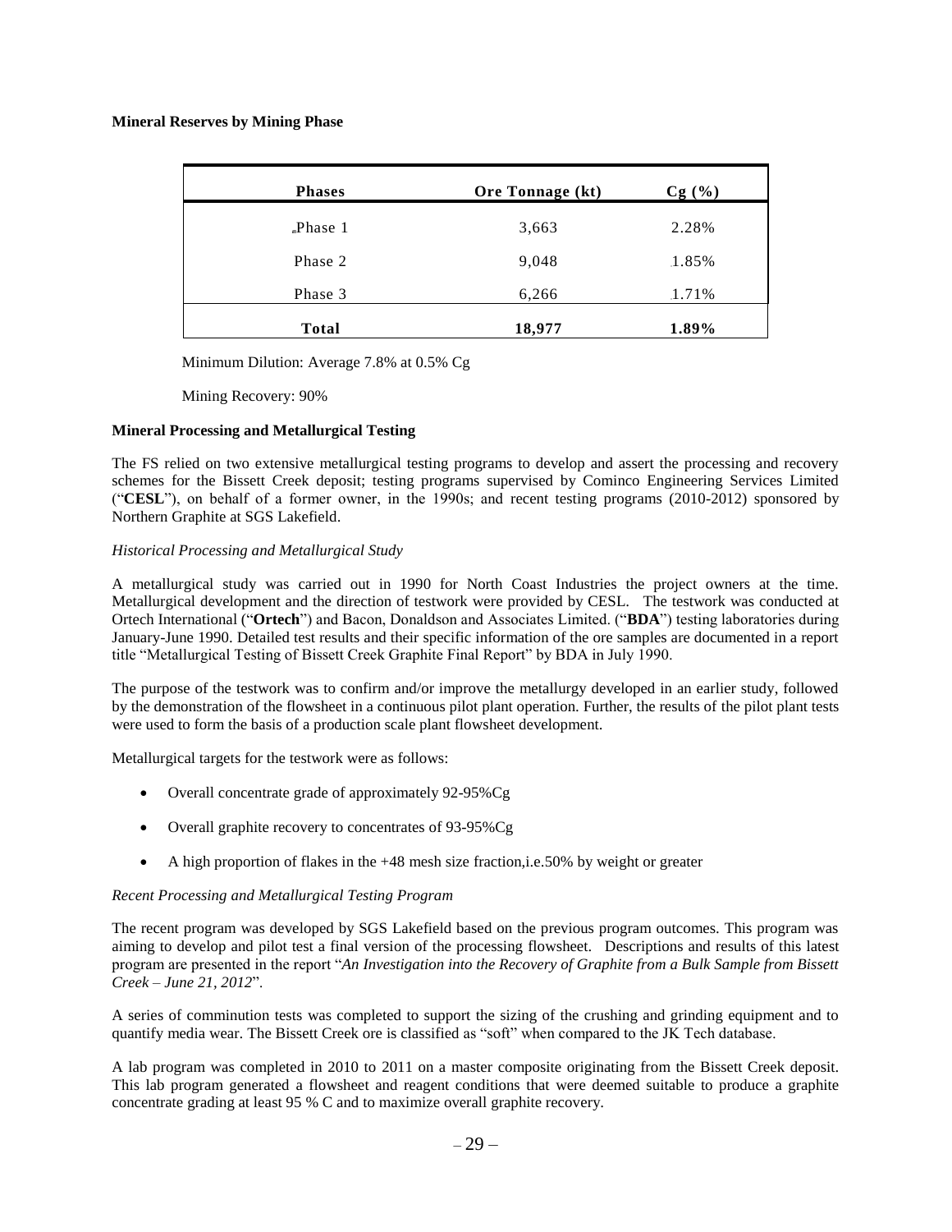**Mineral Reserves by Mining Phase**

| Phases | Ore Tonnage (kt) | Cg (%) |
|---|---|---|
| Phase 1 | 3,663 | 2.28% |
| Phase 2 | 9,048 | 1.85% |
| Phase 3 | 6,266 | 1.71% |
| **Total** | **18,977** | **1.89%** |

Minimum Dilution: Average 7.8% at 0.5% Cg

Mining Recovery: 90%

**Mineral Processing and Metallurgical Testing**

The FS relied on two extensive metallurgical testing programs to develop and assert the processing and recovery schemes for the Bissett Creek deposit; testing programs supervised by Cominco Engineering Services Limited ("**CESL**"), on behalf of a former owner, in the 1990s; and recent testing programs (2010-2012) sponsored by Northern Graphite at SGS Lakefield.

*Historical Processing and Metallurgical Study*

A metallurgical study was carried out in 1990 for North Coast Industries the project owners at the time. Metallurgical development and the direction of testwork were provided by CESL. The testwork was conducted at Ortech International ("**Ortech**") and Bacon, Donaldson and Associates Limited. ("**BDA**") testing laboratories during January-June 1990. Detailed test results and their specific information of the ore samples are documented in a report title "Metallurgical Testing of Bissett Creek Graphite Final Report" by BDA in July 1990.

The purpose of the testwork was to confirm and/or improve the metallurgy developed in an earlier study, followed by the demonstration of the flowsheet in a continuous pilot plant operation. Further, the results of the pilot plant tests were used to form the basis of a production scale plant flowsheet development.

Metallurgical targets for the testwork were as follows:

- Overall concentrate grade of approximately 92-95%Cg
- Overall graphite recovery to concentrates of 93-95%Cg
- A high proportion of flakes in the +48 mesh size fraction,i.e.50% by weight or greater

*Recent Processing and Metallurgical Testing Program*

The recent program was developed by SGS Lakefield based on the previous program outcomes. This program was aiming to develop and pilot test a final version of the processing flowsheet. Descriptions and results of this latest program are presented in the report "*An Investigation into the Recovery of Graphite from a Bulk Sample from Bissett Creek – June 21, 2012*".

A series of comminution tests was completed to support the sizing of the crushing and grinding equipment and to quantify media wear. The Bissett Creek ore is classified as "soft" when compared to the JK Tech database.

A lab program was completed in 2010 to 2011 on a master composite originating from the Bissett Creek deposit. This lab program generated a flowsheet and reagent conditions that were deemed suitable to produce a graphite concentrate grading at least 95 % C and to maximize overall graphite recovery.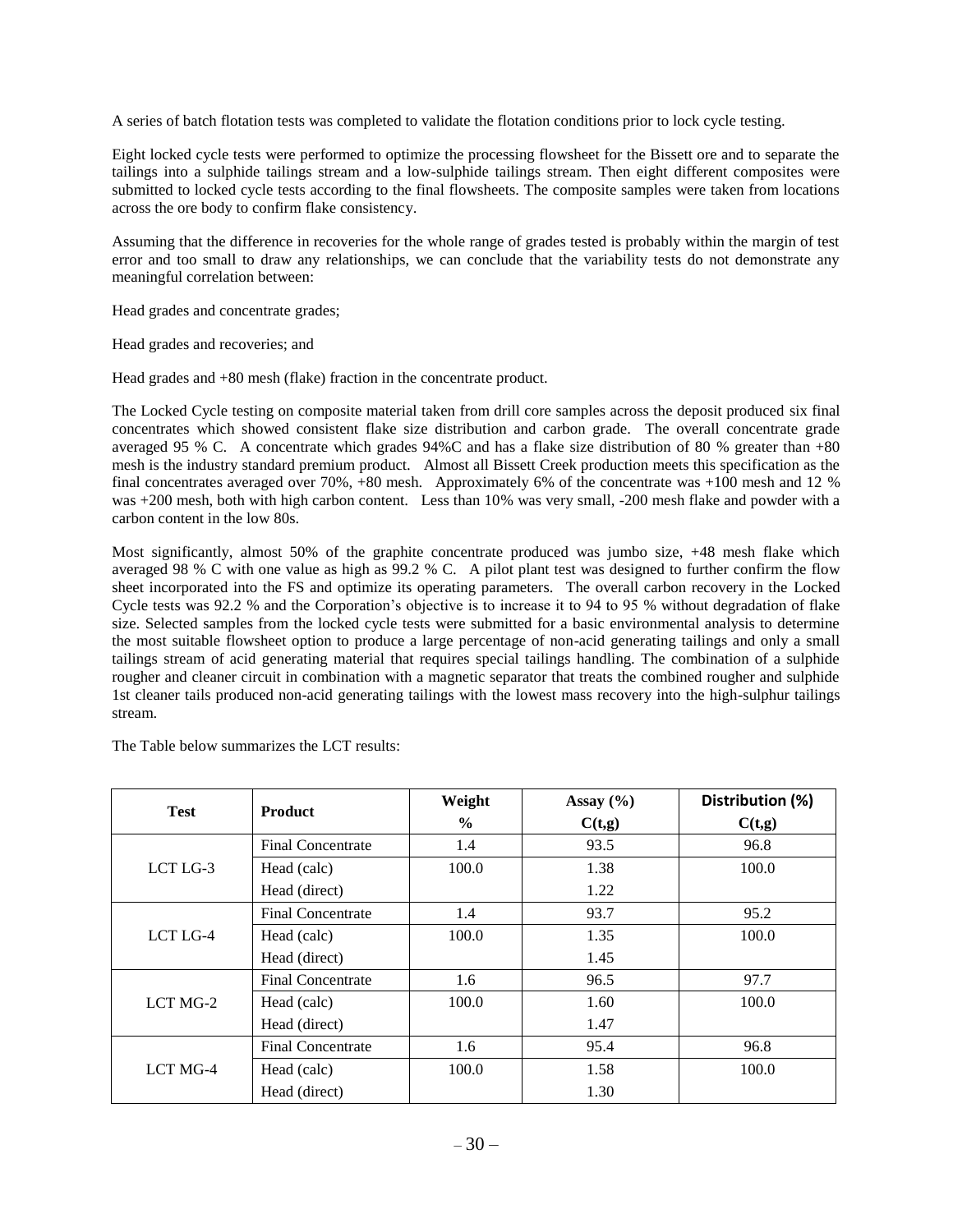A series of batch flotation tests was completed to validate the flotation conditions prior to lock cycle testing.

Eight locked cycle tests were performed to optimize the processing flowsheet for the Bissett ore and to separate the tailings into a sulphide tailings stream and a low-sulphide tailings stream. Then eight different composites were submitted to locked cycle tests according to the final flowsheets. The composite samples were taken from locations across the ore body to confirm flake consistency.

Assuming that the difference in recoveries for the whole range of grades tested is probably within the margin of test error and too small to draw any relationships, we can conclude that the variability tests do not demonstrate any meaningful correlation between:

Head grades and concentrate grades;

Head grades and recoveries; and

Head grades and +80 mesh (flake) fraction in the concentrate product.

The Locked Cycle testing on composite material taken from drill core samples across the deposit produced six final concentrates which showed consistent flake size distribution and carbon grade. The overall concentrate grade averaged 95 % C. A concentrate which grades 94%C and has a flake size distribution of 80 % greater than +80 mesh is the industry standard premium product. Almost all Bissett Creek production meets this specification as the final concentrates averaged over 70%, +80 mesh. Approximately 6% of the concentrate was +100 mesh and 12 % was +200 mesh, both with high carbon content. Less than 10% was very small, -200 mesh flake and powder with a carbon content in the low 80s.

Most significantly, almost 50% of the graphite concentrate produced was jumbo size, +48 mesh flake which averaged 98 % C with one value as high as 99.2 % C. A pilot plant test was designed to further confirm the flow sheet incorporated into the FS and optimize its operating parameters. The overall carbon recovery in the Locked Cycle tests was 92.2 % and the Corporation's objective is to increase it to 94 to 95 % without degradation of flake size. Selected samples from the locked cycle tests were submitted for a basic environmental analysis to determine the most suitable flowsheet option to produce a large percentage of non-acid generating tailings and only a small tailings stream of acid generating material that requires special tailings handling. The combination of a sulphide rougher and cleaner circuit in combination with a magnetic separator that treats the combined rougher and sulphide 1st cleaner tails produced non-acid generating tailings with the lowest mass recovery into the high-sulphur tailings stream.

The Table below summarizes the LCT results:

| Test | Product | Weight % | Assay (%) C(t,g) | Distribution (%) C(t,g) |
|---|---|---|---|---|
| LCT LG-3 | Final Concentrate | 1.4 | 93.5 | 96.8 |
| | Head (calc) | 100.0 | 1.38 | 100.0 |
| | Head (direct) | | 1.22 | |
| LCT LG-4 | Final Concentrate | 1.4 | 93.7 | 95.2 |
| | Head (calc) | 100.0 | 1.35 | 100.0 |
| | Head (direct) | | 1.45 | |
| LCT MG-2 | Final Concentrate | 1.6 | 96.5 | 97.7 |
| | Head (calc) | 100.0 | 1.60 | 100.0 |
| | Head (direct) | | 1.47 | |
| LCT MG-4 | Final Concentrate | 1.6 | 95.4 | 96.8 |
| | Head (calc) | 100.0 | 1.58 | 100.0 |
| | Head (direct) | | 1.30 | |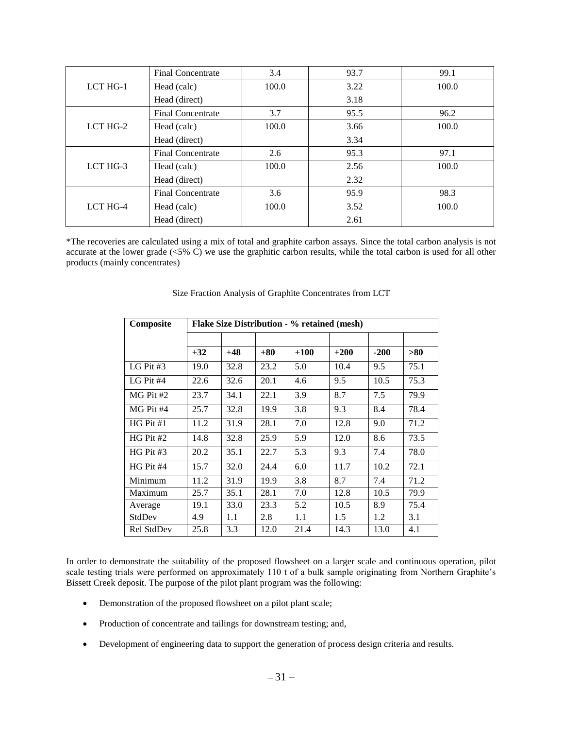|  | Final Concentrate | 3.4 | 93.7 | 99.1 |
|---|---|---|---|---|
| LCT HG-1 | Head (calc) | 100.0 | 3.22 | 100.0 |
|  | Head (direct) |  | 3.18 |  |
|  | Final Concentrate | 3.7 | 95.5 | 96.2 |
| LCT HG-2 | Head (calc) | 100.0 | 3.66 | 100.0 |
|  | Head (direct) |  | 3.34 |  |
|  | Final Concentrate | 2.6 | 95.3 | 97.1 |
| LCT HG-3 | Head (calc) | 100.0 | 2.56 | 100.0 |
|  | Head (direct) |  | 2.32 |  |
|  | Final Concentrate | 3.6 | 95.9 | 98.3 |
| LCT HG-4 | Head (calc) | 100.0 | 3.52 | 100.0 |
|  | Head (direct) |  | 2.61 |  |

*The recoveries are calculated using a mix of total and graphite carbon assays. Since the total carbon analysis is not accurate at the lower grade (<5% C) we use the graphitic carbon results, while the total carbon is used for all other products (mainly concentrates)

Size Fraction Analysis of Graphite Concentrates from LCT

| **Composite** | **Flake Size Distribution - % retained (mesh)** | | | | | | |
|---|---|---|---|---|---|---|---|
|  | **+32** | **+48** | **+80** | **+100** | **+200** | **-200** | **>80** |
| LG Pit #3 | 19.0 | 32.8 | 23.2 | 5.0 | 10.4 | 9.5 | 75.1 |
| LG Pit #4 | 22.6 | 32.6 | 20.1 | 4.6 | 9.5 | 10.5 | 75.3 |
| MG Pit #2 | 23.7 | 34.1 | 22.1 | 3.9 | 8.7 | 7.5 | 79.9 |
| MG Pit #4 | 25.7 | 32.8 | 19.9 | 3.8 | 9.3 | 8.4 | 78.4 |
| HG Pit #1 | 11.2 | 31.9 | 28.1 | 7.0 | 12.8 | 9.0 | 71.2 |
| HG Pit #2 | 14.8 | 32.8 | 25.9 | 5.9 | 12.0 | 8.6 | 73.5 |
| HG Pit #3 | 20.2 | 35.1 | 22.7 | 5.3 | 9.3 | 7.4 | 78.0 |
| HG Pit #4 | 15.7 | 32.0 | 24.4 | 6.0 | 11.7 | 10.2 | 72.1 |
| Minimum | 11.2 | 31.9 | 19.9 | 3.8 | 8.7 | 7.4 | 71.2 |
| Maximum | 25.7 | 35.1 | 28.1 | 7.0 | 12.8 | 10.5 | 79.9 |
| Average | 19.1 | 33.0 | 23.3 | 5.2 | 10.5 | 8.9 | 75.4 |
| StdDev | 4.9 | 1.1 | 2.8 | 1.1 | 1.5 | 1.2 | 3.1 |
| Rel StdDev | 25.8 | 3.3 | 12.0 | 21.4 | 14.3 | 13.0 | 4.1 |

In order to demonstrate the suitability of the proposed flowsheet on a larger scale and continuous operation, pilot scale testing trials were performed on approximately 110 t of a bulk sample originating from Northern Graphite's Bissett Creek deposit. The purpose of the pilot plant program was the following:

- Demonstration of the proposed flowsheet on a pilot plant scale;
- Production of concentrate and tailings for downstream testing; and,
- Development of engineering data to support the generation of process design criteria and results.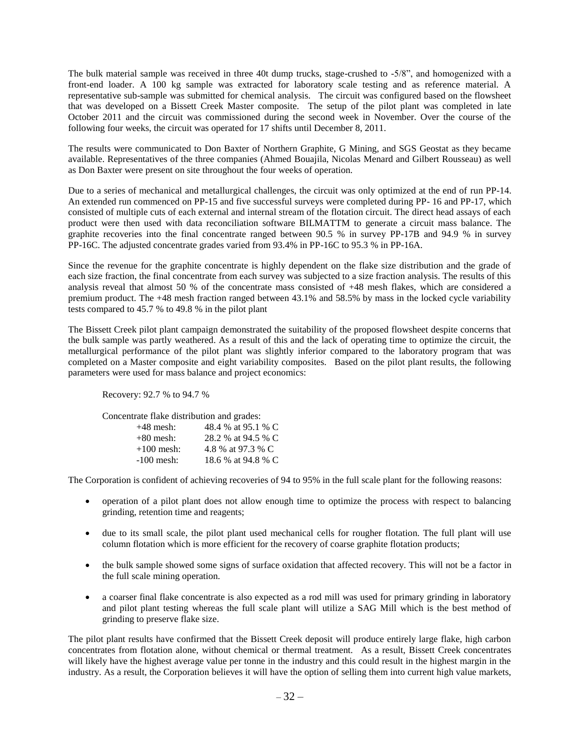The bulk material sample was received in three 40t dump trucks, stage-crushed to -5/8", and homogenized with a front-end loader. A 100 kg sample was extracted for laboratory scale testing and as reference material. A representative sub-sample was submitted for chemical analysis. The circuit was configured based on the flowsheet that was developed on a Bissett Creek Master composite. The setup of the pilot plant was completed in late October 2011 and the circuit was commissioned during the second week in November. Over the course of the following four weeks, the circuit was operated for 17 shifts until December 8, 2011.

The results were communicated to Don Baxter of Northern Graphite, G Mining, and SGS Geostat as they became available. Representatives of the three companies (Ahmed Bouajila, Nicolas Menard and Gilbert Rousseau) as well as Don Baxter were present on site throughout the four weeks of operation.

Due to a series of mechanical and metallurgical challenges, the circuit was only optimized at the end of run PP-14. An extended run commenced on PP-15 and five successful surveys were completed during PP- 16 and PP-17, which consisted of multiple cuts of each external and internal stream of the flotation circuit. The direct head assays of each product were then used with data reconciliation software BILMATTM to generate a circuit mass balance. The graphite recoveries into the final concentrate ranged between 90.5 % in survey PP-17B and 94.9 % in survey PP-16C. The adjusted concentrate grades varied from 93.4% in PP-16C to 95.3 % in PP-16A.

Since the revenue for the graphite concentrate is highly dependent on the flake size distribution and the grade of each size fraction, the final concentrate from each survey was subjected to a size fraction analysis. The results of this analysis reveal that almost 50 % of the concentrate mass consisted of +48 mesh flakes, which are considered a premium product. The +48 mesh fraction ranged between 43.1% and 58.5% by mass in the locked cycle variability tests compared to 45.7 % to 49.8 % in the pilot plant

The Bissett Creek pilot plant campaign demonstrated the suitability of the proposed flowsheet despite concerns that the bulk sample was partly weathered. As a result of this and the lack of operating time to optimize the circuit, the metallurgical performance of the pilot plant was slightly inferior compared to the laboratory program that was completed on a Master composite and eight variability composites. Based on the pilot plant results, the following parameters were used for mass balance and project economics:

Recovery: 92.7 % to 94.7 %

Concentrate flake distribution and grades:

| | |
|---|---|
| +48 mesh: | 48.4 % at 95.1 % C |
| +80 mesh: | 28.2 % at 94.5 % C |
| +100 mesh: | 4.8 % at 97.3 % C |
| -100 mesh: | 18.6 % at 94.8 % C |

The Corporation is confident of achieving recoveries of 94 to 95% in the full scale plant for the following reasons:

- operation of a pilot plant does not allow enough time to optimize the process with respect to balancing grinding, retention time and reagents;
- due to its small scale, the pilot plant used mechanical cells for rougher flotation. The full plant will use column flotation which is more efficient for the recovery of coarse graphite flotation products;
- the bulk sample showed some signs of surface oxidation that affected recovery. This will not be a factor in the full scale mining operation.
- a coarser final flake concentrate is also expected as a rod mill was used for primary grinding in laboratory and pilot plant testing whereas the full scale plant will utilize a SAG Mill which is the best method of grinding to preserve flake size.

The pilot plant results have confirmed that the Bissett Creek deposit will produce entirely large flake, high carbon concentrates from flotation alone, without chemical or thermal treatment. As a result, Bissett Creek concentrates will likely have the highest average value per tonne in the industry and this could result in the highest margin in the industry. As a result, the Corporation believes it will have the option of selling them into current high value markets,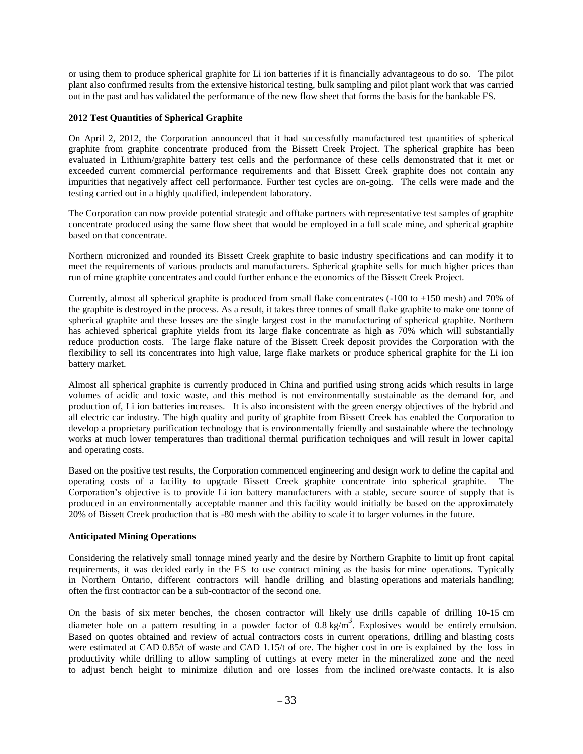or using them to produce spherical graphite for Li ion batteries if it is financially advantageous to do so. The pilot plant also confirmed results from the extensive historical testing, bulk sampling and pilot plant work that was carried out in the past and has validated the performance of the new flow sheet that forms the basis for the bankable FS.

**2012 Test Quantities of Spherical Graphite**

On April 2, 2012, the Corporation announced that it had successfully manufactured test quantities of spherical graphite from graphite concentrate produced from the Bissett Creek Project. The spherical graphite has been evaluated in Lithium/graphite battery test cells and the performance of these cells demonstrated that it met or exceeded current commercial performance requirements and that Bissett Creek graphite does not contain any impurities that negatively affect cell performance. Further test cycles are on-going. The cells were made and the testing carried out in a highly qualified, independent laboratory.

The Corporation can now provide potential strategic and offtake partners with representative test samples of graphite concentrate produced using the same flow sheet that would be employed in a full scale mine, and spherical graphite based on that concentrate.

Northern micronized and rounded its Bissett Creek graphite to basic industry specifications and can modify it to meet the requirements of various products and manufacturers. Spherical graphite sells for much higher prices than run of mine graphite concentrates and could further enhance the economics of the Bissett Creek Project.

Currently, almost all spherical graphite is produced from small flake concentrates (-100 to +150 mesh) and 70% of the graphite is destroyed in the process. As a result, it takes three tonnes of small flake graphite to make one tonne of spherical graphite and these losses are the single largest cost in the manufacturing of spherical graphite. Northern has achieved spherical graphite yields from its large flake concentrate as high as 70% which will substantially reduce production costs. The large flake nature of the Bissett Creek deposit provides the Corporation with the flexibility to sell its concentrates into high value, large flake markets or produce spherical graphite for the Li ion battery market.

Almost all spherical graphite is currently produced in China and purified using strong acids which results in large volumes of acidic and toxic waste, and this method is not environmentally sustainable as the demand for, and production of, Li ion batteries increases. It is also inconsistent with the green energy objectives of the hybrid and all electric car industry. The high quality and purity of graphite from Bissett Creek has enabled the Corporation to develop a proprietary purification technology that is environmentally friendly and sustainable where the technology works at much lower temperatures than traditional thermal purification techniques and will result in lower capital and operating costs.

Based on the positive test results, the Corporation commenced engineering and design work to define the capital and operating costs of a facility to upgrade Bissett Creek graphite concentrate into spherical graphite. The Corporation's objective is to provide Li ion battery manufacturers with a stable, secure source of supply that is produced in an environmentally acceptable manner and this facility would initially be based on the approximately 20% of Bissett Creek production that is -80 mesh with the ability to scale it to larger volumes in the future.

**Anticipated Mining Operations**

Considering the relatively small tonnage mined yearly and the desire by Northern Graphite to limit up front capital requirements, it was decided early in the FS to use contract mining as the basis for mine operations. Typically in Northern Ontario, different contractors will handle drilling and blasting operations and materials handling; often the first contractor can be a sub-contractor of the second one.

On the basis of six meter benches, the chosen contractor will likely use drills capable of drilling 10-15 cm diameter hole on a pattern resulting in a powder factor of 0.8 kg/m$^3$. Explosives would be entirely emulsion. Based on quotes obtained and review of actual contractors costs in current operations, drilling and blasting costs were estimated at CAD 0.85/t of waste and CAD 1.15/t of ore. The higher cost in ore is explained by the loss in productivity while drilling to allow sampling of cuttings at every meter in the mineralized zone and the need to adjust bench height to minimize dilution and ore losses from the inclined ore/waste contacts. It is also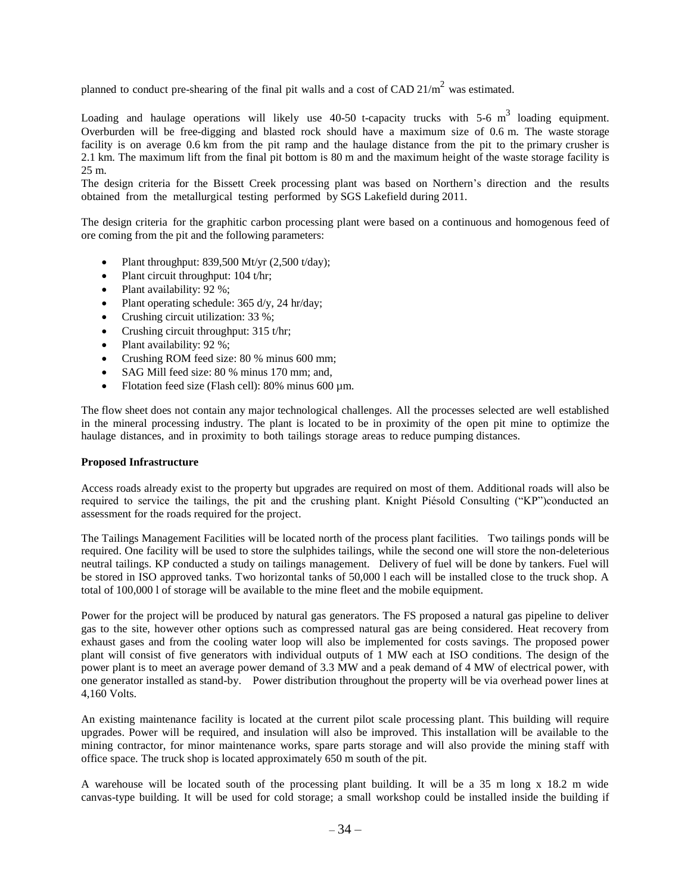planned to conduct pre-shearing of the final pit walls and a cost of CAD 21/$m^2$ was estimated.

Loading and haulage operations will likely use 40-50 t-capacity trucks with 5-6 $m^3$ loading equipment. Overburden will be free-digging and blasted rock should have a maximum size of 0.6 m. The waste storage facility is on average 0.6 km from the pit ramp and the haulage distance from the pit to the primary crusher is 2.1 km. The maximum lift from the final pit bottom is 80 m and the maximum height of the waste storage facility is 25 m.

The design criteria for the Bissett Creek processing plant was based on Northern's direction and the results obtained from the metallurgical testing performed by SGS Lakefield during 2011.

The design criteria for the graphitic carbon processing plant were based on a continuous and homogenous feed of ore coming from the pit and the following parameters:

- Plant throughput: 839,500 Mt/yr (2,500 t/day);
- Plant circuit throughput: 104 t/hr;
- Plant availability: 92 %;
- Plant operating schedule: 365 d/y, 24 hr/day;
- Crushing circuit utilization: 33 %;
- Crushing circuit throughput: 315 t/hr;
- Plant availability: 92 %;
- Crushing ROM feed size: 80 % minus 600 mm;
- SAG Mill feed size: 80 % minus 170 mm; and,
- Flotation feed size (Flash cell): 80% minus 600 µm.

The flow sheet does not contain any major technological challenges. All the processes selected are well established in the mineral processing industry. The plant is located to be in proximity of the open pit mine to optimize the haulage distances, and in proximity to both tailings storage areas to reduce pumping distances.

**Proposed Infrastructure**

Access roads already exist to the property but upgrades are required on most of them. Additional roads will also be required to service the tailings, the pit and the crushing plant. Knight Piésold Consulting ("KP")conducted an assessment for the roads required for the project.

The Tailings Management Facilities will be located north of the process plant facilities. Two tailings ponds will be required. One facility will be used to store the sulphides tailings, while the second one will store the non-deleterious neutral tailings. KP conducted a study on tailings management. Delivery of fuel will be done by tankers. Fuel will be stored in ISO approved tanks. Two horizontal tanks of 50,000 l each will be installed close to the truck shop. A total of 100,000 l of storage will be available to the mine fleet and the mobile equipment.

Power for the project will be produced by natural gas generators. The FS proposed a natural gas pipeline to deliver gas to the site, however other options such as compressed natural gas are being considered. Heat recovery from exhaust gases and from the cooling water loop will also be implemented for costs savings. The proposed power plant will consist of five generators with individual outputs of 1 MW each at ISO conditions. The design of the power plant is to meet an average power demand of 3.3 MW and a peak demand of 4 MW of electrical power, with one generator installed as stand-by. Power distribution throughout the property will be via overhead power lines at 4,160 Volts.

An existing maintenance facility is located at the current pilot scale processing plant. This building will require upgrades. Power will be required, and insulation will also be improved. This installation will be available to the mining contractor, for minor maintenance works, spare parts storage and will also provide the mining staff with office space. The truck shop is located approximately 650 m south of the pit.

A warehouse will be located south of the processing plant building. It will be a 35 m long x 18.2 m wide canvas-type building. It will be used for cold storage; a small workshop could be installed inside the building if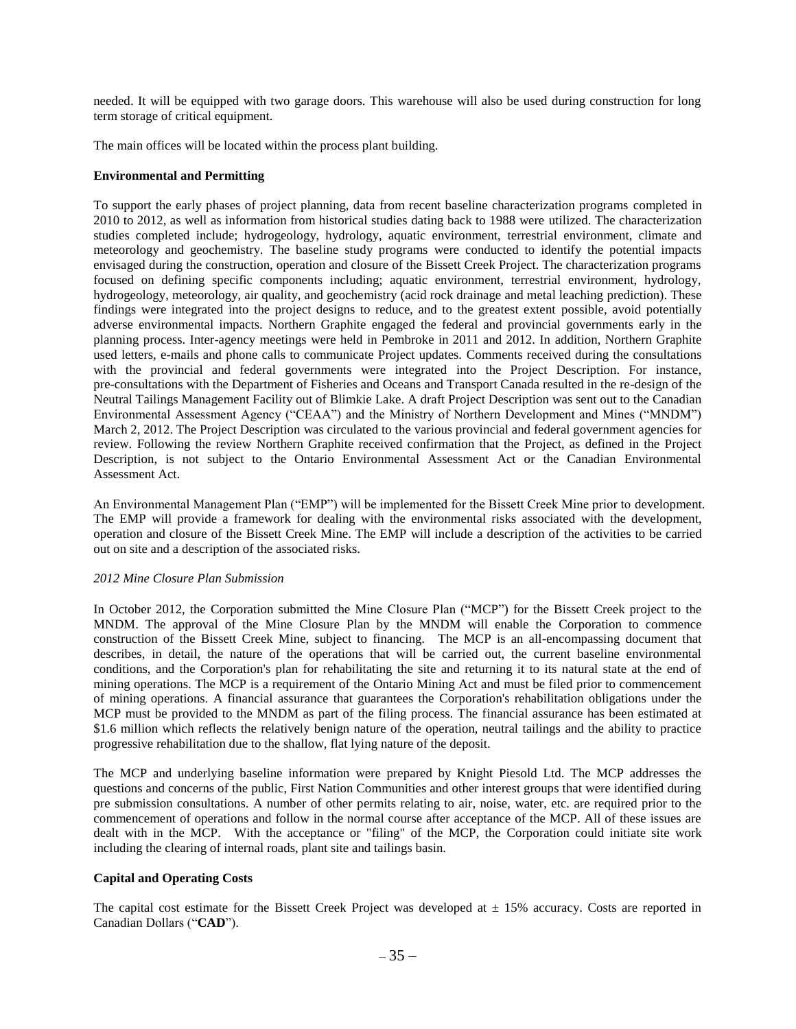needed. It will be equipped with two garage doors. This warehouse will also be used during construction for long term storage of critical equipment.

The main offices will be located within the process plant building.

**Environmental and Permitting**

To support the early phases of project planning, data from recent baseline characterization programs completed in 2010 to 2012, as well as information from historical studies dating back to 1988 were utilized. The characterization studies completed include; hydrogeology, hydrology, aquatic environment, terrestrial environment, climate and meteorology and geochemistry. The baseline study programs were conducted to identify the potential impacts envisaged during the construction, operation and closure of the Bissett Creek Project. The characterization programs focused on defining specific components including; aquatic environment, terrestrial environment, hydrology, hydrogeology, meteorology, air quality, and geochemistry (acid rock drainage and metal leaching prediction). These findings were integrated into the project designs to reduce, and to the greatest extent possible, avoid potentially adverse environmental impacts. Northern Graphite engaged the federal and provincial governments early in the planning process. Inter-agency meetings were held in Pembroke in 2011 and 2012. In addition, Northern Graphite used letters, e-mails and phone calls to communicate Project updates. Comments received during the consultations with the provincial and federal governments were integrated into the Project Description. For instance, pre-consultations with the Department of Fisheries and Oceans and Transport Canada resulted in the re-design of the Neutral Tailings Management Facility out of Blimkie Lake. A draft Project Description was sent out to the Canadian Environmental Assessment Agency ("CEAA") and the Ministry of Northern Development and Mines ("MNDM") March 2, 2012. The Project Description was circulated to the various provincial and federal government agencies for review. Following the review Northern Graphite received confirmation that the Project, as defined in the Project Description, is not subject to the Ontario Environmental Assessment Act or the Canadian Environmental Assessment Act.

An Environmental Management Plan ("EMP") will be implemented for the Bissett Creek Mine prior to development. The EMP will provide a framework for dealing with the environmental risks associated with the development, operation and closure of the Bissett Creek Mine. The EMP will include a description of the activities to be carried out on site and a description of the associated risks.

*2012 Mine Closure Plan Submission*

In October 2012, the Corporation submitted the Mine Closure Plan ("MCP") for the Bissett Creek project to the MNDM. The approval of the Mine Closure Plan by the MNDM will enable the Corporation to commence construction of the Bissett Creek Mine, subject to financing. The MCP is an all-encompassing document that describes, in detail, the nature of the operations that will be carried out, the current baseline environmental conditions, and the Corporation's plan for rehabilitating the site and returning it to its natural state at the end of mining operations. The MCP is a requirement of the Ontario Mining Act and must be filed prior to commencement of mining operations. A financial assurance that guarantees the Corporation's rehabilitation obligations under the MCP must be provided to the MNDM as part of the filing process. The financial assurance has been estimated at $1.6 million which reflects the relatively benign nature of the operation, neutral tailings and the ability to practice progressive rehabilitation due to the shallow, flat lying nature of the deposit.

The MCP and underlying baseline information were prepared by Knight Piesold Ltd. The MCP addresses the questions and concerns of the public, First Nation Communities and other interest groups that were identified during pre submission consultations. A number of other permits relating to air, noise, water, etc. are required prior to the commencement of operations and follow in the normal course after acceptance of the MCP. All of these issues are dealt with in the MCP. With the acceptance or "filing" of the MCP, the Corporation could initiate site work including the clearing of internal roads, plant site and tailings basin.

**Capital and Operating Costs**

The capital cost estimate for the Bissett Creek Project was developed at ± 15% accuracy. Costs are reported in Canadian Dollars ("**CAD**").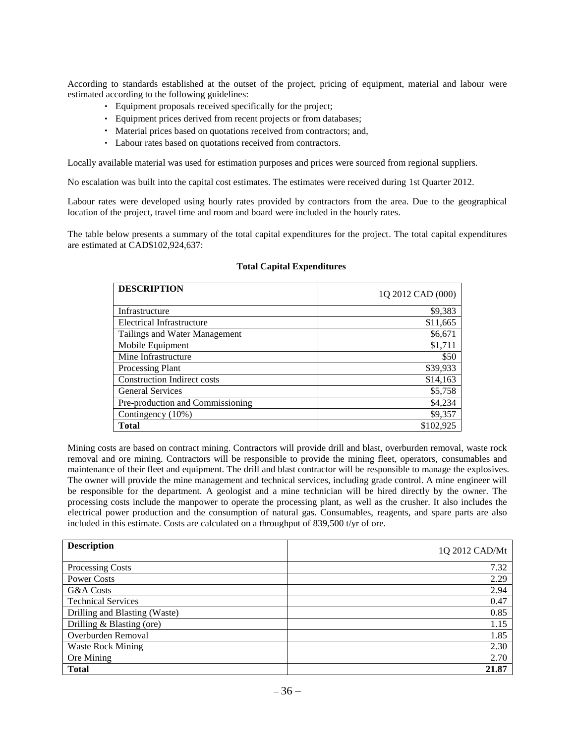According to standards established at the outset of the project, pricing of equipment, material and labour were estimated according to the following guidelines:

- Equipment proposals received specifically for the project;
- Equipment prices derived from recent projects or from databases;
- Material prices based on quotations received from contractors; and,
- Labour rates based on quotations received from contractors.

Locally available material was used for estimation purposes and prices were sourced from regional suppliers.

No escalation was built into the capital cost estimates. The estimates were received during 1st Quarter 2012.

Labour rates were developed using hourly rates provided by contractors from the area. Due to the geographical location of the project, travel time and room and board were included in the hourly rates.

The table below presents a summary of the total capital expenditures for the project. The total capital expenditures are estimated at CAD$102,924,637:

**Total Capital Expenditures**

| DESCRIPTION | 1Q 2012 CAD (000) |
|---|---|
| Infrastructure | $9,383 |
| Electrical Infrastructure | $11,665 |
| Tailings and Water Management | $6,671 |
| Mobile Equipment | $1,711 |
| Mine Infrastructure | $50 |
| Processing Plant | $39,933 |
| Construction Indirect costs | $14,163 |
| General Services | $5,758 |
| Pre-production and Commissioning | $4,234 |
| Contingency (10%) | $9,357 |
| **Total** | $102,925 |

Mining costs are based on contract mining. Contractors will provide drill and blast, overburden removal, waste rock removal and ore mining. Contractors will be responsible to provide the mining fleet, operators, consumables and maintenance of their fleet and equipment. The drill and blast contractor will be responsible to manage the explosives. The owner will provide the mine management and technical services, including grade control. A mine engineer will be responsible for the department. A geologist and a mine technician will be hired directly by the owner. The processing costs include the manpower to operate the processing plant, as well as the crusher. It also includes the electrical power production and the consumption of natural gas. Consumables, reagents, and spare parts are also included in this estimate. Costs are calculated on a throughput of 839,500 t/yr of ore.

| Description | 1Q 2012 CAD/Mt |
|---|---|
| Processing Costs | 7.32 |
| Power Costs | 2.29 |
| G&A Costs | 2.94 |
| Technical Services | 0.47 |
| Drilling and Blasting (Waste) | 0.85 |
| Drilling & Blasting (ore) | 1.15 |
| Overburden Removal | 1.85 |
| Waste Rock Mining | 2.30 |
| Ore Mining | 2.70 |
| **Total** | **21.87** |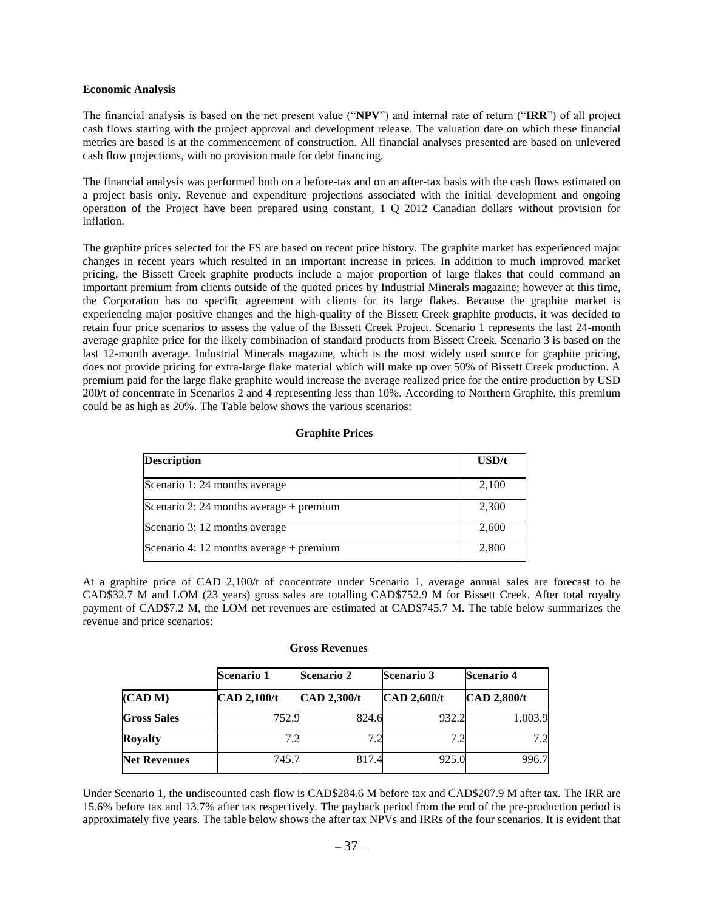**Economic Analysis**

The financial analysis is based on the net present value ("**NPV**") and internal rate of return ("**IRR**") of all project cash flows starting with the project approval and development release. The valuation date on which these financial metrics are based is at the commencement of construction. All financial analyses presented are based on unlevered cash flow projections, with no provision made for debt financing.

The financial analysis was performed both on a before-tax and on an after-tax basis with the cash flows estimated on a project basis only. Revenue and expenditure projections associated with the initial development and ongoing operation of the Project have been prepared using constant, 1 Q 2012 Canadian dollars without provision for inflation.

The graphite prices selected for the FS are based on recent price history. The graphite market has experienced major changes in recent years which resulted in an important increase in prices. In addition to much improved market pricing, the Bissett Creek graphite products include a major proportion of large flakes that could command an important premium from clients outside of the quoted prices by Industrial Minerals magazine; however at this time, the Corporation has no specific agreement with clients for its large flakes. Because the graphite market is experiencing major positive changes and the high-quality of the Bissett Creek graphite products, it was decided to retain four price scenarios to assess the value of the Bissett Creek Project. Scenario 1 represents the last 24-month average graphite price for the likely combination of standard products from Bissett Creek. Scenario 3 is based on the last 12-month average. Industrial Minerals magazine, which is the most widely used source for graphite pricing, does not provide pricing for extra-large flake material which will make up over 50% of Bissett Creek production. A premium paid for the large flake graphite would increase the average realized price for the entire production by USD 200/t of concentrate in Scenarios 2 and 4 representing less than 10%. According to Northern Graphite, this premium could be as high as 20%. The Table below shows the various scenarios:

**Graphite Prices**

| Description | USD/t |
|---|---|
| Scenario 1: 24 months average | 2,100 |
| Scenario 2: 24 months average + premium | 2,300 |
| Scenario 3: 12 months average | 2,600 |
| Scenario 4: 12 months average + premium | 2,800 |

At a graphite price of CAD 2,100/t of concentrate under Scenario 1, average annual sales are forecast to be CAD$32.7 M and LOM (23 years) gross sales are totalling CAD$752.9 M for Bissett Creek. After total royalty payment of CAD$7.2 M, the LOM net revenues are estimated at CAD$745.7 M. The table below summarizes the revenue and price scenarios:

**Gross Revenues**

| | Scenario 1 | Scenario 2 | Scenario 3 | Scenario 4 |
|---|---|---|---|---|
| **(CAD M)** | **CAD 2,100/t** | **CAD 2,300/t** | **CAD 2,600/t** | **CAD 2,800/t** |
| **Gross Sales** | 752.9 | 824.6 | 932.2 | 1,003.9 |
| **Royalty** | 7.2 | 7.2 | 7.2 | 7.2 |
| **Net Revenues** | 745.7 | 817.4 | 925.0 | 996.7 |

Under Scenario 1, the undiscounted cash flow is CAD$284.6 M before tax and CAD$207.9 M after tax. The IRR are 15.6% before tax and 13.7% after tax respectively. The payback period from the end of the pre-production period is approximately five years. The table below shows the after tax NPVs and IRRs of the four scenarios. It is evident that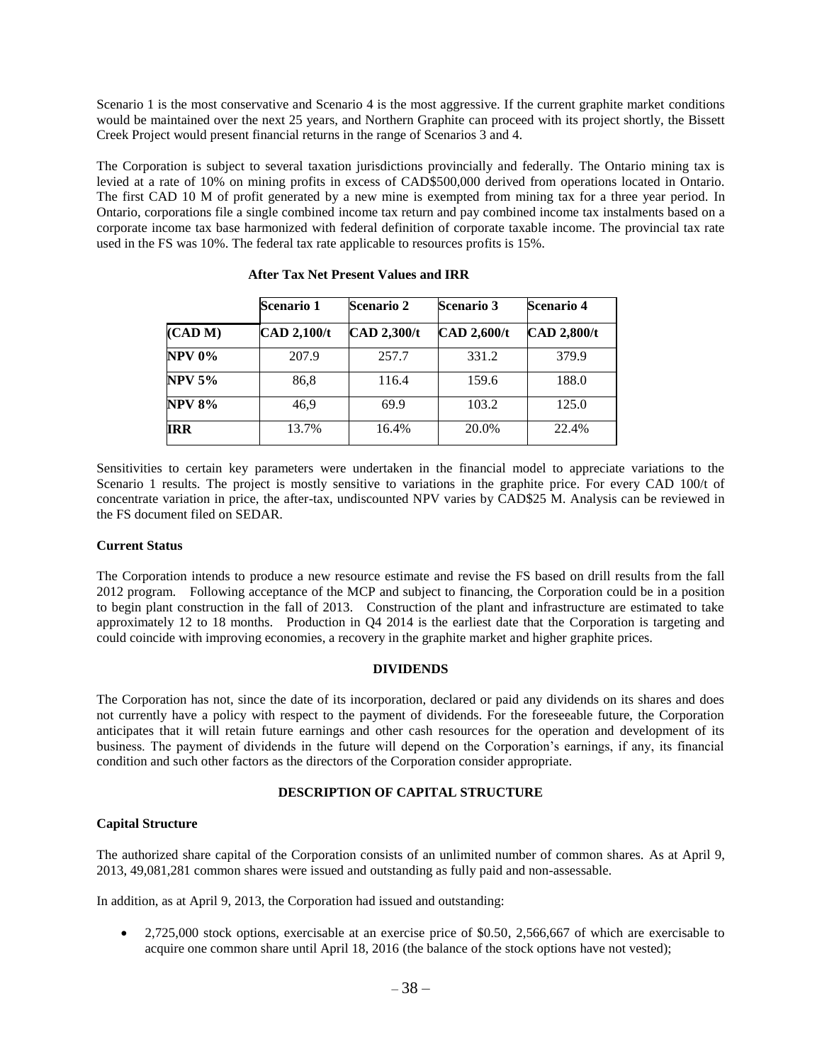Scenario 1 is the most conservative and Scenario 4 is the most aggressive. If the current graphite market conditions would be maintained over the next 25 years, and Northern Graphite can proceed with its project shortly, the Bissett Creek Project would present financial returns in the range of Scenarios 3 and 4.

The Corporation is subject to several taxation jurisdictions provincially and federally. The Ontario mining tax is levied at a rate of 10% on mining profits in excess of CAD$500,000 derived from operations located in Ontario. The first CAD 10 M of profit generated by a new mine is exempted from mining tax for a three year period. In Ontario, corporations file a single combined income tax return and pay combined income tax instalments based on a corporate income tax base harmonized with federal definition of corporate taxable income. The provincial tax rate used in the FS was 10%. The federal tax rate applicable to resources profits is 15%.

**After Tax Net Present Values and IRR**

| | **Scenario 1** | **Scenario 2** | **Scenario 3** | **Scenario 4** |
|---|---|---|---|---|
| **(CAD M)** | **CAD 2,100/t** | **CAD 2,300/t** | **CAD 2,600/t** | **CAD 2,800/t** |
| **NPV 0%** | 207.9 | 257.7 | 331.2 | 379.9 |
| **NPV 5%** | 86,8 | 116.4 | 159.6 | 188.0 |
| **NPV 8%** | 46,9 | 69.9 | 103.2 | 125.0 |
| **IRR** | 13.7% | 16.4% | 20.0% | 22.4% |

Sensitivities to certain key parameters were undertaken in the financial model to appreciate variations to the Scenario 1 results. The project is mostly sensitive to variations in the graphite price. For every CAD 100/t of concentrate variation in price, the after-tax, undiscounted NPV varies by CAD$25 M. Analysis can be reviewed in the FS document filed on SEDAR.

**Current Status**

The Corporation intends to produce a new resource estimate and revise the FS based on drill results from the fall 2012 program. Following acceptance of the MCP and subject to financing, the Corporation could be in a position to begin plant construction in the fall of 2013. Construction of the plant and infrastructure are estimated to take approximately 12 to 18 months. Production in Q4 2014 is the earliest date that the Corporation is targeting and could coincide with improving economies, a recovery in the graphite market and higher graphite prices.

## DIVIDENDS

The Corporation has not, since the date of its incorporation, declared or paid any dividends on its shares and does not currently have a policy with respect to the payment of dividends. For the foreseeable future, the Corporation anticipates that it will retain future earnings and other cash resources for the operation and development of its business. The payment of dividends in the future will depend on the Corporation's earnings, if any, its financial condition and such other factors as the directors of the Corporation consider appropriate.

## DESCRIPTION OF CAPITAL STRUCTURE

**Capital Structure**

The authorized share capital of the Corporation consists of an unlimited number of common shares. As at April 9, 2013, 49,081,281 common shares were issued and outstanding as fully paid and non-assessable.

In addition, as at April 9, 2013, the Corporation had issued and outstanding:

- 2,725,000 stock options, exercisable at an exercise price of $0.50, 2,566,667 of which are exercisable to acquire one common share until April 18, 2016 (the balance of the stock options have not vested);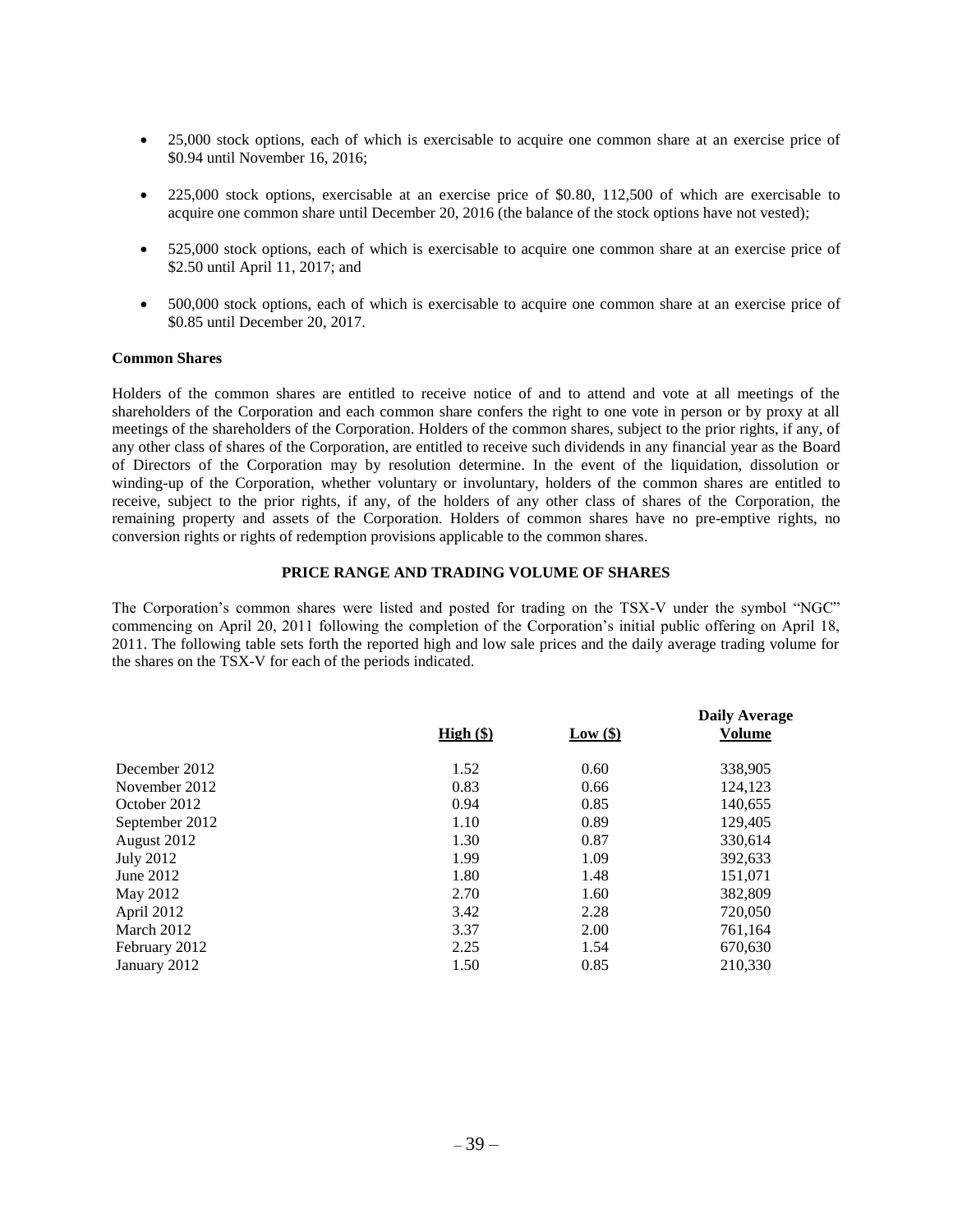- 25,000 stock options, each of which is exercisable to acquire one common share at an exercise price of \$0.94 until November 16, 2016;
- 225,000 stock options, exercisable at an exercise price of \$0.80, 112,500 of which are exercisable to acquire one common share until December 20, 2016 (the balance of the stock options have not vested);
- 525,000 stock options, each of which is exercisable to acquire one common share at an exercise price of \$2.50 until April 11, 2017; and
- 500,000 stock options, each of which is exercisable to acquire one common share at an exercise price of \$0.85 until December 20, 2017.

**Common Shares**

Holders of the common shares are entitled to receive notice of and to attend and vote at all meetings of the shareholders of the Corporation and each common share confers the right to one vote in person or by proxy at all meetings of the shareholders of the Corporation. Holders of the common shares, subject to the prior rights, if any, of any other class of shares of the Corporation, are entitled to receive such dividends in any financial year as the Board of Directors of the Corporation may by resolution determine. In the event of the liquidation, dissolution or winding-up of the Corporation, whether voluntary or involuntary, holders of the common shares are entitled to receive, subject to the prior rights, if any, of the holders of any other class of shares of the Corporation, the remaining property and assets of the Corporation. Holders of common shares have no pre-emptive rights, no conversion rights or rights of redemption provisions applicable to the common shares.

## PRICE RANGE AND TRADING VOLUME OF SHARES

The Corporation's common shares were listed and posted for trading on the TSX-V under the symbol "NGC" commencing on April 20, 2011 following the completion of the Corporation's initial public offering on April 18, 2011. The following table sets forth the reported high and low sale prices and the daily average trading volume for the shares on the TSX-V for each of the periods indicated.

| | High (\$) | Low (\$) | Daily Average Volume |
|---|---|---|---|
| December 2012 | 1.52 | 0.60 | 338,905 |
| November 2012 | 0.83 | 0.66 | 124,123 |
| October 2012 | 0.94 | 0.85 | 140,655 |
| September 2012 | 1.10 | 0.89 | 129,405 |
| August 2012 | 1.30 | 0.87 | 330,614 |
| July 2012 | 1.99 | 1.09 | 392,633 |
| June 2012 | 1.80 | 1.48 | 151,071 |
| May 2012 | 2.70 | 1.60 | 382,809 |
| April 2012 | 3.42 | 2.28 | 720,050 |
| March 2012 | 3.37 | 2.00 | 761,164 |
| February 2012 | 2.25 | 1.54 | 670,630 |
| January 2012 | 1.50 | 0.85 | 210,330 |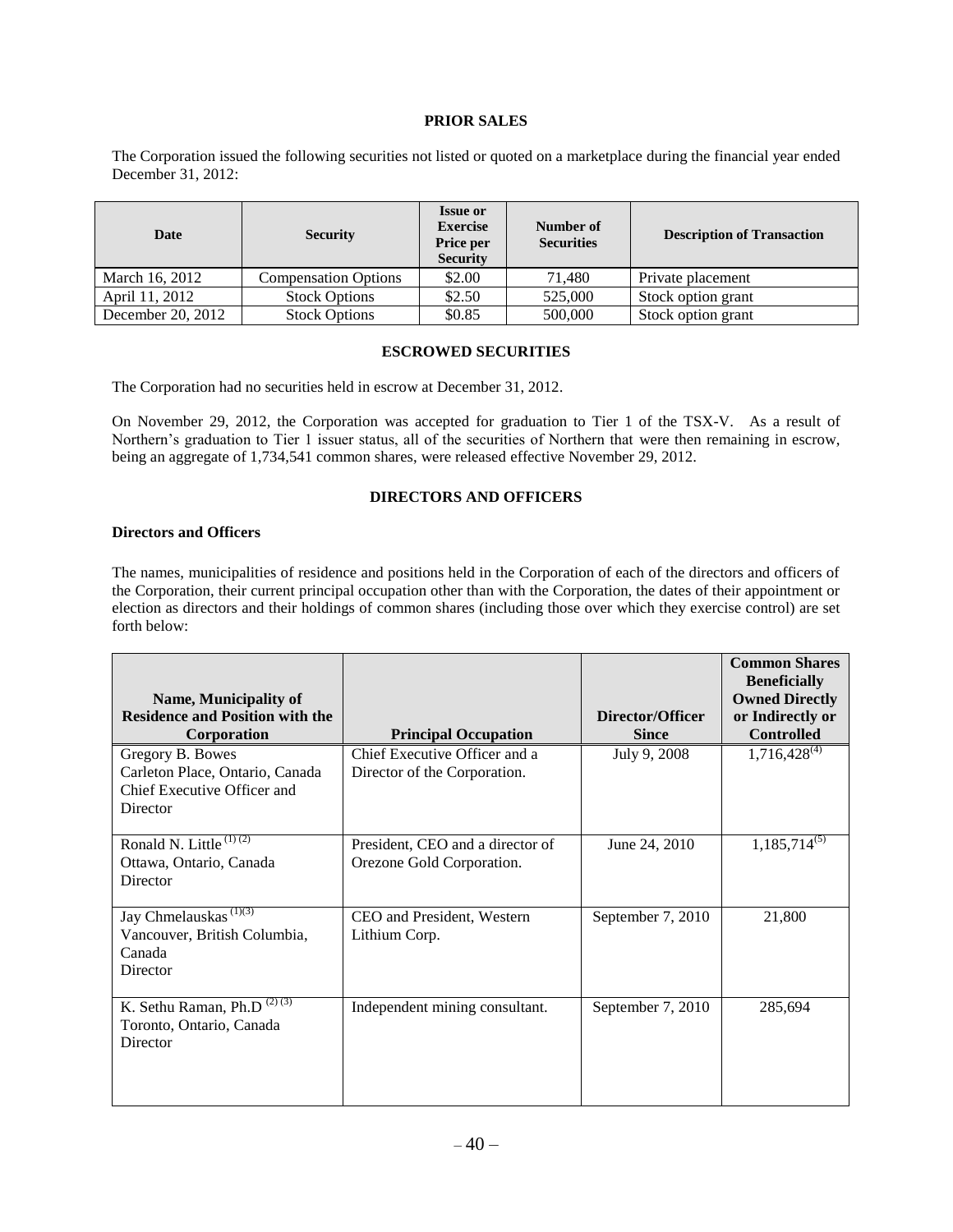## PRIOR SALES

The Corporation issued the following securities not listed or quoted on a marketplace during the financial year ended December 31, 2012:

| Date | Security | Issue or Exercise Price per Security | Number of Securities | Description of Transaction |
|---|---|---|---|---|
| March 16, 2012 | Compensation Options | $2.00 | 71,480 | Private placement |
| April 11, 2012 | Stock Options | $2.50 | 525,000 | Stock option grant |
| December 20, 2012 | Stock Options | $0.85 | 500,000 | Stock option grant |

## ESCROWED SECURITIES

The Corporation had no securities held in escrow at December 31, 2012.

On November 29, 2012, the Corporation was accepted for graduation to Tier 1 of the TSX-V. As a result of Northern's graduation to Tier 1 issuer status, all of the securities of Northern that were then remaining in escrow, being an aggregate of 1,734,541 common shares, were released effective November 29, 2012.

## DIRECTORS AND OFFICERS

### Directors and Officers

The names, municipalities of residence and positions held in the Corporation of each of the directors and officers of the Corporation, their current principal occupation other than with the Corporation, the dates of their appointment or election as directors and their holdings of common shares (including those over which they exercise control) are set forth below:

| Name, Municipality of Residence and Position with the Corporation | Principal Occupation | Director/Officer Since | Common Shares Beneficially Owned Directly or Indirectly or Controlled |
|---|---|---|---|
| Gregory B. Bowes<br>Carleton Place, Ontario, Canada<br>Chief Executive Officer and Director | Chief Executive Officer and a Director of the Corporation. | July 9, 2008 | 1,716,428[(4)] |
| Ronald N. Little [(1) (2)]<br>Ottawa, Ontario, Canada<br>Director | President, CEO and a director of Orezone Gold Corporation. | June 24, 2010 | 1,185,714[(5)] |
| Jay Chmelauskas [(1)(3)]<br>Vancouver, British Columbia, Canada<br>Director | CEO and President, Western Lithium Corp. | September 7, 2010 | 21,800 |
| K. Sethu Raman, Ph.D [(2) (3)]<br>Toronto, Ontario, Canada<br>Director | Independent mining consultant. | September 7, 2010 | 285,694 |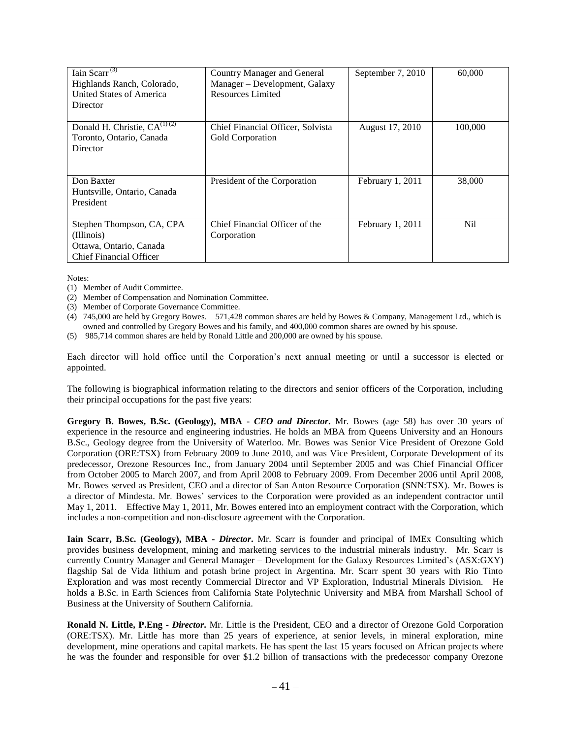| | | | |
|---|---|---|---|
| Iain Scarr [(3)]<br>Highlands Ranch, Colorado, United States of America<br>Director | Country Manager and General Manager – Development, Galaxy Resources Limited | September 7, 2010 | 60,000 |
| Donald H. Christie, CA[(1) (2)]<br>Toronto, Ontario, Canada<br>Director | Chief Financial Officer, Solvista Gold Corporation | August 17, 2010 | 100,000 |
| Don Baxter<br>Huntsville, Ontario, Canada<br>President | President of the Corporation | February 1, 2011 | 38,000 |
| Stephen Thompson, CA, CPA (Illinois)<br>Ottawa, Ontario, Canada<br>Chief Financial Officer | Chief Financial Officer of the Corporation | February 1, 2011 | Nil |

Notes:

(1) Member of Audit Committee.
(2) Member of Compensation and Nomination Committee.
(3) Member of Corporate Governance Committee.
(4) 745,000 are held by Gregory Bowes. 571,428 common shares are held by Bowes & Company, Management Ltd., which is owned and controlled by Gregory Bowes and his family, and 400,000 common shares are owned by his spouse.
(5) 985,714 common shares are held by Ronald Little and 200,000 are owned by his spouse.

Each director will hold office until the Corporation's next annual meeting or until a successor is elected or appointed.

The following is biographical information relating to the directors and senior officers of the Corporation, including their principal occupations for the past five years:

**Gregory B. Bowes, B.Sc. (Geology), MBA -** ***CEO and Director*****.** Mr. Bowes (age 58) has over 30 years of experience in the resource and engineering industries. He holds an MBA from Queens University and an Honours B.Sc., Geology degree from the University of Waterloo. Mr. Bowes was Senior Vice President of Orezone Gold Corporation (ORE:TSX) from February 2009 to June 2010, and was Vice President, Corporate Development of its predecessor, Orezone Resources Inc., from January 2004 until September 2005 and was Chief Financial Officer from October 2005 to March 2007, and from April 2008 to February 2009. From December 2006 until April 2008, Mr. Bowes served as President, CEO and a director of San Anton Resource Corporation (SNN:TSX). Mr. Bowes is a director of Mindesta. Mr. Bowes' services to the Corporation were provided as an independent contractor until May 1, 2011. Effective May 1, 2011, Mr. Bowes entered into an employment contract with the Corporation, which includes a non-competition and non-disclosure agreement with the Corporation.

**Iain Scarr, B.Sc. (Geology), MBA -** ***Director*****.** Mr. Scarr is founder and principal of IMEx Consulting which provides business development, mining and marketing services to the industrial minerals industry. Mr. Scarr is currently Country Manager and General Manager – Development for the Galaxy Resources Limited's (ASX:GXY) flagship Sal de Vida lithium and potash brine project in Argentina. Mr. Scarr spent 30 years with Rio Tinto Exploration and was most recently Commercial Director and VP Exploration, Industrial Minerals Division. He holds a B.Sc. in Earth Sciences from California State Polytechnic University and MBA from Marshall School of Business at the University of Southern California.

**Ronald N. Little, P.Eng -** ***Director*****.** Mr. Little is the President, CEO and a director of Orezone Gold Corporation (ORE:TSX). Mr. Little has more than 25 years of experience, at senior levels, in mineral exploration, mine development, mine operations and capital markets. He has spent the last 15 years focused on African projects where he was the founder and responsible for over $1.2 billion of transactions with the predecessor company Orezone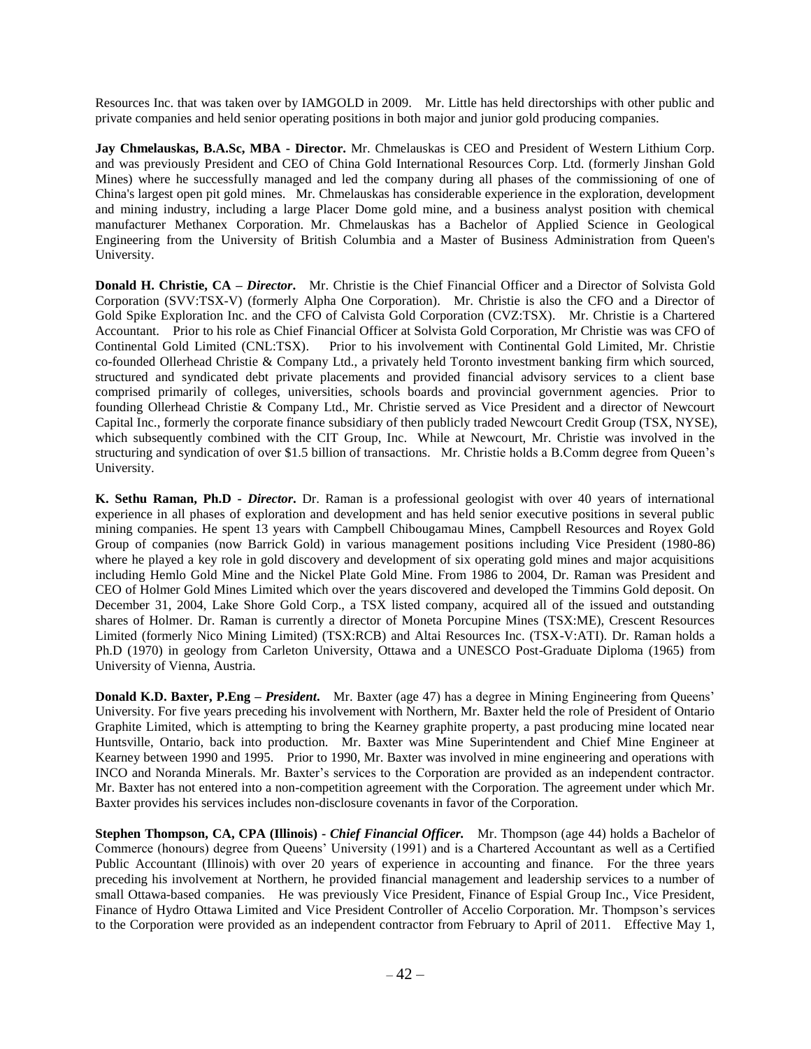Resources Inc. that was taken over by IAMGOLD in 2009. Mr. Little has held directorships with other public and private companies and held senior operating positions in both major and junior gold producing companies.

**Jay Chmelauskas, B.A.Sc, MBA - Director.** Mr. Chmelauskas is CEO and President of Western Lithium Corp. and was previously President and CEO of China Gold International Resources Corp. Ltd. (formerly Jinshan Gold Mines) where he successfully managed and led the company during all phases of the commissioning of one of China's largest open pit gold mines. Mr. Chmelauskas has considerable experience in the exploration, development and mining industry, including a large Placer Dome gold mine, and a business analyst position with chemical manufacturer Methanex Corporation. Mr. Chmelauskas has a Bachelor of Applied Science in Geological Engineering from the University of British Columbia and a Master of Business Administration from Queen's University.

**Donald H. Christie, CA –** ***Director*****.** Mr. Christie is the Chief Financial Officer and a Director of Solvista Gold Corporation (SVV:TSX-V) (formerly Alpha One Corporation). Mr. Christie is also the CFO and a Director of Gold Spike Exploration Inc. and the CFO of Calvista Gold Corporation (CVZ:TSX). Mr. Christie is a Chartered Accountant. Prior to his role as Chief Financial Officer at Solvista Gold Corporation, Mr Christie was was CFO of Continental Gold Limited (CNL:TSX). Prior to his involvement with Continental Gold Limited, Mr. Christie co-founded Ollerhead Christie & Company Ltd., a privately held Toronto investment banking firm which sourced, structured and syndicated debt private placements and provided financial advisory services to a client base comprised primarily of colleges, universities, schools boards and provincial government agencies. Prior to founding Ollerhead Christie & Company Ltd., Mr. Christie served as Vice President and a director of Newcourt Capital Inc., formerly the corporate finance subsidiary of then publicly traded Newcourt Credit Group (TSX, NYSE), which subsequently combined with the CIT Group, Inc. While at Newcourt, Mr. Christie was involved in the structuring and syndication of over $1.5 billion of transactions. Mr. Christie holds a B.Comm degree from Queen's University.

**K. Sethu Raman, Ph.D -** ***Director*****.** Dr. Raman is a professional geologist with over 40 years of international experience in all phases of exploration and development and has held senior executive positions in several public mining companies. He spent 13 years with Campbell Chibougamau Mines, Campbell Resources and Royex Gold Group of companies (now Barrick Gold) in various management positions including Vice President (1980-86) where he played a key role in gold discovery and development of six operating gold mines and major acquisitions including Hemlo Gold Mine and the Nickel Plate Gold Mine. From 1986 to 2004, Dr. Raman was President and CEO of Holmer Gold Mines Limited which over the years discovered and developed the Timmins Gold deposit. On December 31, 2004, Lake Shore Gold Corp., a TSX listed company, acquired all of the issued and outstanding shares of Holmer. Dr. Raman is currently a director of Moneta Porcupine Mines (TSX:ME), Crescent Resources Limited (formerly Nico Mining Limited) (TSX:RCB) and Altai Resources Inc. (TSX-V:ATI). Dr. Raman holds a Ph.D (1970) in geology from Carleton University, Ottawa and a UNESCO Post-Graduate Diploma (1965) from University of Vienna, Austria.

**Donald K.D. Baxter, P.Eng –** ***President*****.** Mr. Baxter (age 47) has a degree in Mining Engineering from Queens' University. For five years preceding his involvement with Northern, Mr. Baxter held the role of President of Ontario Graphite Limited, which is attempting to bring the Kearney graphite property, a past producing mine located near Huntsville, Ontario, back into production. Mr. Baxter was Mine Superintendent and Chief Mine Engineer at Kearney between 1990 and 1995. Prior to 1990, Mr. Baxter was involved in mine engineering and operations with INCO and Noranda Minerals. Mr. Baxter's services to the Corporation are provided as an independent contractor. Mr. Baxter has not entered into a non-competition agreement with the Corporation. The agreement under which Mr. Baxter provides his services includes non-disclosure covenants in favor of the Corporation.

**Stephen Thompson, CA, CPA (Illinois) -** ***Chief Financial Officer.*** Mr. Thompson (age 44) holds a Bachelor of Commerce (honours) degree from Queens' University (1991) and is a Chartered Accountant as well as a Certified Public Accountant (Illinois) with over 20 years of experience in accounting and finance. For the three years preceding his involvement at Northern, he provided financial management and leadership services to a number of small Ottawa-based companies. He was previously Vice President, Finance of Espial Group Inc., Vice President, Finance of Hydro Ottawa Limited and Vice President Controller of Accelio Corporation. Mr. Thompson's services to the Corporation were provided as an independent contractor from February to April of 2011. Effective May 1,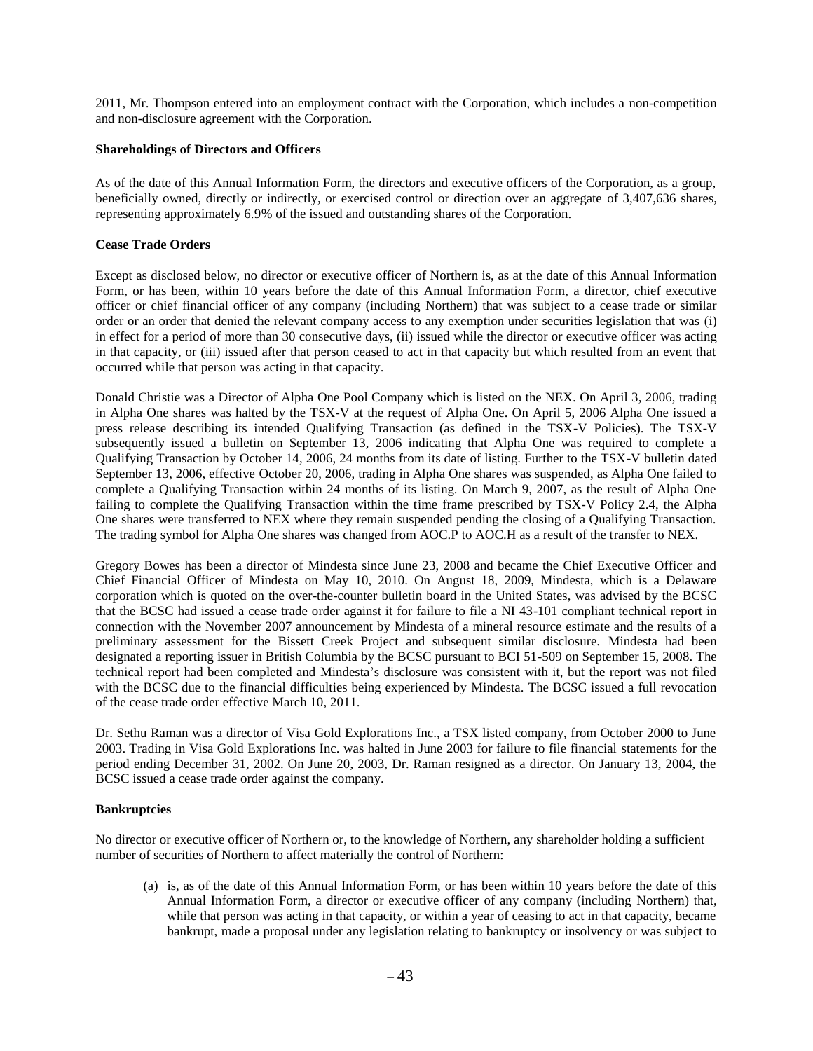2011, Mr. Thompson entered into an employment contract with the Corporation, which includes a non-competition and non-disclosure agreement with the Corporation.

**Shareholdings of Directors and Officers**

As of the date of this Annual Information Form, the directors and executive officers of the Corporation, as a group, beneficially owned, directly or indirectly, or exercised control or direction over an aggregate of 3,407,636 shares, representing approximately 6.9% of the issued and outstanding shares of the Corporation.

**Cease Trade Orders**

Except as disclosed below, no director or executive officer of Northern is, as at the date of this Annual Information Form, or has been, within 10 years before the date of this Annual Information Form, a director, chief executive officer or chief financial officer of any company (including Northern) that was subject to a cease trade or similar order or an order that denied the relevant company access to any exemption under securities legislation that was (i) in effect for a period of more than 30 consecutive days, (ii) issued while the director or executive officer was acting in that capacity, or (iii) issued after that person ceased to act in that capacity but which resulted from an event that occurred while that person was acting in that capacity.

Donald Christie was a Director of Alpha One Pool Company which is listed on the NEX. On April 3, 2006, trading in Alpha One shares was halted by the TSX-V at the request of Alpha One. On April 5, 2006 Alpha One issued a press release describing its intended Qualifying Transaction (as defined in the TSX-V Policies). The TSX-V subsequently issued a bulletin on September 13, 2006 indicating that Alpha One was required to complete a Qualifying Transaction by October 14, 2006, 24 months from its date of listing. Further to the TSX-V bulletin dated September 13, 2006, effective October 20, 2006, trading in Alpha One shares was suspended, as Alpha One failed to complete a Qualifying Transaction within 24 months of its listing. On March 9, 2007, as the result of Alpha One failing to complete the Qualifying Transaction within the time frame prescribed by TSX-V Policy 2.4, the Alpha One shares were transferred to NEX where they remain suspended pending the closing of a Qualifying Transaction. The trading symbol for Alpha One shares was changed from AOC.P to AOC.H as a result of the transfer to NEX.

Gregory Bowes has been a director of Mindesta since June 23, 2008 and became the Chief Executive Officer and Chief Financial Officer of Mindesta on May 10, 2010. On August 18, 2009, Mindesta, which is a Delaware corporation which is quoted on the over-the-counter bulletin board in the United States, was advised by the BCSC that the BCSC had issued a cease trade order against it for failure to file a NI 43-101 compliant technical report in connection with the November 2007 announcement by Mindesta of a mineral resource estimate and the results of a preliminary assessment for the Bissett Creek Project and subsequent similar disclosure. Mindesta had been designated a reporting issuer in British Columbia by the BCSC pursuant to BCI 51-509 on September 15, 2008. The technical report had been completed and Mindesta's disclosure was consistent with it, but the report was not filed with the BCSC due to the financial difficulties being experienced by Mindesta. The BCSC issued a full revocation of the cease trade order effective March 10, 2011.

Dr. Sethu Raman was a director of Visa Gold Explorations Inc., a TSX listed company, from October 2000 to June 2003. Trading in Visa Gold Explorations Inc. was halted in June 2003 for failure to file financial statements for the period ending December 31, 2002. On June 20, 2003, Dr. Raman resigned as a director. On January 13, 2004, the BCSC issued a cease trade order against the company.

**Bankruptcies**

No director or executive officer of Northern or, to the knowledge of Northern, any shareholder holding a sufficient number of securities of Northern to affect materially the control of Northern:

(a) is, as of the date of this Annual Information Form, or has been within 10 years before the date of this Annual Information Form, a director or executive officer of any company (including Northern) that, while that person was acting in that capacity, or within a year of ceasing to act in that capacity, became bankrupt, made a proposal under any legislation relating to bankruptcy or insolvency or was subject to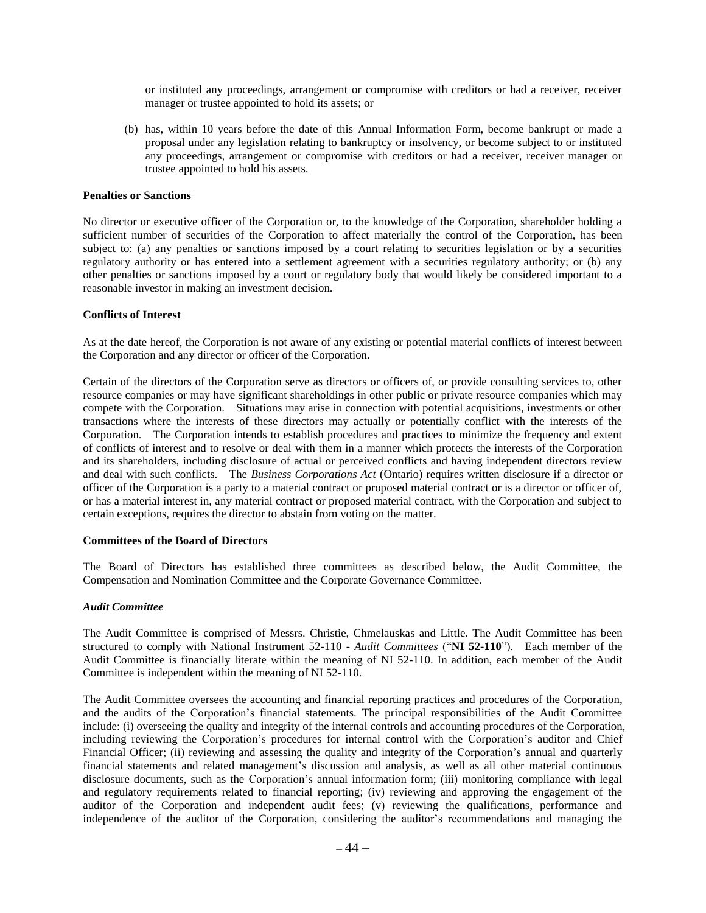or instituted any proceedings, arrangement or compromise with creditors or had a receiver, receiver manager or trustee appointed to hold its assets; or

(b) has, within 10 years before the date of this Annual Information Form, become bankrupt or made a proposal under any legislation relating to bankruptcy or insolvency, or become subject to or instituted any proceedings, arrangement or compromise with creditors or had a receiver, receiver manager or trustee appointed to hold his assets.

**Penalties or Sanctions**

No director or executive officer of the Corporation or, to the knowledge of the Corporation, shareholder holding a sufficient number of securities of the Corporation to affect materially the control of the Corporation, has been subject to: (a) any penalties or sanctions imposed by a court relating to securities legislation or by a securities regulatory authority or has entered into a settlement agreement with a securities regulatory authority; or (b) any other penalties or sanctions imposed by a court or regulatory body that would likely be considered important to a reasonable investor in making an investment decision.

**Conflicts of Interest**

As at the date hereof, the Corporation is not aware of any existing or potential material conflicts of interest between the Corporation and any director or officer of the Corporation.

Certain of the directors of the Corporation serve as directors or officers of, or provide consulting services to, other resource companies or may have significant shareholdings in other public or private resource companies which may compete with the Corporation. Situations may arise in connection with potential acquisitions, investments or other transactions where the interests of these directors may actually or potentially conflict with the interests of the Corporation. The Corporation intends to establish procedures and practices to minimize the frequency and extent of conflicts of interest and to resolve or deal with them in a manner which protects the interests of the Corporation and its shareholders, including disclosure of actual or perceived conflicts and having independent directors review and deal with such conflicts. The *Business Corporations Act* (Ontario) requires written disclosure if a director or officer of the Corporation is a party to a material contract or proposed material contract or is a director or officer of, or has a material interest in, any material contract or proposed material contract, with the Corporation and subject to certain exceptions, requires the director to abstain from voting on the matter.

**Committees of the Board of Directors**

The Board of Directors has established three committees as described below, the Audit Committee, the Compensation and Nomination Committee and the Corporate Governance Committee.

***Audit Committee***

The Audit Committee is comprised of Messrs. Christie, Chmelauskas and Little. The Audit Committee has been structured to comply with National Instrument 52-110 - *Audit Committees* ("**NI 52-110**"). Each member of the Audit Committee is financially literate within the meaning of NI 52-110. In addition, each member of the Audit Committee is independent within the meaning of NI 52-110.

The Audit Committee oversees the accounting and financial reporting practices and procedures of the Corporation, and the audits of the Corporation's financial statements. The principal responsibilities of the Audit Committee include: (i) overseeing the quality and integrity of the internal controls and accounting procedures of the Corporation, including reviewing the Corporation's procedures for internal control with the Corporation's auditor and Chief Financial Officer; (ii) reviewing and assessing the quality and integrity of the Corporation's annual and quarterly financial statements and related management's discussion and analysis, as well as all other material continuous disclosure documents, such as the Corporation's annual information form; (iii) monitoring compliance with legal and regulatory requirements related to financial reporting; (iv) reviewing and approving the engagement of the auditor of the Corporation and independent audit fees; (v) reviewing the qualifications, performance and independence of the auditor of the Corporation, considering the auditor's recommendations and managing the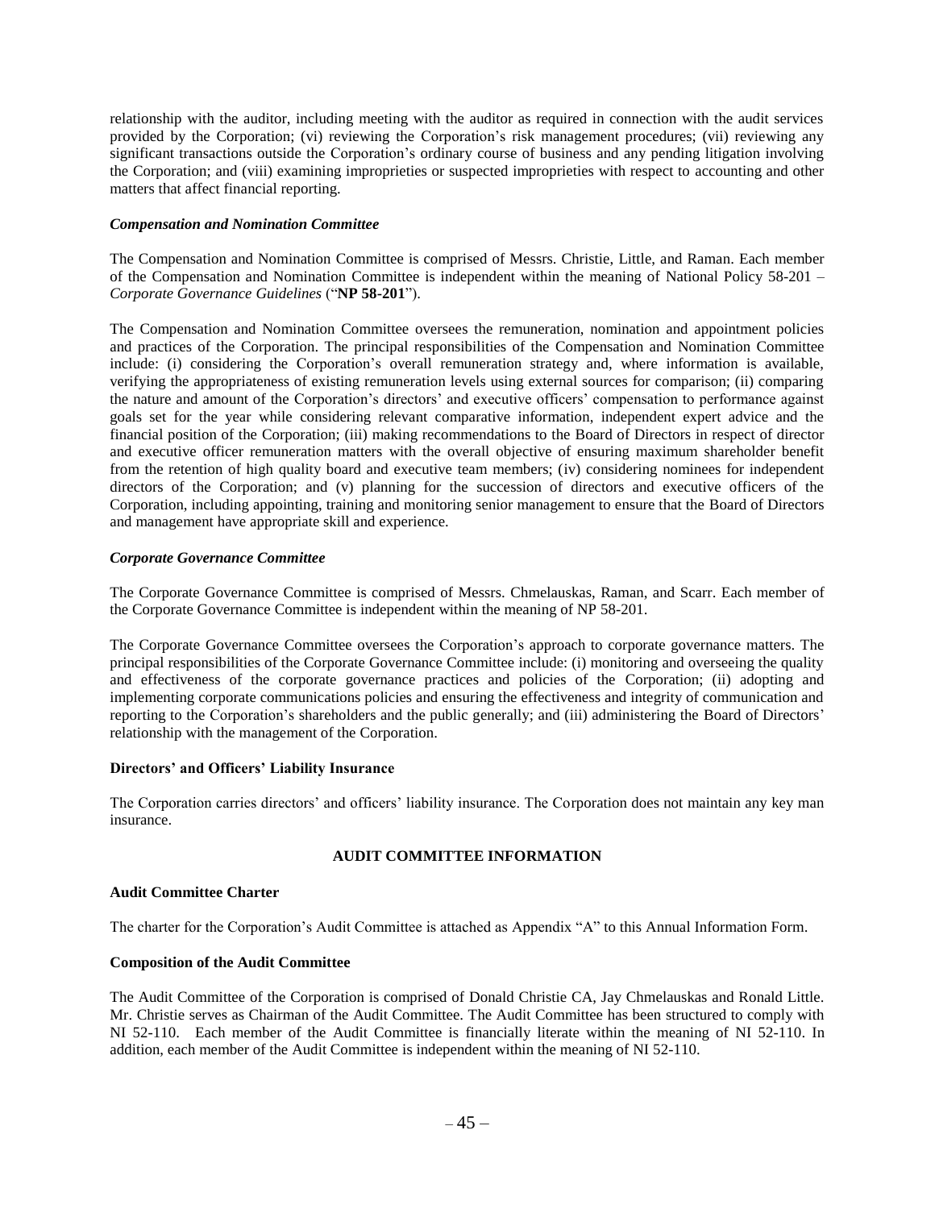relationship with the auditor, including meeting with the auditor as required in connection with the audit services provided by the Corporation; (vi) reviewing the Corporation's risk management procedures; (vii) reviewing any significant transactions outside the Corporation's ordinary course of business and any pending litigation involving the Corporation; and (viii) examining improprieties or suspected improprieties with respect to accounting and other matters that affect financial reporting.

***Compensation and Nomination Committee***

The Compensation and Nomination Committee is comprised of Messrs. Christie, Little, and Raman. Each member of the Compensation and Nomination Committee is independent within the meaning of National Policy 58-201 – *Corporate Governance Guidelines* ("**NP 58-201**").

The Compensation and Nomination Committee oversees the remuneration, nomination and appointment policies and practices of the Corporation. The principal responsibilities of the Compensation and Nomination Committee include: (i) considering the Corporation's overall remuneration strategy and, where information is available, verifying the appropriateness of existing remuneration levels using external sources for comparison; (ii) comparing the nature and amount of the Corporation's directors' and executive officers' compensation to performance against goals set for the year while considering relevant comparative information, independent expert advice and the financial position of the Corporation; (iii) making recommendations to the Board of Directors in respect of director and executive officer remuneration matters with the overall objective of ensuring maximum shareholder benefit from the retention of high quality board and executive team members; (iv) considering nominees for independent directors of the Corporation; and (v) planning for the succession of directors and executive officers of the Corporation, including appointing, training and monitoring senior management to ensure that the Board of Directors and management have appropriate skill and experience.

***Corporate Governance Committee***

The Corporate Governance Committee is comprised of Messrs. Chmelauskas, Raman, and Scarr. Each member of the Corporate Governance Committee is independent within the meaning of NP 58-201.

The Corporate Governance Committee oversees the Corporation's approach to corporate governance matters. The principal responsibilities of the Corporate Governance Committee include: (i) monitoring and overseeing the quality and effectiveness of the corporate governance practices and policies of the Corporation; (ii) adopting and implementing corporate communications policies and ensuring the effectiveness and integrity of communication and reporting to the Corporation's shareholders and the public generally; and (iii) administering the Board of Directors' relationship with the management of the Corporation.

**Directors' and Officers' Liability Insurance**

The Corporation carries directors' and officers' liability insurance. The Corporation does not maintain any key man insurance.

## AUDIT COMMITTEE INFORMATION

**Audit Committee Charter**

The charter for the Corporation's Audit Committee is attached as Appendix "A" to this Annual Information Form.

**Composition of the Audit Committee**

The Audit Committee of the Corporation is comprised of Donald Christie CA, Jay Chmelauskas and Ronald Little. Mr. Christie serves as Chairman of the Audit Committee. The Audit Committee has been structured to comply with NI 52-110. Each member of the Audit Committee is financially literate within the meaning of NI 52-110. In addition, each member of the Audit Committee is independent within the meaning of NI 52-110.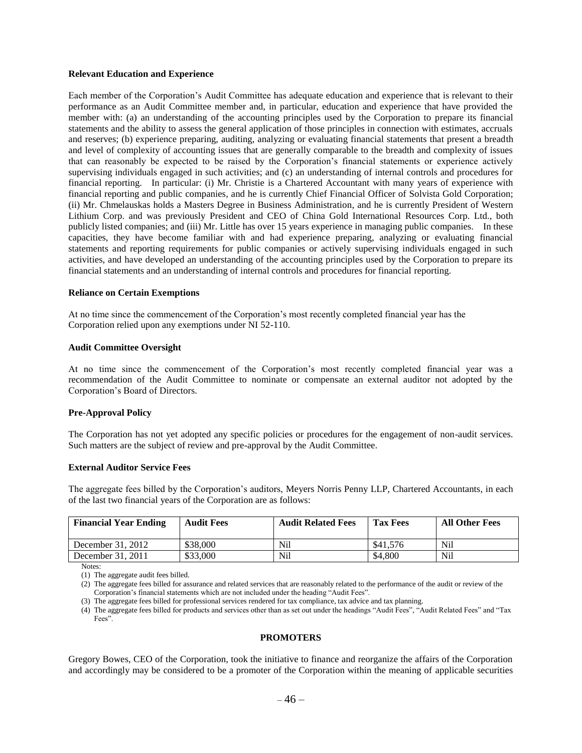**Relevant Education and Experience**

Each member of the Corporation's Audit Committee has adequate education and experience that is relevant to their performance as an Audit Committee member and, in particular, education and experience that have provided the member with: (a) an understanding of the accounting principles used by the Corporation to prepare its financial statements and the ability to assess the general application of those principles in connection with estimates, accruals and reserves; (b) experience preparing, auditing, analyzing or evaluating financial statements that present a breadth and level of complexity of accounting issues that are generally comparable to the breadth and complexity of issues that can reasonably be expected to be raised by the Corporation's financial statements or experience actively supervising individuals engaged in such activities; and (c) an understanding of internal controls and procedures for financial reporting. In particular: (i) Mr. Christie is a Chartered Accountant with many years of experience with financial reporting and public companies, and he is currently Chief Financial Officer of Solvista Gold Corporation; (ii) Mr. Chmelauskas holds a Masters Degree in Business Administration, and he is currently President of Western Lithium Corp. and was previously President and CEO of China Gold International Resources Corp. Ltd., both publicly listed companies; and (iii) Mr. Little has over 15 years experience in managing public companies. In these capacities, they have become familiar with and had experience preparing, analyzing or evaluating financial statements and reporting requirements for public companies or actively supervising individuals engaged in such activities, and have developed an understanding of the accounting principles used by the Corporation to prepare its financial statements and an understanding of internal controls and procedures for financial reporting.

**Reliance on Certain Exemptions**

At no time since the commencement of the Corporation's most recently completed financial year has the Corporation relied upon any exemptions under NI 52-110.

**Audit Committee Oversight**

At no time since the commencement of the Corporation's most recently completed financial year was a recommendation of the Audit Committee to nominate or compensate an external auditor not adopted by the Corporation's Board of Directors.

**Pre-Approval Policy**

The Corporation has not yet adopted any specific policies or procedures for the engagement of non-audit services. Such matters are the subject of review and pre-approval by the Audit Committee.

**External Auditor Service Fees**

The aggregate fees billed by the Corporation's auditors, Meyers Norris Penny LLP, Chartered Accountants, in each of the last two financial years of the Corporation are as follows:

| Financial Year Ending | Audit Fees | Audit Related Fees | Tax Fees | All Other Fees |
|---|---|---|---|---|
| December 31, 2012 | \$38,000 | Nil | \$41,576 | Nil |
| December 31, 2011 | \$33,000 | Nil | \$4,800 | Nil |

Notes:

(1) The aggregate audit fees billed.

(2) The aggregate fees billed for assurance and related services that are reasonably related to the performance of the audit or review of the Corporation's financial statements which are not included under the heading "Audit Fees".

(3) The aggregate fees billed for professional services rendered for tax compliance, tax advice and tax planning.

(4) The aggregate fees billed for products and services other than as set out under the headings "Audit Fees", "Audit Related Fees" and "Tax Fees".

## PROMOTERS

Gregory Bowes, CEO of the Corporation, took the initiative to finance and reorganize the affairs of the Corporation and accordingly may be considered to be a promoter of the Corporation within the meaning of applicable securities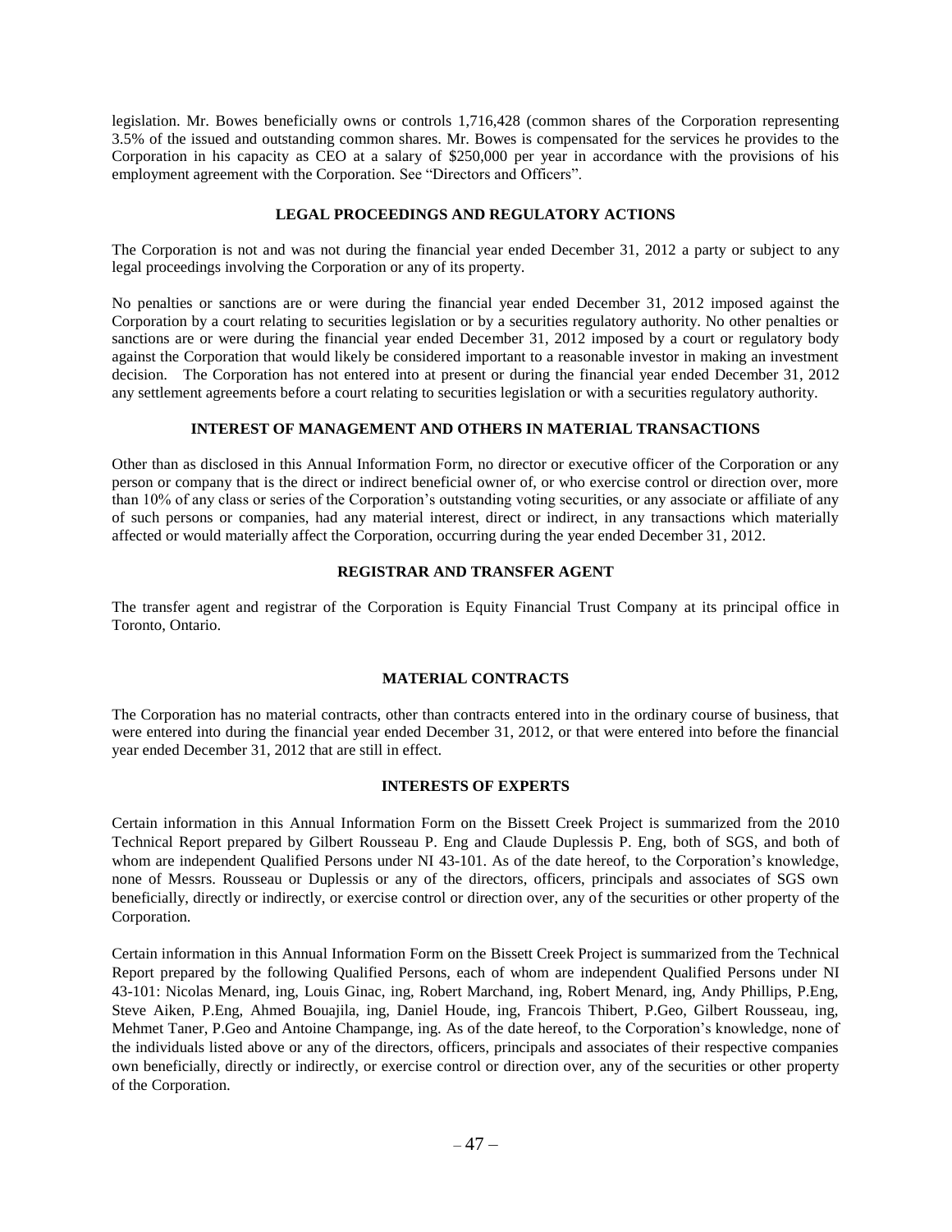legislation. Mr. Bowes beneficially owns or controls 1,716,428 (common shares of the Corporation representing 3.5% of the issued and outstanding common shares. Mr. Bowes is compensated for the services he provides to the Corporation in his capacity as CEO at a salary of $250,000 per year in accordance with the provisions of his employment agreement with the Corporation. See "Directors and Officers".

## LEGAL PROCEEDINGS AND REGULATORY ACTIONS

The Corporation is not and was not during the financial year ended December 31, 2012 a party or subject to any legal proceedings involving the Corporation or any of its property.

No penalties or sanctions are or were during the financial year ended December 31, 2012 imposed against the Corporation by a court relating to securities legislation or by a securities regulatory authority. No other penalties or sanctions are or were during the financial year ended December 31, 2012 imposed by a court or regulatory body against the Corporation that would likely be considered important to a reasonable investor in making an investment decision. The Corporation has not entered into at present or during the financial year ended December 31, 2012 any settlement agreements before a court relating to securities legislation or with a securities regulatory authority.

## INTEREST OF MANAGEMENT AND OTHERS IN MATERIAL TRANSACTIONS

Other than as disclosed in this Annual Information Form, no director or executive officer of the Corporation or any person or company that is the direct or indirect beneficial owner of, or who exercise control or direction over, more than 10% of any class or series of the Corporation's outstanding voting securities, or any associate or affiliate of any of such persons or companies, had any material interest, direct or indirect, in any transactions which materially affected or would materially affect the Corporation, occurring during the year ended December 31, 2012.

## REGISTRAR AND TRANSFER AGENT

The transfer agent and registrar of the Corporation is Equity Financial Trust Company at its principal office in Toronto, Ontario.

## MATERIAL CONTRACTS

The Corporation has no material contracts, other than contracts entered into in the ordinary course of business, that were entered into during the financial year ended December 31, 2012, or that were entered into before the financial year ended December 31, 2012 that are still in effect.

## INTERESTS OF EXPERTS

Certain information in this Annual Information Form on the Bissett Creek Project is summarized from the 2010 Technical Report prepared by Gilbert Rousseau P. Eng and Claude Duplessis P. Eng, both of SGS, and both of whom are independent Qualified Persons under NI 43-101. As of the date hereof, to the Corporation's knowledge, none of Messrs. Rousseau or Duplessis or any of the directors, officers, principals and associates of SGS own beneficially, directly or indirectly, or exercise control or direction over, any of the securities or other property of the Corporation.

Certain information in this Annual Information Form on the Bissett Creek Project is summarized from the Technical Report prepared by the following Qualified Persons, each of whom are independent Qualified Persons under NI 43-101: Nicolas Menard, ing, Louis Ginac, ing, Robert Marchand, ing, Robert Menard, ing, Andy Phillips, P.Eng, Steve Aiken, P.Eng, Ahmed Bouajila, ing, Daniel Houde, ing, Francois Thibert, P.Geo, Gilbert Rousseau, ing, Mehmet Taner, P.Geo and Antoine Champange, ing. As of the date hereof, to the Corporation's knowledge, none of the individuals listed above or any of the directors, officers, principals and associates of their respective companies own beneficially, directly or indirectly, or exercise control or direction over, any of the securities or other property of the Corporation.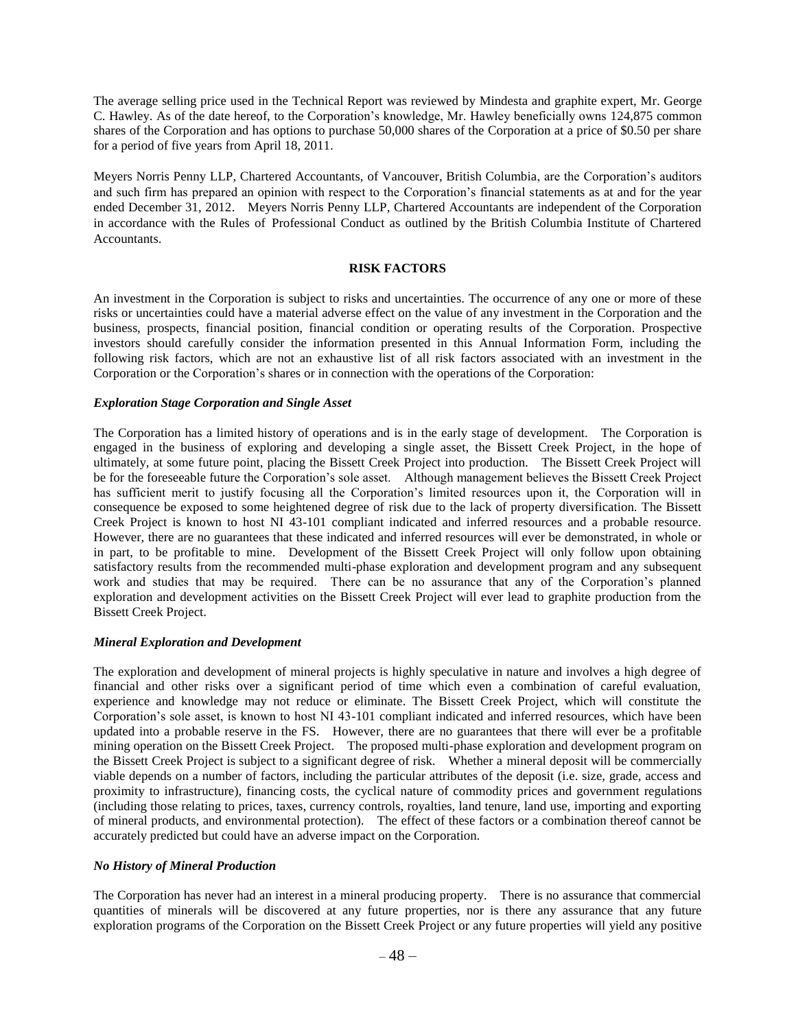The average selling price used in the Technical Report was reviewed by Mindesta and graphite expert, Mr. George C. Hawley. As of the date hereof, to the Corporation's knowledge, Mr. Hawley beneficially owns 124,875 common shares of the Corporation and has options to purchase 50,000 shares of the Corporation at a price of $0.50 per share for a period of five years from April 18, 2011.

Meyers Norris Penny LLP, Chartered Accountants, of Vancouver, British Columbia, are the Corporation's auditors and such firm has prepared an opinion with respect to the Corporation's financial statements as at and for the year ended December 31, 2012. Meyers Norris Penny LLP, Chartered Accountants are independent of the Corporation in accordance with the Rules of Professional Conduct as outlined by the British Columbia Institute of Chartered Accountants.

## RISK FACTORS

An investment in the Corporation is subject to risks and uncertainties. The occurrence of any one or more of these risks or uncertainties could have a material adverse effect on the value of any investment in the Corporation and the business, prospects, financial position, financial condition or operating results of the Corporation. Prospective investors should carefully consider the information presented in this Annual Information Form, including the following risk factors, which are not an exhaustive list of all risk factors associated with an investment in the Corporation or the Corporation's shares or in connection with the operations of the Corporation:

### *Exploration Stage Corporation and Single Asset*

The Corporation has a limited history of operations and is in the early stage of development. The Corporation is engaged in the business of exploring and developing a single asset, the Bissett Creek Project, in the hope of ultimately, at some future point, placing the Bissett Creek Project into production. The Bissett Creek Project will be for the foreseeable future the Corporation's sole asset. Although management believes the Bissett Creek Project has sufficient merit to justify focusing all the Corporation's limited resources upon it, the Corporation will in consequence be exposed to some heightened degree of risk due to the lack of property diversification. The Bissett Creek Project is known to host NI 43-101 compliant indicated and inferred resources and a probable resource. However, there are no guarantees that these indicated and inferred resources will ever be demonstrated, in whole or in part, to be profitable to mine. Development of the Bissett Creek Project will only follow upon obtaining satisfactory results from the recommended multi-phase exploration and development program and any subsequent work and studies that may be required. There can be no assurance that any of the Corporation's planned exploration and development activities on the Bissett Creek Project will ever lead to graphite production from the Bissett Creek Project.

### *Mineral Exploration and Development*

The exploration and development of mineral projects is highly speculative in nature and involves a high degree of financial and other risks over a significant period of time which even a combination of careful evaluation, experience and knowledge may not reduce or eliminate. The Bissett Creek Project, which will constitute the Corporation's sole asset, is known to host NI 43-101 compliant indicated and inferred resources, which have been updated into a probable reserve in the FS. However, there are no guarantees that there will ever be a profitable mining operation on the Bissett Creek Project. The proposed multi-phase exploration and development program on the Bissett Creek Project is subject to a significant degree of risk. Whether a mineral deposit will be commercially viable depends on a number of factors, including the particular attributes of the deposit (i.e. size, grade, access and proximity to infrastructure), financing costs, the cyclical nature of commodity prices and government regulations (including those relating to prices, taxes, currency controls, royalties, land tenure, land use, importing and exporting of mineral products, and environmental protection). The effect of these factors or a combination thereof cannot be accurately predicted but could have an adverse impact on the Corporation.

### *No History of Mineral Production*

The Corporation has never had an interest in a mineral producing property. There is no assurance that commercial quantities of minerals will be discovered at any future properties, nor is there any assurance that any future exploration programs of the Corporation on the Bissett Creek Project or any future properties will yield any positive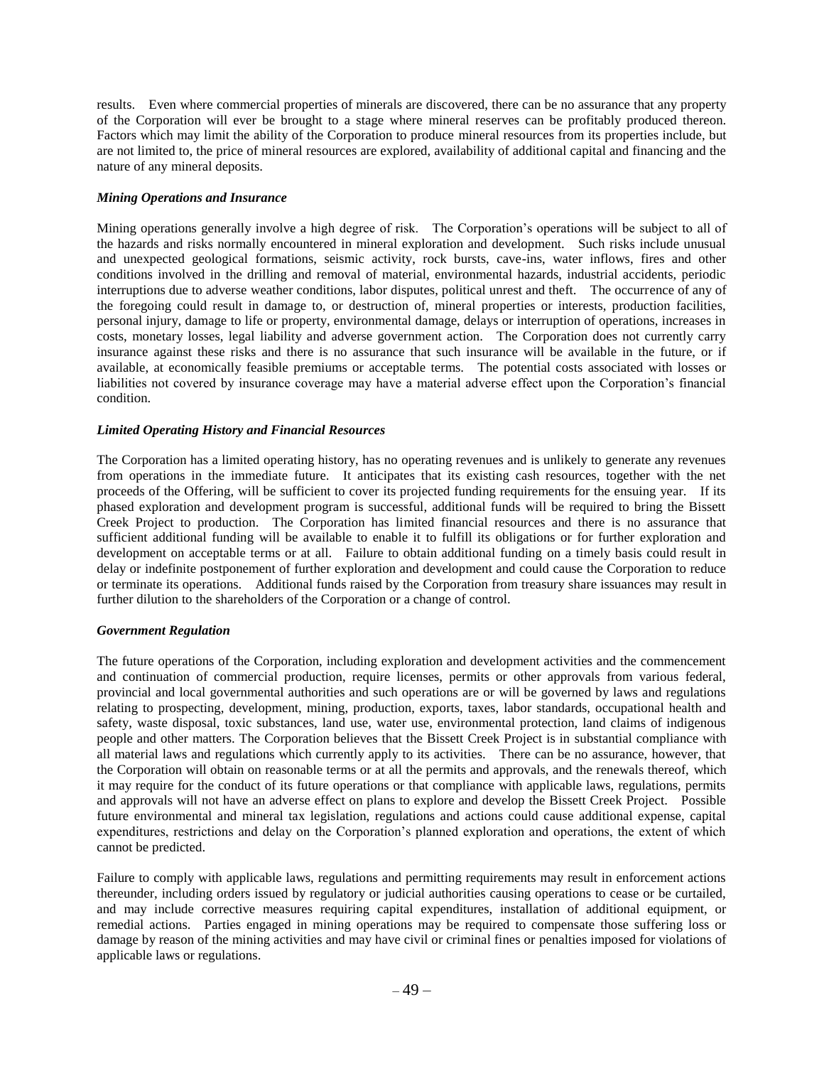results. Even where commercial properties of minerals are discovered, there can be no assurance that any property of the Corporation will ever be brought to a stage where mineral reserves can be profitably produced thereon. Factors which may limit the ability of the Corporation to produce mineral resources from its properties include, but are not limited to, the price of mineral resources are explored, availability of additional capital and financing and the nature of any mineral deposits.

***Mining Operations and Insurance***

Mining operations generally involve a high degree of risk. The Corporation's operations will be subject to all of the hazards and risks normally encountered in mineral exploration and development. Such risks include unusual and unexpected geological formations, seismic activity, rock bursts, cave-ins, water inflows, fires and other conditions involved in the drilling and removal of material, environmental hazards, industrial accidents, periodic interruptions due to adverse weather conditions, labor disputes, political unrest and theft. The occurrence of any of the foregoing could result in damage to, or destruction of, mineral properties or interests, production facilities, personal injury, damage to life or property, environmental damage, delays or interruption of operations, increases in costs, monetary losses, legal liability and adverse government action. The Corporation does not currently carry insurance against these risks and there is no assurance that such insurance will be available in the future, or if available, at economically feasible premiums or acceptable terms. The potential costs associated with losses or liabilities not covered by insurance coverage may have a material adverse effect upon the Corporation's financial condition.

***Limited Operating History and Financial Resources***

The Corporation has a limited operating history, has no operating revenues and is unlikely to generate any revenues from operations in the immediate future. It anticipates that its existing cash resources, together with the net proceeds of the Offering, will be sufficient to cover its projected funding requirements for the ensuing year. If its phased exploration and development program is successful, additional funds will be required to bring the Bissett Creek Project to production. The Corporation has limited financial resources and there is no assurance that sufficient additional funding will be available to enable it to fulfill its obligations or for further exploration and development on acceptable terms or at all. Failure to obtain additional funding on a timely basis could result in delay or indefinite postponement of further exploration and development and could cause the Corporation to reduce or terminate its operations. Additional funds raised by the Corporation from treasury share issuances may result in further dilution to the shareholders of the Corporation or a change of control.

***Government Regulation***

The future operations of the Corporation, including exploration and development activities and the commencement and continuation of commercial production, require licenses, permits or other approvals from various federal, provincial and local governmental authorities and such operations are or will be governed by laws and regulations relating to prospecting, development, mining, production, exports, taxes, labor standards, occupational health and safety, waste disposal, toxic substances, land use, water use, environmental protection, land claims of indigenous people and other matters. The Corporation believes that the Bissett Creek Project is in substantial compliance with all material laws and regulations which currently apply to its activities. There can be no assurance, however, that the Corporation will obtain on reasonable terms or at all the permits and approvals, and the renewals thereof, which it may require for the conduct of its future operations or that compliance with applicable laws, regulations, permits and approvals will not have an adverse effect on plans to explore and develop the Bissett Creek Project. Possible future environmental and mineral tax legislation, regulations and actions could cause additional expense, capital expenditures, restrictions and delay on the Corporation's planned exploration and operations, the extent of which cannot be predicted.

Failure to comply with applicable laws, regulations and permitting requirements may result in enforcement actions thereunder, including orders issued by regulatory or judicial authorities causing operations to cease or be curtailed, and may include corrective measures requiring capital expenditures, installation of additional equipment, or remedial actions. Parties engaged in mining operations may be required to compensate those suffering loss or damage by reason of the mining activities and may have civil or criminal fines or penalties imposed for violations of applicable laws or regulations.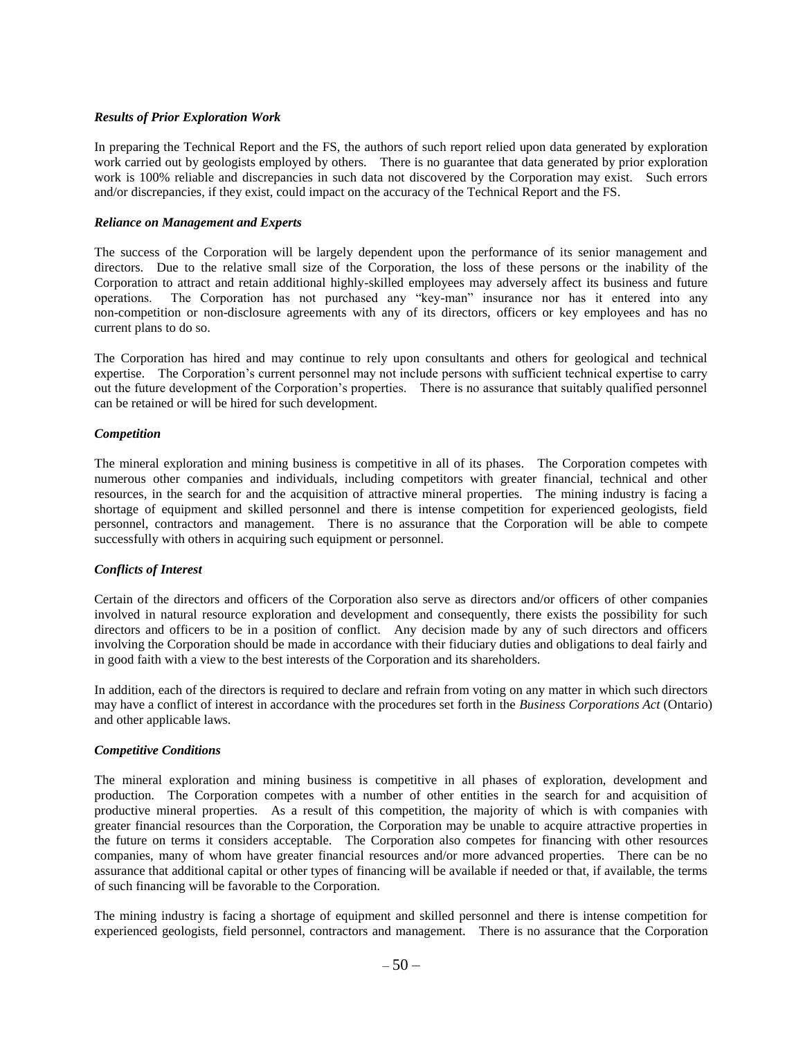***Results of Prior Exploration Work***

In preparing the Technical Report and the FS, the authors of such report relied upon data generated by exploration work carried out by geologists employed by others. There is no guarantee that data generated by prior exploration work is 100% reliable and discrepancies in such data not discovered by the Corporation may exist. Such errors and/or discrepancies, if they exist, could impact on the accuracy of the Technical Report and the FS.

***Reliance on Management and Experts***

The success of the Corporation will be largely dependent upon the performance of its senior management and directors. Due to the relative small size of the Corporation, the loss of these persons or the inability of the Corporation to attract and retain additional highly-skilled employees may adversely affect its business and future operations. The Corporation has not purchased any "key-man" insurance nor has it entered into any non-competition or non-disclosure agreements with any of its directors, officers or key employees and has no current plans to do so.

The Corporation has hired and may continue to rely upon consultants and others for geological and technical expertise. The Corporation's current personnel may not include persons with sufficient technical expertise to carry out the future development of the Corporation's properties. There is no assurance that suitably qualified personnel can be retained or will be hired for such development.

***Competition***

The mineral exploration and mining business is competitive in all of its phases. The Corporation competes with numerous other companies and individuals, including competitors with greater financial, technical and other resources, in the search for and the acquisition of attractive mineral properties. The mining industry is facing a shortage of equipment and skilled personnel and there is intense competition for experienced geologists, field personnel, contractors and management. There is no assurance that the Corporation will be able to compete successfully with others in acquiring such equipment or personnel.

***Conflicts of Interest***

Certain of the directors and officers of the Corporation also serve as directors and/or officers of other companies involved in natural resource exploration and development and consequently, there exists the possibility for such directors and officers to be in a position of conflict. Any decision made by any of such directors and officers involving the Corporation should be made in accordance with their fiduciary duties and obligations to deal fairly and in good faith with a view to the best interests of the Corporation and its shareholders.

In addition, each of the directors is required to declare and refrain from voting on any matter in which such directors may have a conflict of interest in accordance with the procedures set forth in the *Business Corporations Act* (Ontario) and other applicable laws.

***Competitive Conditions***

The mineral exploration and mining business is competitive in all phases of exploration, development and production. The Corporation competes with a number of other entities in the search for and acquisition of productive mineral properties. As a result of this competition, the majority of which is with companies with greater financial resources than the Corporation, the Corporation may be unable to acquire attractive properties in the future on terms it considers acceptable. The Corporation also competes for financing with other resources companies, many of whom have greater financial resources and/or more advanced properties. There can be no assurance that additional capital or other types of financing will be available if needed or that, if available, the terms of such financing will be favorable to the Corporation.

The mining industry is facing a shortage of equipment and skilled personnel and there is intense competition for experienced geologists, field personnel, contractors and management. There is no assurance that the Corporation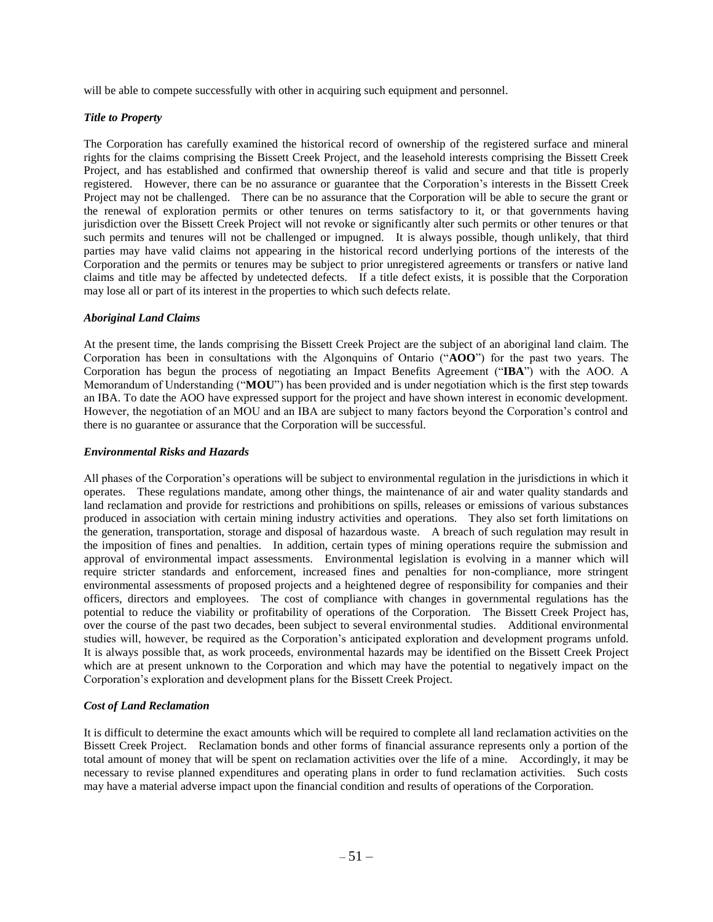will be able to compete successfully with other in acquiring such equipment and personnel.

### *Title to Property*

The Corporation has carefully examined the historical record of ownership of the registered surface and mineral rights for the claims comprising the Bissett Creek Project, and the leasehold interests comprising the Bissett Creek Project, and has established and confirmed that ownership thereof is valid and secure and that title is properly registered. However, there can be no assurance or guarantee that the Corporation's interests in the Bissett Creek Project may not be challenged. There can be no assurance that the Corporation will be able to secure the grant or the renewal of exploration permits or other tenures on terms satisfactory to it, or that governments having jurisdiction over the Bissett Creek Project will not revoke or significantly alter such permits or other tenures or that such permits and tenures will not be challenged or impugned. It is always possible, though unlikely, that third parties may have valid claims not appearing in the historical record underlying portions of the interests of the Corporation and the permits or tenures may be subject to prior unregistered agreements or transfers or native land claims and title may be affected by undetected defects. If a title defect exists, it is possible that the Corporation may lose all or part of its interest in the properties to which such defects relate.

### *Aboriginal Land Claims*

At the present time, the lands comprising the Bissett Creek Project are the subject of an aboriginal land claim. The Corporation has been in consultations with the Algonquins of Ontario ("**AOO**") for the past two years. The Corporation has begun the process of negotiating an Impact Benefits Agreement ("**IBA**") with the AOO. A Memorandum of Understanding ("**MOU**") has been provided and is under negotiation which is the first step towards an IBA. To date the AOO have expressed support for the project and have shown interest in economic development. However, the negotiation of an MOU and an IBA are subject to many factors beyond the Corporation's control and there is no guarantee or assurance that the Corporation will be successful.

### *Environmental Risks and Hazards*

All phases of the Corporation's operations will be subject to environmental regulation in the jurisdictions in which it operates. These regulations mandate, among other things, the maintenance of air and water quality standards and land reclamation and provide for restrictions and prohibitions on spills, releases or emissions of various substances produced in association with certain mining industry activities and operations. They also set forth limitations on the generation, transportation, storage and disposal of hazardous waste. A breach of such regulation may result in the imposition of fines and penalties. In addition, certain types of mining operations require the submission and approval of environmental impact assessments. Environmental legislation is evolving in a manner which will require stricter standards and enforcement, increased fines and penalties for non-compliance, more stringent environmental assessments of proposed projects and a heightened degree of responsibility for companies and their officers, directors and employees. The cost of compliance with changes in governmental regulations has the potential to reduce the viability or profitability of operations of the Corporation. The Bissett Creek Project has, over the course of the past two decades, been subject to several environmental studies. Additional environmental studies will, however, be required as the Corporation's anticipated exploration and development programs unfold. It is always possible that, as work proceeds, environmental hazards may be identified on the Bissett Creek Project which are at present unknown to the Corporation and which may have the potential to negatively impact on the Corporation's exploration and development plans for the Bissett Creek Project.

### *Cost of Land Reclamation*

It is difficult to determine the exact amounts which will be required to complete all land reclamation activities on the Bissett Creek Project. Reclamation bonds and other forms of financial assurance represents only a portion of the total amount of money that will be spent on reclamation activities over the life of a mine. Accordingly, it may be necessary to revise planned expenditures and operating plans in order to fund reclamation activities. Such costs may have a material adverse impact upon the financial condition and results of operations of the Corporation.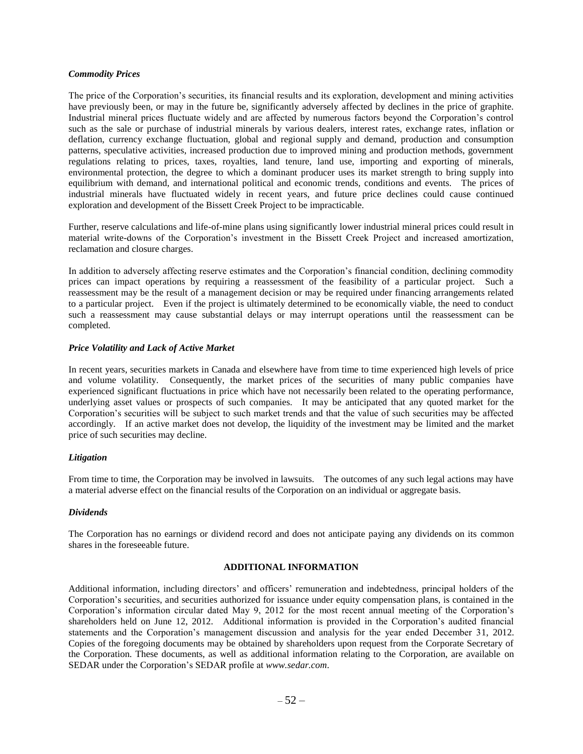***Commodity Prices***

The price of the Corporation's securities, its financial results and its exploration, development and mining activities have previously been, or may in the future be, significantly adversely affected by declines in the price of graphite. Industrial mineral prices fluctuate widely and are affected by numerous factors beyond the Corporation's control such as the sale or purchase of industrial minerals by various dealers, interest rates, exchange rates, inflation or deflation, currency exchange fluctuation, global and regional supply and demand, production and consumption patterns, speculative activities, increased production due to improved mining and production methods, government regulations relating to prices, taxes, royalties, land tenure, land use, importing and exporting of minerals, environmental protection, the degree to which a dominant producer uses its market strength to bring supply into equilibrium with demand, and international political and economic trends, conditions and events. The prices of industrial minerals have fluctuated widely in recent years, and future price declines could cause continued exploration and development of the Bissett Creek Project to be impracticable.

Further, reserve calculations and life-of-mine plans using significantly lower industrial mineral prices could result in material write-downs of the Corporation's investment in the Bissett Creek Project and increased amortization, reclamation and closure charges.

In addition to adversely affecting reserve estimates and the Corporation's financial condition, declining commodity prices can impact operations by requiring a reassessment of the feasibility of a particular project. Such a reassessment may be the result of a management decision or may be required under financing arrangements related to a particular project. Even if the project is ultimately determined to be economically viable, the need to conduct such a reassessment may cause substantial delays or may interrupt operations until the reassessment can be completed.

***Price Volatility and Lack of Active Market***

In recent years, securities markets in Canada and elsewhere have from time to time experienced high levels of price and volume volatility. Consequently, the market prices of the securities of many public companies have experienced significant fluctuations in price which have not necessarily been related to the operating performance, underlying asset values or prospects of such companies. It may be anticipated that any quoted market for the Corporation's securities will be subject to such market trends and that the value of such securities may be affected accordingly. If an active market does not develop, the liquidity of the investment may be limited and the market price of such securities may decline.

***Litigation***

From time to time, the Corporation may be involved in lawsuits. The outcomes of any such legal actions may have a material adverse effect on the financial results of the Corporation on an individual or aggregate basis.

***Dividends***

The Corporation has no earnings or dividend record and does not anticipate paying any dividends on its common shares in the foreseeable future.

## ADDITIONAL INFORMATION

Additional information, including directors' and officers' remuneration and indebtedness, principal holders of the Corporation's securities, and securities authorized for issuance under equity compensation plans, is contained in the Corporation's information circular dated May 9, 2012 for the most recent annual meeting of the Corporation's shareholders held on June 12, 2012. Additional information is provided in the Corporation's audited financial statements and the Corporation's management discussion and analysis for the year ended December 31, 2012. Copies of the foregoing documents may be obtained by shareholders upon request from the Corporate Secretary of the Corporation. These documents, as well as additional information relating to the Corporation, are available on SEDAR under the Corporation's SEDAR profile at *www.sedar.com*.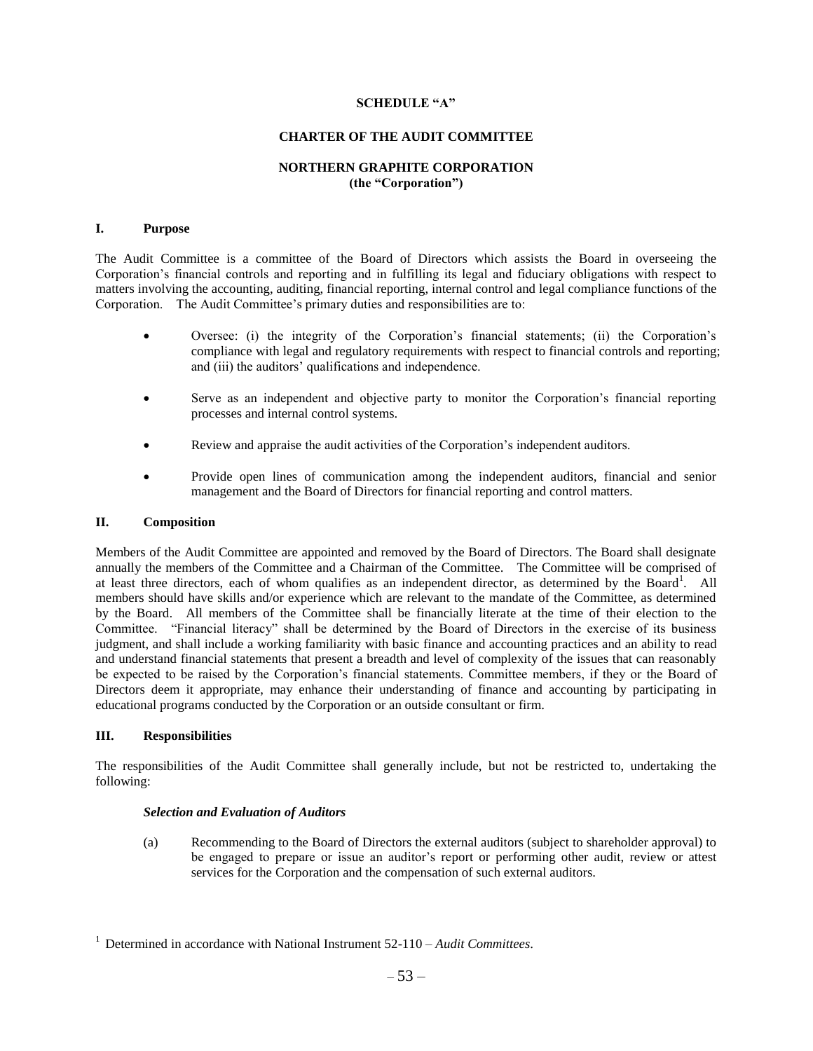**SCHEDULE "A"**

**CHARTER OF THE AUDIT COMMITTEE**

**NORTHERN GRAPHITE CORPORATION**
**(the "Corporation")**

## I. Purpose

The Audit Committee is a committee of the Board of Directors which assists the Board in overseeing the Corporation's financial controls and reporting and in fulfilling its legal and fiduciary obligations with respect to matters involving the accounting, auditing, financial reporting, internal control and legal compliance functions of the Corporation. The Audit Committee's primary duties and responsibilities are to:

- Oversee: (i) the integrity of the Corporation's financial statements; (ii) the Corporation's compliance with legal and regulatory requirements with respect to financial controls and reporting; and (iii) the auditors' qualifications and independence.
- Serve as an independent and objective party to monitor the Corporation's financial reporting processes and internal control systems.
- Review and appraise the audit activities of the Corporation's independent auditors.
- Provide open lines of communication among the independent auditors, financial and senior management and the Board of Directors for financial reporting and control matters.

## II. Composition

Members of the Audit Committee are appointed and removed by the Board of Directors. The Board shall designate annually the members of the Committee and a Chairman of the Committee. The Committee will be comprised of at least three directors, each of whom qualifies as an independent director, as determined by the Board[1]. All members should have skills and/or experience which are relevant to the mandate of the Committee, as determined by the Board. All members of the Committee shall be financially literate at the time of their election to the Committee. "Financial literacy" shall be determined by the Board of Directors in the exercise of its business judgment, and shall include a working familiarity with basic finance and accounting practices and an ability to read and understand financial statements that present a breadth and level of complexity of the issues that can reasonably be expected to be raised by the Corporation's financial statements. Committee members, if they or the Board of Directors deem it appropriate, may enhance their understanding of finance and accounting by participating in educational programs conducted by the Corporation or an outside consultant or firm.

## III. Responsibilities

The responsibilities of the Audit Committee shall generally include, but not be restricted to, undertaking the following:

***Selection and Evaluation of Auditors***

(a) Recommending to the Board of Directors the external auditors (subject to shareholder approval) to be engaged to prepare or issue an auditor's report or performing other audit, review or attest services for the Corporation and the compensation of such external auditors.

[1] Determined in accordance with National Instrument 52-110 – *Audit Committees*.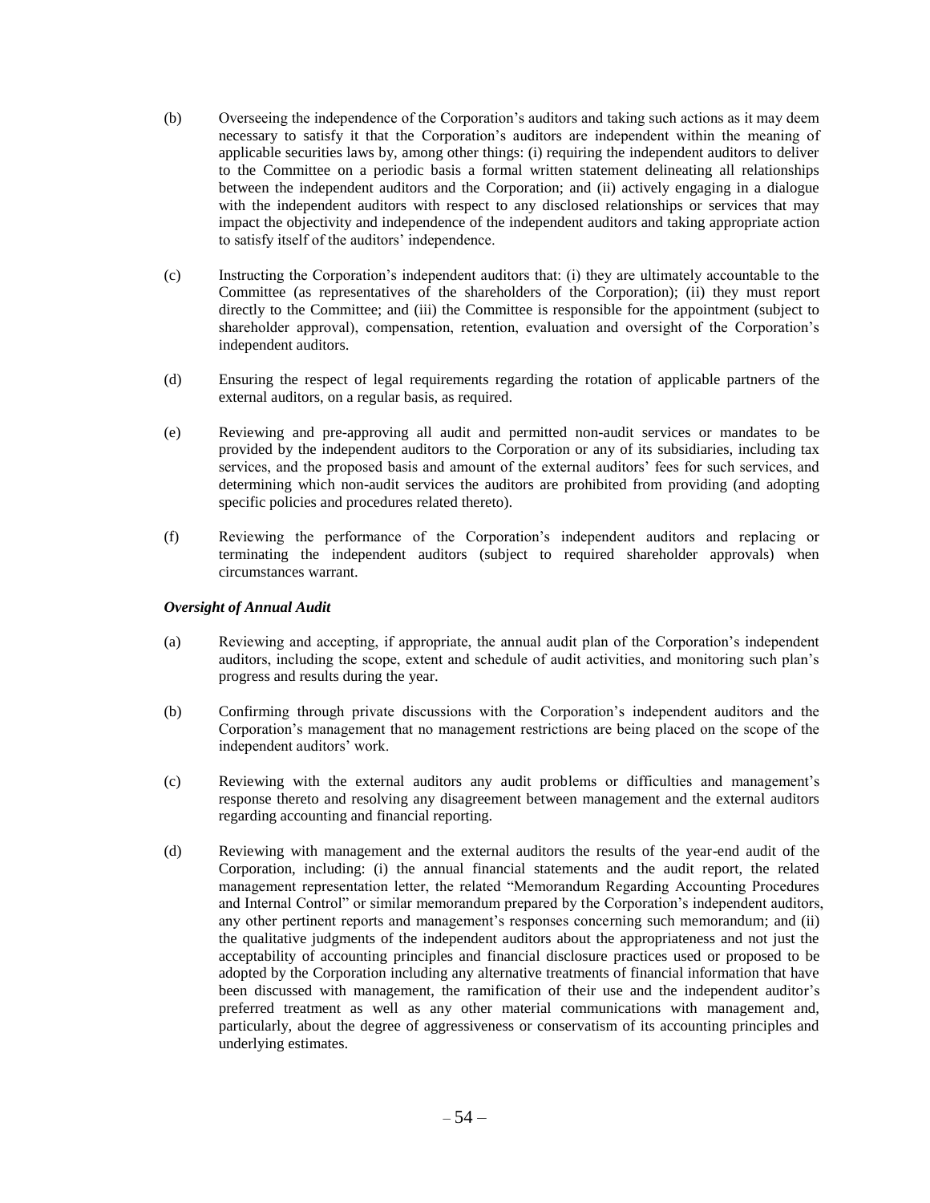(b) Overseeing the independence of the Corporation's auditors and taking such actions as it may deem necessary to satisfy it that the Corporation's auditors are independent within the meaning of applicable securities laws by, among other things: (i) requiring the independent auditors to deliver to the Committee on a periodic basis a formal written statement delineating all relationships between the independent auditors and the Corporation; and (ii) actively engaging in a dialogue with the independent auditors with respect to any disclosed relationships or services that may impact the objectivity and independence of the independent auditors and taking appropriate action to satisfy itself of the auditors' independence.

(c) Instructing the Corporation's independent auditors that: (i) they are ultimately accountable to the Committee (as representatives of the shareholders of the Corporation); (ii) they must report directly to the Committee; and (iii) the Committee is responsible for the appointment (subject to shareholder approval), compensation, retention, evaluation and oversight of the Corporation's independent auditors.

(d) Ensuring the respect of legal requirements regarding the rotation of applicable partners of the external auditors, on a regular basis, as required.

(e) Reviewing and pre-approving all audit and permitted non-audit services or mandates to be provided by the independent auditors to the Corporation or any of its subsidiaries, including tax services, and the proposed basis and amount of the external auditors' fees for such services, and determining which non-audit services the auditors are prohibited from providing (and adopting specific policies and procedures related thereto).

(f) Reviewing the performance of the Corporation's independent auditors and replacing or terminating the independent auditors (subject to required shareholder approvals) when circumstances warrant.

***Oversight of Annual Audit***

(a) Reviewing and accepting, if appropriate, the annual audit plan of the Corporation's independent auditors, including the scope, extent and schedule of audit activities, and monitoring such plan's progress and results during the year.

(b) Confirming through private discussions with the Corporation's independent auditors and the Corporation's management that no management restrictions are being placed on the scope of the independent auditors' work.

(c) Reviewing with the external auditors any audit problems or difficulties and management's response thereto and resolving any disagreement between management and the external auditors regarding accounting and financial reporting.

(d) Reviewing with management and the external auditors the results of the year-end audit of the Corporation, including: (i) the annual financial statements and the audit report, the related management representation letter, the related "Memorandum Regarding Accounting Procedures and Internal Control" or similar memorandum prepared by the Corporation's independent auditors, any other pertinent reports and management's responses concerning such memorandum; and (ii) the qualitative judgments of the independent auditors about the appropriateness and not just the acceptability of accounting principles and financial disclosure practices used or proposed to be adopted by the Corporation including any alternative treatments of financial information that have been discussed with management, the ramification of their use and the independent auditor's preferred treatment as well as any other material communications with management and, particularly, about the degree of aggressiveness or conservatism of its accounting principles and underlying estimates.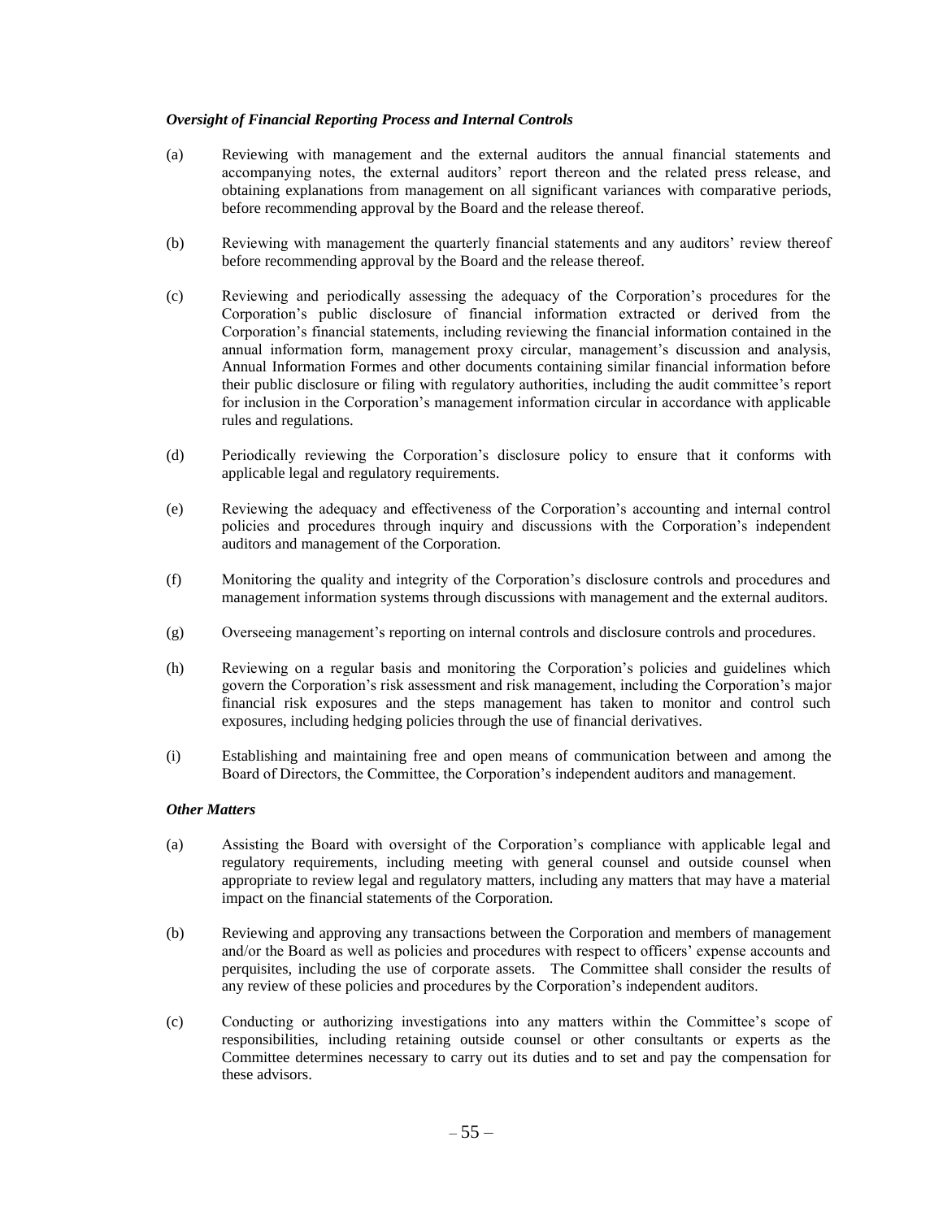***Oversight of Financial Reporting Process and Internal Controls***

(a) Reviewing with management and the external auditors the annual financial statements and accompanying notes, the external auditors' report thereon and the related press release, and obtaining explanations from management on all significant variances with comparative periods, before recommending approval by the Board and the release thereof.

(b) Reviewing with management the quarterly financial statements and any auditors' review thereof before recommending approval by the Board and the release thereof.

(c) Reviewing and periodically assessing the adequacy of the Corporation's procedures for the Corporation's public disclosure of financial information extracted or derived from the Corporation's financial statements, including reviewing the financial information contained in the annual information form, management proxy circular, management's discussion and analysis, Annual Information Formes and other documents containing similar financial information before their public disclosure or filing with regulatory authorities, including the audit committee's report for inclusion in the Corporation's management information circular in accordance with applicable rules and regulations.

(d) Periodically reviewing the Corporation's disclosure policy to ensure that it conforms with applicable legal and regulatory requirements.

(e) Reviewing the adequacy and effectiveness of the Corporation's accounting and internal control policies and procedures through inquiry and discussions with the Corporation's independent auditors and management of the Corporation.

(f) Monitoring the quality and integrity of the Corporation's disclosure controls and procedures and management information systems through discussions with management and the external auditors.

(g) Overseeing management's reporting on internal controls and disclosure controls and procedures.

(h) Reviewing on a regular basis and monitoring the Corporation's policies and guidelines which govern the Corporation's risk assessment and risk management, including the Corporation's major financial risk exposures and the steps management has taken to monitor and control such exposures, including hedging policies through the use of financial derivatives.

(i) Establishing and maintaining free and open means of communication between and among the Board of Directors, the Committee, the Corporation's independent auditors and management.

***Other Matters***

(a) Assisting the Board with oversight of the Corporation's compliance with applicable legal and regulatory requirements, including meeting with general counsel and outside counsel when appropriate to review legal and regulatory matters, including any matters that may have a material impact on the financial statements of the Corporation.

(b) Reviewing and approving any transactions between the Corporation and members of management and/or the Board as well as policies and procedures with respect to officers' expense accounts and perquisites, including the use of corporate assets. The Committee shall consider the results of any review of these policies and procedures by the Corporation's independent auditors.

(c) Conducting or authorizing investigations into any matters within the Committee's scope of responsibilities, including retaining outside counsel or other consultants or experts as the Committee determines necessary to carry out its duties and to set and pay the compensation for these advisors.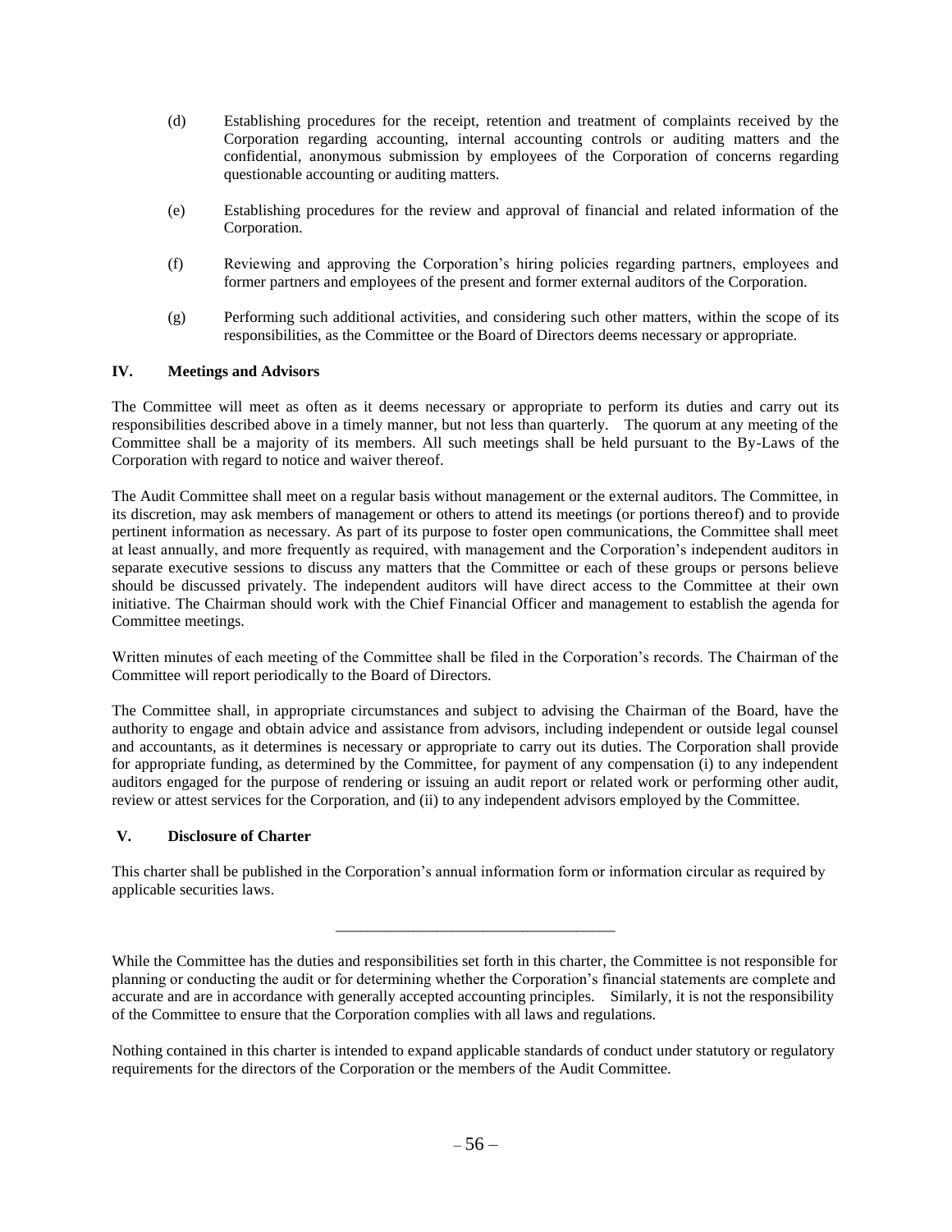(d) Establishing procedures for the receipt, retention and treatment of complaints received by the Corporation regarding accounting, internal accounting controls or auditing matters and the confidential, anonymous submission by employees of the Corporation of concerns regarding questionable accounting or auditing matters.

(e) Establishing procedures for the review and approval of financial and related information of the Corporation.

(f) Reviewing and approving the Corporation's hiring policies regarding partners, employees and former partners and employees of the present and former external auditors of the Corporation.

(g) Performing such additional activities, and considering such other matters, within the scope of its responsibilities, as the Committee or the Board of Directors deems necessary or appropriate.

**IV. Meetings and Advisors**

The Committee will meet as often as it deems necessary or appropriate to perform its duties and carry out its responsibilities described above in a timely manner, but not less than quarterly. The quorum at any meeting of the Committee shall be a majority of its members. All such meetings shall be held pursuant to the By-Laws of the Corporation with regard to notice and waiver thereof.

The Audit Committee shall meet on a regular basis without management or the external auditors. The Committee, in its discretion, may ask members of management or others to attend its meetings (or portions thereof) and to provide pertinent information as necessary. As part of its purpose to foster open communications, the Committee shall meet at least annually, and more frequently as required, with management and the Corporation's independent auditors in separate executive sessions to discuss any matters that the Committee or each of these groups or persons believe should be discussed privately. The independent auditors will have direct access to the Committee at their own initiative. The Chairman should work with the Chief Financial Officer and management to establish the agenda for Committee meetings.

Written minutes of each meeting of the Committee shall be filed in the Corporation's records. The Chairman of the Committee will report periodically to the Board of Directors.

The Committee shall, in appropriate circumstances and subject to advising the Chairman of the Board, have the authority to engage and obtain advice and assistance from advisors, including independent or outside legal counsel and accountants, as it determines is necessary or appropriate to carry out its duties. The Corporation shall provide for appropriate funding, as determined by the Committee, for payment of any compensation (i) to any independent auditors engaged for the purpose of rendering or issuing an audit report or related work or performing other audit, review or attest services for the Corporation, and (ii) to any independent advisors employed by the Committee.

**V. Disclosure of Charter**

This charter shall be published in the Corporation's annual information form or information circular as required by applicable securities laws.

---

While the Committee has the duties and responsibilities set forth in this charter, the Committee is not responsible for planning or conducting the audit or for determining whether the Corporation's financial statements are complete and accurate and are in accordance with generally accepted accounting principles. Similarly, it is not the responsibility of the Committee to ensure that the Corporation complies with all laws and regulations.

Nothing contained in this charter is intended to expand applicable standards of conduct under statutory or regulatory requirements for the directors of the Corporation or the members of the Audit Committee.